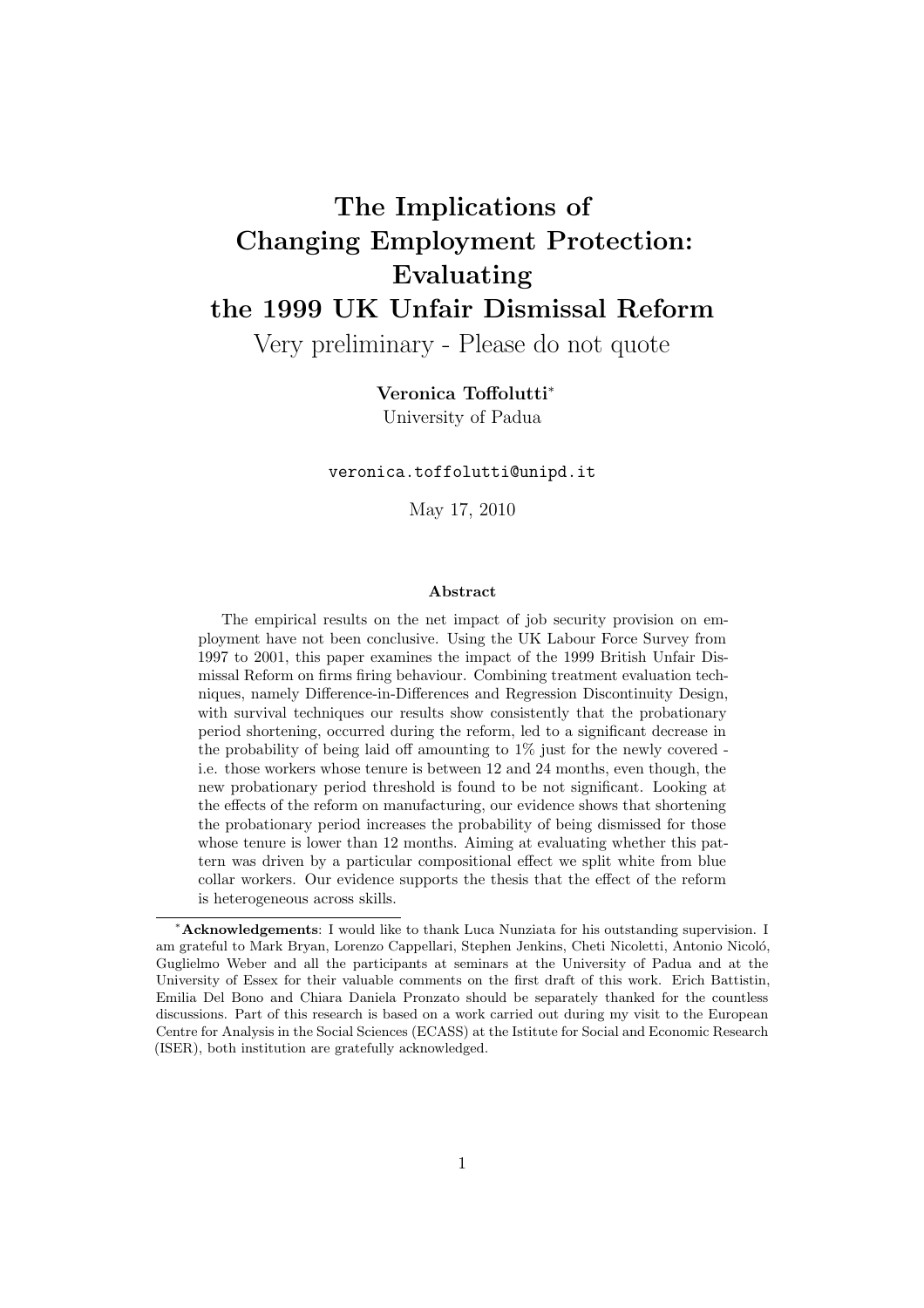# The Implications of Changing Employment Protection: Evaluating the 1999 UK Unfair Dismissal Reform

Very preliminary - Please do not quote

**Veronica Toffolutti**[*]
University of Padua

veronica.toffolutti@unipd.it

May 17, 2010

### Abstract

The empirical results on the net impact of job security provision on employment have not been conclusive. Using the UK Labour Force Survey from 1997 to 2001, this paper examines the impact of the 1999 British Unfair Dismissal Reform on firms firing behaviour. Combining treatment evaluation techniques, namely Difference-in-Differences and Regression Discontinuity Design, with survival techniques our results show consistently that the probationary period shortening, occurred during the reform, led to a significant decrease in the probability of being laid off amounting to 1% just for the newly covered - i.e. those workers whose tenure is between 12 and 24 months, even though, the new probationary period threshold is found to be not significant. Looking at the effects of the reform on manufacturing, our evidence shows that shortening the probationary period increases the probability of being dismissed for those whose tenure is lower than 12 months. Aiming at evaluating whether this pattern was driven by a particular compositional effect we split white from blue collar workers. Our evidence supports the thesis that the effect of the reform is heterogeneous across skills.

---

[*]**Acknowledgements**: I would like to thank Luca Nunziata for his outstanding supervision. I am grateful to Mark Bryan, Lorenzo Cappellari, Stephen Jenkins, Cheti Nicoletti, Antonio Nicoló, Guglielmo Weber and all the participants at seminars at the University of Padua and at the University of Essex for their valuable comments on the first draft of this work. Erich Battistin, Emilia Del Bono and Chiara Daniela Pronzato should be separately thanked for the countless discussions. Part of this research is based on a work carried out during my visit to the European Centre for Analysis in the Social Sciences (ECASS) at the Istitute for Social and Economic Research (ISER), both institution are gratefully acknowledged.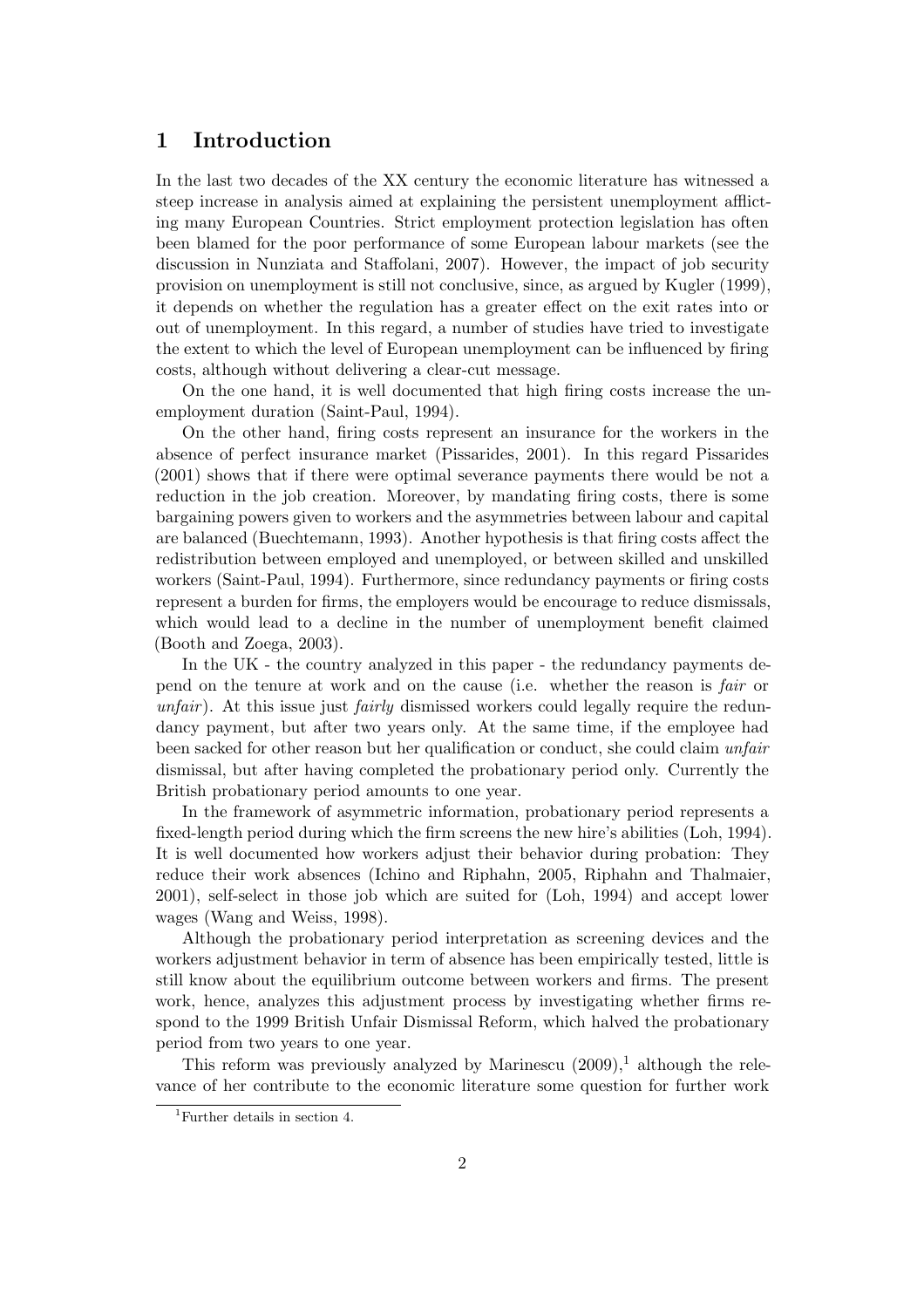# 1 Introduction

In the last two decades of the XX century the economic literature has witnessed a steep increase in analysis aimed at explaining the persistent unemployment afflicting many European Countries. Strict employment protection legislation has often been blamed for the poor performance of some European labour markets (see the discussion in Nunziata and Staffolani, 2007). However, the impact of job security provision on unemployment is still not conclusive, since, as argued by Kugler (1999), it depends on whether the regulation has a greater effect on the exit rates into or out of unemployment. In this regard, a number of studies have tried to investigate the extent to which the level of European unemployment can be influenced by firing costs, although without delivering a clear-cut message.

On the one hand, it is well documented that high firing costs increase the unemployment duration (Saint-Paul, 1994).

On the other hand, firing costs represent an insurance for the workers in the absence of perfect insurance market (Pissarides, 2001). In this regard Pissarides (2001) shows that if there were optimal severance payments there would be not a reduction in the job creation. Moreover, by mandating firing costs, there is some bargaining powers given to workers and the asymmetries between labour and capital are balanced (Buechtemann, 1993). Another hypothesis is that firing costs affect the redistribution between employed and unemployed, or between skilled and unskilled workers (Saint-Paul, 1994). Furthermore, since redundancy payments or firing costs represent a burden for firms, the employers would be encourage to reduce dismissals, which would lead to a decline in the number of unemployment benefit claimed (Booth and Zoega, 2003).

In the UK - the country analyzed in this paper - the redundancy payments depend on the tenure at work and on the cause (i.e. whether the reason is *fair* or *unfair*). At this issue just *fairly* dismissed workers could legally require the redundancy payment, but after two years only. At the same time, if the employee had been sacked for other reason but her qualification or conduct, she could claim *unfair* dismissal, but after having completed the probationary period only. Currently the British probationary period amounts to one year.

In the framework of asymmetric information, probationary period represents a fixed-length period during which the firm screens the new hire's abilities (Loh, 1994). It is well documented how workers adjust their behavior during probation: They reduce their work absences (Ichino and Riphahn, 2005, Riphahn and Thalmaier, 2001), self-select in those job which are suited for (Loh, 1994) and accept lower wages (Wang and Weiss, 1998).

Although the probationary period interpretation as screening devices and the workers adjustment behavior in term of absence has been empirically tested, little is still know about the equilibrium outcome between workers and firms. The present work, hence, analyzes this adjustment process by investigating whether firms respond to the 1999 British Unfair Dismissal Reform, which halved the probationary period from two years to one year.

This reform was previously analyzed by Marinescu (2009),[1] although the relevance of her contribute to the economic literature some question for further work

[1] Further details in section 4.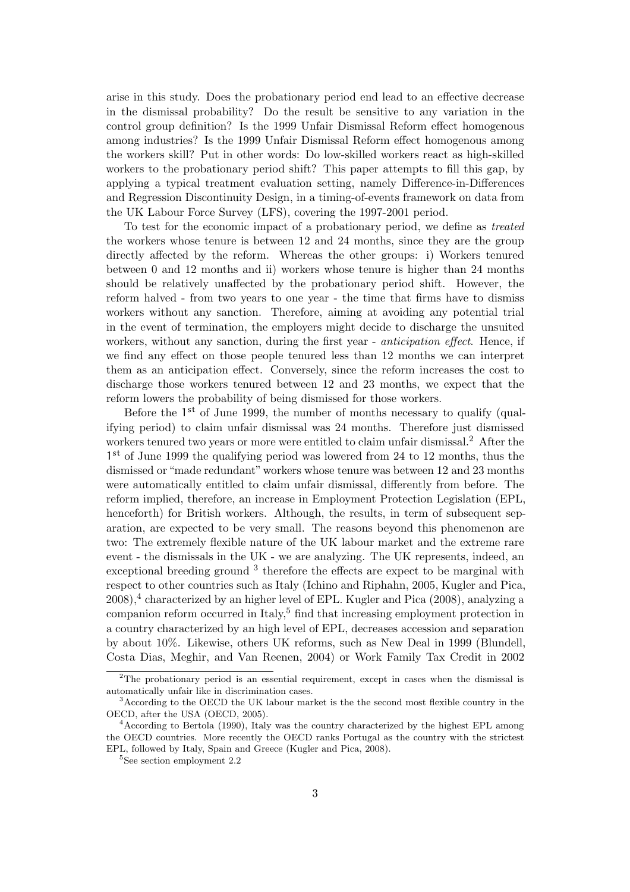arise in this study. Does the probationary period end lead to an effective decrease in the dismissal probability? Do the result be sensitive to any variation in the control group definition? Is the 1999 Unfair Dismissal Reform effect homogenous among industries? Is the 1999 Unfair Dismissal Reform effect homogenous among the workers skill? Put in other words: Do low-skilled workers react as high-skilled workers to the probationary period shift? This paper attempts to fill this gap, by applying a typical treatment evaluation setting, namely Difference-in-Differences and Regression Discontinuity Design, in a timing-of-events framework on data from the UK Labour Force Survey (LFS), covering the 1997-2001 period.

To test for the economic impact of a probationary period, we define as *treated* the workers whose tenure is between 12 and 24 months, since they are the group directly affected by the reform. Whereas the other groups: i) Workers tenured between 0 and 12 months and ii) workers whose tenure is higher than 24 months should be relatively unaffected by the probationary period shift. However, the reform halved - from two years to one year - the time that firms have to dismiss workers without any sanction. Therefore, aiming at avoiding any potential trial in the event of termination, the employers might decide to discharge the unsuited workers, without any sanction, during the first year - *anticipation effect*. Hence, if we find any effect on those people tenured less than 12 months we can interpret them as an anticipation effect. Conversely, since the reform increases the cost to discharge those workers tenured between 12 and 23 months, we expect that the reform lowers the probability of being dismissed for those workers.

Before the 1$^{st}$ of June 1999, the number of months necessary to qualify (qualifying period) to claim unfair dismissal was 24 months. Therefore just dismissed workers tenured two years or more were entitled to claim unfair dismissal.[2] After the 1$^{st}$ of June 1999 the qualifying period was lowered from 24 to 12 months, thus the dismissed or "made redundant" workers whose tenure was between 12 and 23 months were automatically entitled to claim unfair dismissal, differently from before. The reform implied, therefore, an increase in Employment Protection Legislation (EPL, henceforth) for British workers. Although, the results, in term of subsequent separation, are expected to be very small. The reasons beyond this phenomenon are two: The extremely flexible nature of the UK labour market and the extreme rare event - the dismissals in the UK - we are analyzing. The UK represents, indeed, an exceptional breeding ground [3] therefore the effects are expect to be marginal with respect to other countries such as Italy (Ichino and Riphahn, 2005, Kugler and Pica, 2008),[4] characterized by an higher level of EPL. Kugler and Pica (2008), analyzing a companion reform occurred in Italy,[5] find that increasing employment protection in a country characterized by an high level of EPL, decreases accession and separation by about 10%. Likewise, others UK reforms, such as New Deal in 1999 (Blundell, Costa Dias, Meghir, and Van Reenen, 2004) or Work Family Tax Credit in 2002

[2] The probationary period is an essential requirement, except in cases when the dismissal is automatically unfair like in discrimination cases.

[3] According to the OECD the UK labour market is the the second most flexible country in the OECD, after the USA (OECD, 2005).

[4] According to Bertola (1990), Italy was the country characterized by the highest EPL among the OECD countries. More recently the OECD ranks Portugal as the country with the strictest EPL, followed by Italy, Spain and Greece (Kugler and Pica, 2008).

[5] See section employment 2.2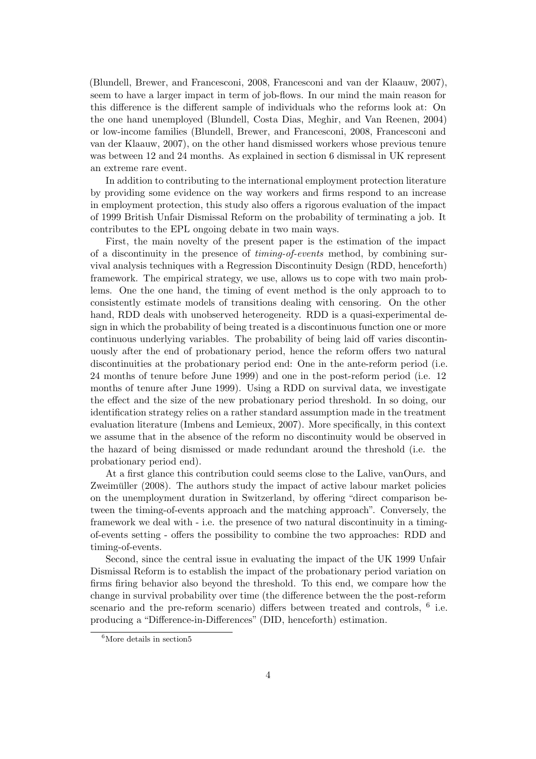(Blundell, Brewer, and Francesconi, 2008, Francesconi and van der Klaauw, 2007), seem to have a larger impact in term of job-flows. In our mind the main reason for this difference is the different sample of individuals who the reforms look at: On the one hand unemployed (Blundell, Costa Dias, Meghir, and Van Reenen, 2004) or low-income families (Blundell, Brewer, and Francesconi, 2008, Francesconi and van der Klaauw, 2007), on the other hand dismissed workers whose previous tenure was between 12 and 24 months. As explained in section 6 dismissal in UK represent an extreme rare event.

In addition to contributing to the international employment protection literature by providing some evidence on the way workers and firms respond to an increase in employment protection, this study also offers a rigorous evaluation of the impact of 1999 British Unfair Dismissal Reform on the probability of terminating a job. It contributes to the EPL ongoing debate in two main ways.

First, the main novelty of the present paper is the estimation of the impact of a discontinuity in the presence of *timing-of-events* method, by combining survival analysis techniques with a Regression Discontinuity Design (RDD, henceforth) framework. The empirical strategy, we use, allows us to cope with two main problems. One the one hand, the timing of event method is the only approach to to consistently estimate models of transitions dealing with censoring. On the other hand, RDD deals with unobserved heterogeneity. RDD is a quasi-experimental design in which the probability of being treated is a discontinuous function one or more continuous underlying variables. The probability of being laid off varies discontinuously after the end of probationary period, hence the reform offers two natural discontinuities at the probationary period end: One in the ante-reform period (i.e. 24 months of tenure before June 1999) and one in the post-reform period (i.e. 12 months of tenure after June 1999). Using a RDD on survival data, we investigate the effect and the size of the new probationary period threshold. In so doing, our identification strategy relies on a rather standard assumption made in the treatment evaluation literature (Imbens and Lemieux, 2007). More specifically, in this context we assume that in the absence of the reform no discontinuity would be observed in the hazard of being dismissed or made redundant around the threshold (i.e. the probationary period end).

At a first glance this contribution could seems close to the Lalive, vanOurs, and Zweimüller (2008). The authors study the impact of active labour market policies on the unemployment duration in Switzerland, by offering "direct comparison between the timing-of-events approach and the matching approach". Conversely, the framework we deal with - i.e. the presence of two natural discontinuity in a timing-of-events setting - offers the possibility to combine the two approaches: RDD and timing-of-events.

Second, since the central issue in evaluating the impact of the UK 1999 Unfair Dismissal Reform is to establish the impact of the probationary period variation on firms firing behavior also beyond the threshold. To this end, we compare how the change in survival probability over time (the difference between the the post-reform scenario and the pre-reform scenario) differs between treated and controls, [6] i.e. producing a "Difference-in-Differences" (DID, henceforth) estimation.

[6] More details in section5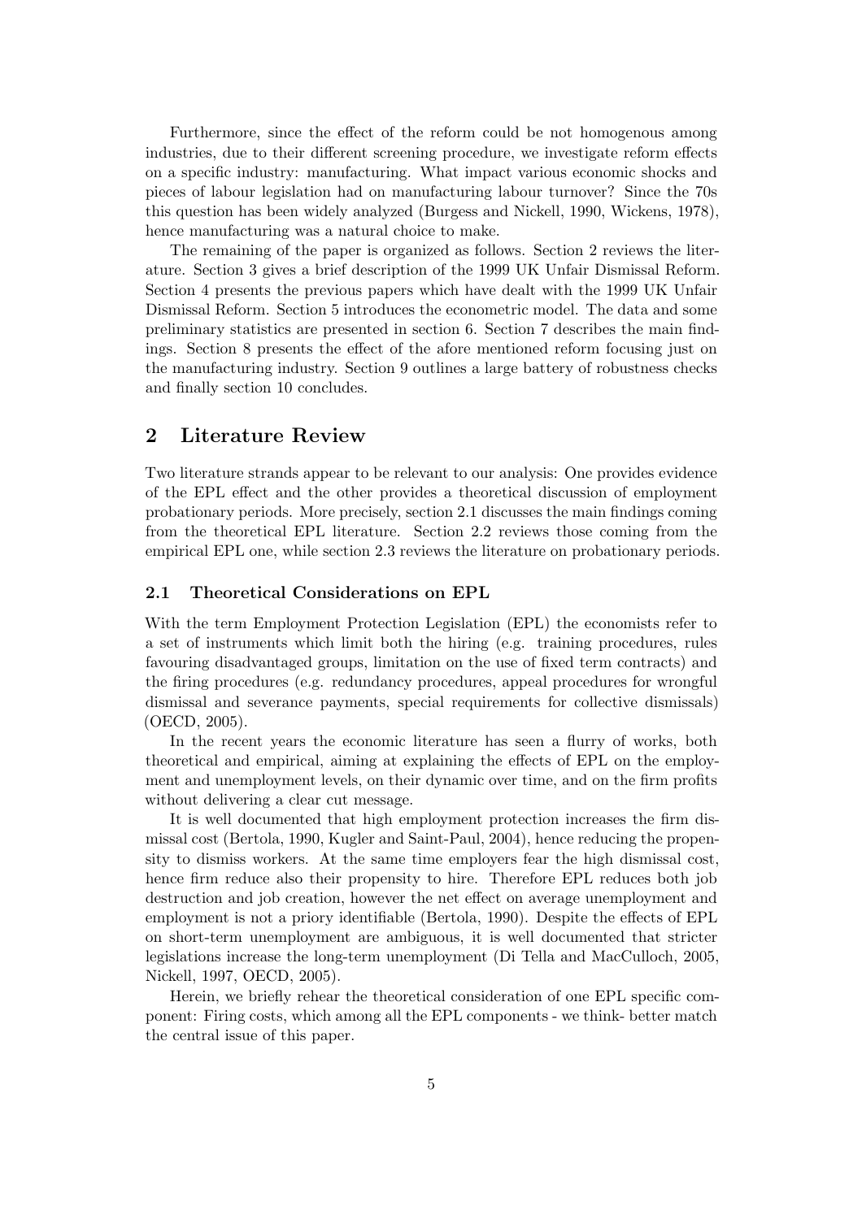Furthermore, since the effect of the reform could be not homogenous among industries, due to their different screening procedure, we investigate reform effects on a specific industry: manufacturing. What impact various economic shocks and pieces of labour legislation had on manufacturing labour turnover? Since the 70s this question has been widely analyzed (Burgess and Nickell, 1990, Wickens, 1978), hence manufacturing was a natural choice to make.

The remaining of the paper is organized as follows. Section 2 reviews the literature. Section 3 gives a brief description of the 1999 UK Unfair Dismissal Reform. Section 4 presents the previous papers which have dealt with the 1999 UK Unfair Dismissal Reform. Section 5 introduces the econometric model. The data and some preliminary statistics are presented in section 6. Section 7 describes the main findings. Section 8 presents the effect of the afore mentioned reform focusing just on the manufacturing industry. Section 9 outlines a large battery of robustness checks and finally section 10 concludes.

## 2 Literature Review

Two literature strands appear to be relevant to our analysis: One provides evidence of the EPL effect and the other provides a theoretical discussion of employment probationary periods. More precisely, section 2.1 discusses the main findings coming from the theoretical EPL literature. Section 2.2 reviews those coming from the empirical EPL one, while section 2.3 reviews the literature on probationary periods.

### 2.1 Theoretical Considerations on EPL

With the term Employment Protection Legislation (EPL) the economists refer to a set of instruments which limit both the hiring (e.g. training procedures, rules favouring disadvantaged groups, limitation on the use of fixed term contracts) and the firing procedures (e.g. redundancy procedures, appeal procedures for wrongful dismissal and severance payments, special requirements for collective dismissals) (OECD, 2005).

In the recent years the economic literature has seen a flurry of works, both theoretical and empirical, aiming at explaining the effects of EPL on the employment and unemployment levels, on their dynamic over time, and on the firm profits without delivering a clear cut message.

It is well documented that high employment protection increases the firm dismissal cost (Bertola, 1990, Kugler and Saint-Paul, 2004), hence reducing the propensity to dismiss workers. At the same time employers fear the high dismissal cost, hence firm reduce also their propensity to hire. Therefore EPL reduces both job destruction and job creation, however the net effect on average unemployment and employment is not a priory identifiable (Bertola, 1990). Despite the effects of EPL on short-term unemployment are ambiguous, it is well documented that stricter legislations increase the long-term unemployment (Di Tella and MacCulloch, 2005, Nickell, 1997, OECD, 2005).

Herein, we briefly rehear the theoretical consideration of one EPL specific component: Firing costs, which among all the EPL components - we think- better match the central issue of this paper.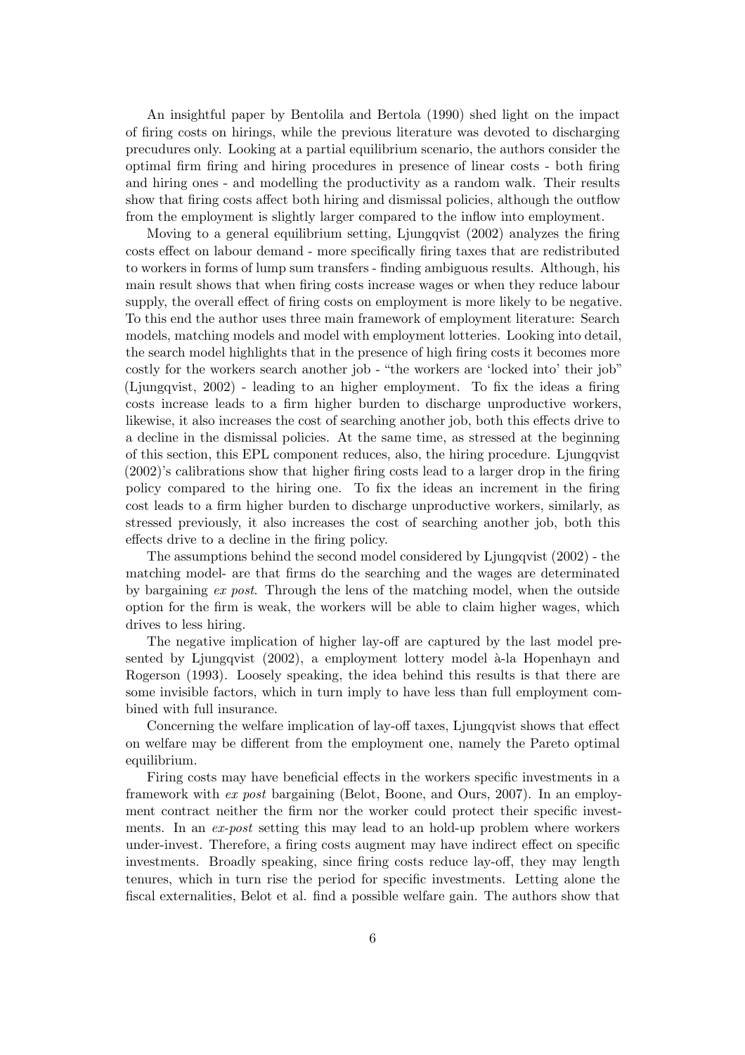An insightful paper by Bentolila and Bertola (1990) shed light on the impact of firing costs on hirings, while the previous literature was devoted to discharging precudures only. Looking at a partial equilibrium scenario, the authors consider the optimal firm firing and hiring procedures in presence of linear costs - both firing and hiring ones - and modelling the productivity as a random walk. Their results show that firing costs affect both hiring and dismissal policies, although the outflow from the employment is slightly larger compared to the inflow into employment.

Moving to a general equilibrium setting, Ljungqvist (2002) analyzes the firing costs effect on labour demand - more specifically firing taxes that are redistributed to workers in forms of lump sum transfers - finding ambiguous results. Although, his main result shows that when firing costs increase wages or when they reduce labour supply, the overall effect of firing costs on employment is more likely to be negative. To this end the author uses three main framework of employment literature: Search models, matching models and model with employment lotteries. Looking into detail, the search model highlights that in the presence of high firing costs it becomes more costly for the workers search another job - "the workers are 'locked into' their job" (Ljungqvist, 2002) - leading to an higher employment. To fix the ideas a firing costs increase leads to a firm higher burden to discharge unproductive workers, likewise, it also increases the cost of searching another job, both this effects drive to a decline in the dismissal policies. At the same time, as stressed at the beginning of this section, this EPL component reduces, also, the hiring procedure. Ljungqvist (2002)'s calibrations show that higher firing costs lead to a larger drop in the firing policy compared to the hiring one. To fix the ideas an increment in the firing cost leads to a firm higher burden to discharge unproductive workers, similarly, as stressed previously, it also increases the cost of searching another job, both this effects drive to a decline in the firing policy.

The assumptions behind the second model considered by Ljungqvist (2002) - the matching model- are that firms do the searching and the wages are determinated by bargaining *ex post*. Through the lens of the matching model, when the outside option for the firm is weak, the workers will be able to claim higher wages, which drives to less hiring.

The negative implication of higher lay-off are captured by the last model presented by Ljungqvist (2002), a employment lottery model à-la Hopenhayn and Rogerson (1993). Loosely speaking, the idea behind this results is that there are some invisible factors, which in turn imply to have less than full employment combined with full insurance.

Concerning the welfare implication of lay-off taxes, Ljungqvist shows that effect on welfare may be different from the employment one, namely the Pareto optimal equilibrium.

Firing costs may have beneficial effects in the workers specific investments in a framework with *ex post* bargaining (Belot, Boone, and Ours, 2007). In an employment contract neither the firm nor the worker could protect their specific investments. In an *ex-post* setting this may lead to an hold-up problem where workers under-invest. Therefore, a firing costs augment may have indirect effect on specific investments. Broadly speaking, since firing costs reduce lay-off, they may length tenures, which in turn rise the period for specific investments. Letting alone the fiscal externalities, Belot et al. find a possible welfare gain. The authors show that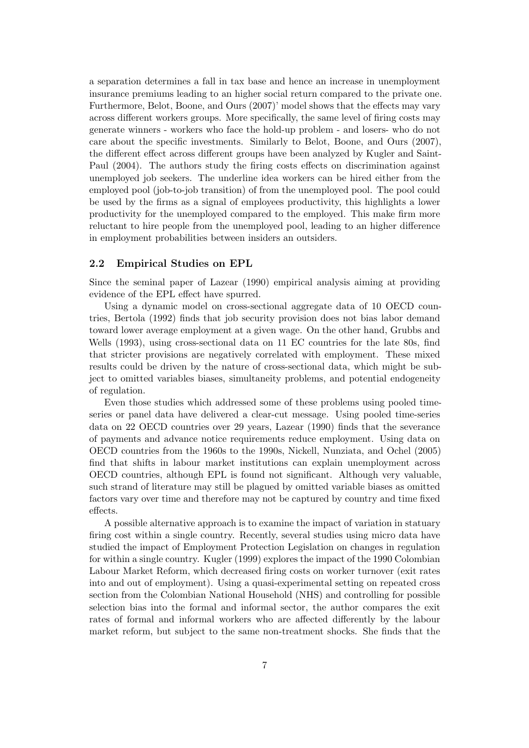a separation determines a fall in tax base and hence an increase in unemployment insurance premiums leading to an higher social return compared to the private one. Furthermore, Belot, Boone, and Ours (2007)' model shows that the effects may vary across different workers groups. More specifically, the same level of firing costs may generate winners - workers who face the hold-up problem - and losers- who do not care about the specific investments. Similarly to Belot, Boone, and Ours (2007), the different effect across different groups have been analyzed by Kugler and Saint-Paul (2004). The authors study the firing costs effects on discrimination against unemployed job seekers. The underline idea workers can be hired either from the employed pool (job-to-job transition) of from the unemployed pool. The pool could be used by the firms as a signal of employees productivity, this highlights a lower productivity for the unemployed compared to the employed. This make firm more reluctant to hire people from the unemployed pool, leading to an higher difference in employment probabilities between insiders an outsiders.

### 2.2 Empirical Studies on EPL

Since the seminal paper of Lazear (1990) empirical analysis aiming at providing evidence of the EPL effect have spurred.

Using a dynamic model on cross-sectional aggregate data of 10 OECD countries, Bertola (1992) finds that job security provision does not bias labor demand toward lower average employment at a given wage. On the other hand, Grubbs and Wells (1993), using cross-sectional data on 11 EC countries for the late 80s, find that stricter provisions are negatively correlated with employment. These mixed results could be driven by the nature of cross-sectional data, which might be subject to omitted variables biases, simultaneity problems, and potential endogeneity of regulation.

Even those studies which addressed some of these problems using pooled time-series or panel data have delivered a clear-cut message. Using pooled time-series data on 22 OECD countries over 29 years, Lazear (1990) finds that the severance of payments and advance notice requirements reduce employment. Using data on OECD countries from the 1960s to the 1990s, Nickell, Nunziata, and Ochel (2005) find that shifts in labour market institutions can explain unemployment across OECD countries, although EPL is found not significant. Although very valuable, such strand of literature may still be plagued by omitted variable biases as omitted factors vary over time and therefore may not be captured by country and time fixed effects.

A possible alternative approach is to examine the impact of variation in statuary firing cost within a single country. Recently, several studies using micro data have studied the impact of Employment Protection Legislation on changes in regulation for within a single country. Kugler (1999) explores the impact of the 1990 Colombian Labour Market Reform, which decreased firing costs on worker turnover (exit rates into and out of employment). Using a quasi-experimental setting on repeated cross section from the Colombian National Household (NHS) and controlling for possible selection bias into the formal and informal sector, the author compares the exit rates of formal and informal workers who are affected differently by the labour market reform, but subject to the same non-treatment shocks. She finds that the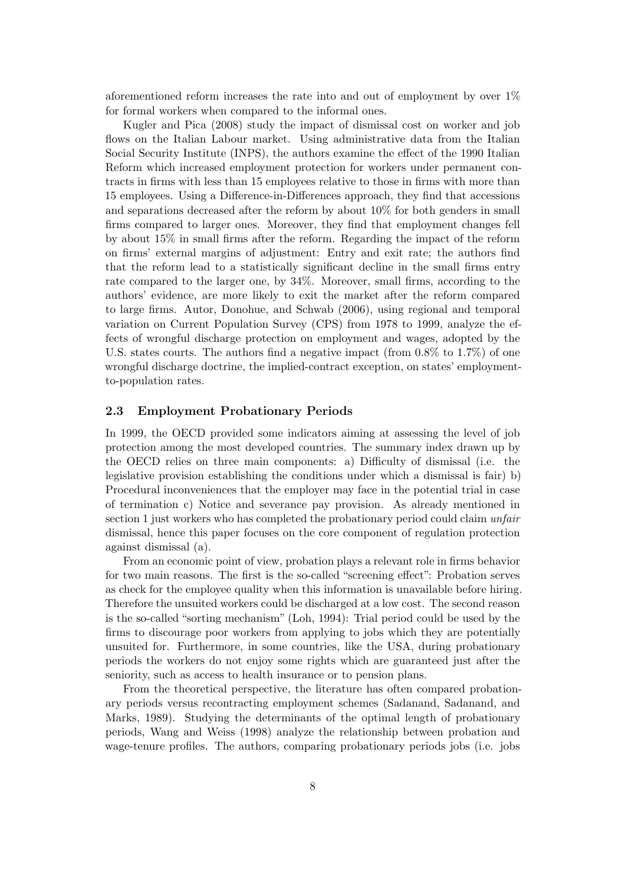aforementioned reform increases the rate into and out of employment by over 1% for formal workers when compared to the informal ones.

Kugler and Pica (2008) study the impact of dismissal cost on worker and job flows on the Italian Labour market. Using administrative data from the Italian Social Security Institute (INPS), the authors examine the effect of the 1990 Italian Reform which increased employment protection for workers under permanent contracts in firms with less than 15 employees relative to those in firms with more than 15 employees. Using a Difference-in-Differences approach, they find that accessions and separations decreased after the reform by about 10% for both genders in small firms compared to larger ones. Moreover, they find that employment changes fell by about 15% in small firms after the reform. Regarding the impact of the reform on firms' external margins of adjustment: Entry and exit rate; the authors find that the reform lead to a statistically significant decline in the small firms entry rate compared to the larger one, by 34%. Moreover, small firms, according to the authors' evidence, are more likely to exit the market after the reform compared to large firms. Autor, Donohue, and Schwab (2006), using regional and temporal variation on Current Population Survey (CPS) from 1978 to 1999, analyze the effects of wrongful discharge protection on employment and wages, adopted by the U.S. states courts. The authors find a negative impact (from 0.8% to 1.7%) of one wrongful discharge doctrine, the implied-contract exception, on states' employment-to-population rates.

### 2.3 Employment Probationary Periods

In 1999, the OECD provided some indicators aiming at assessing the level of job protection among the most developed countries. The summary index drawn up by the OECD relies on three main components: a) Difficulty of dismissal (i.e. the legislative provision establishing the conditions under which a dismissal is fair) b) Procedural inconveniences that the employer may face in the potential trial in case of termination c) Notice and severance pay provision. As already mentioned in section 1 just workers who has completed the probationary period could claim *unfair* dismissal, hence this paper focuses on the core component of regulation protection against dismissal (a).

From an economic point of view, probation plays a relevant role in firms behavior for two main reasons. The first is the so-called "screening effect": Probation serves as check for the employee quality when this information is unavailable before hiring. Therefore the unsuited workers could be discharged at a low cost. The second reason is the so-called "sorting mechanism" (Loh, 1994): Trial period could be used by the firms to discourage poor workers from applying to jobs which they are potentially unsuited for. Furthermore, in some countries, like the USA, during probationary periods the workers do not enjoy some rights which are guaranteed just after the seniority, such as access to health insurance or to pension plans.

From the theoretical perspective, the literature has often compared probationary periods versus recontracting employment schemes (Sadanand, Sadanand, and Marks, 1989). Studying the determinants of the optimal length of probationary periods, Wang and Weiss (1998) analyze the relationship between probation and wage-tenure profiles. The authors, comparing probationary periods jobs (i.e. jobs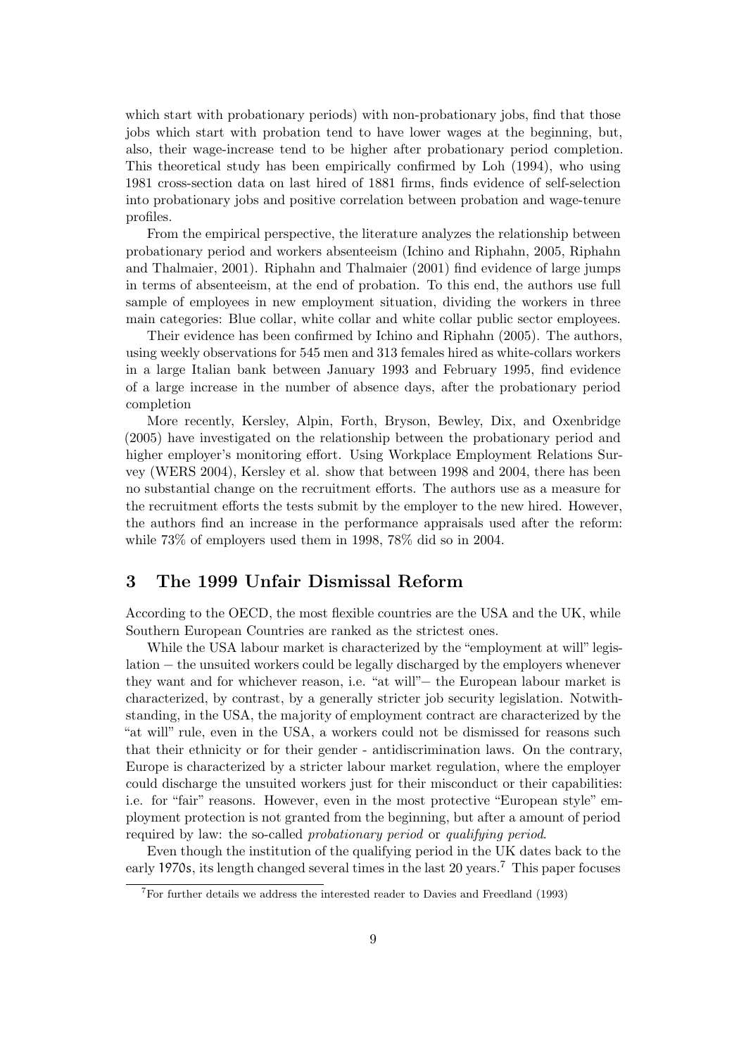which start with probationary periods) with non-probationary jobs, find that those jobs which start with probation tend to have lower wages at the beginning, but, also, their wage-increase tend to be higher after probationary period completion. This theoretical study has been empirically confirmed by Loh (1994), who using 1981 cross-section data on last hired of 1881 firms, finds evidence of self-selection into probationary jobs and positive correlation between probation and wage-tenure profiles.

From the empirical perspective, the literature analyzes the relationship between probationary period and workers absenteeism (Ichino and Riphahn, 2005, Riphahn and Thalmaier, 2001). Riphahn and Thalmaier (2001) find evidence of large jumps in terms of absenteeism, at the end of probation. To this end, the authors use full sample of employees in new employment situation, dividing the workers in three main categories: Blue collar, white collar and white collar public sector employees.

Their evidence has been confirmed by Ichino and Riphahn (2005). The authors, using weekly observations for 545 men and 313 females hired as white-collars workers in a large Italian bank between January 1993 and February 1995, find evidence of a large increase in the number of absence days, after the probationary period completion

More recently, Kersley, Alpin, Forth, Bryson, Bewley, Dix, and Oxenbridge (2005) have investigated on the relationship between the probationary period and higher employer's monitoring effort. Using Workplace Employment Relations Survey (WERS 2004), Kersley et al. show that between 1998 and 2004, there has been no substantial change on the recruitment efforts. The authors use as a measure for the recruitment efforts the tests submit by the employer to the new hired. However, the authors find an increase in the performance appraisals used after the reform: while 73% of employers used them in 1998, 78% did so in 2004.

## 3 The 1999 Unfair Dismissal Reform

According to the OECD, the most flexible countries are the USA and the UK, while Southern European Countries are ranked as the strictest ones.

While the USA labour market is characterized by the "employment at will" legislation − the unsuited workers could be legally discharged by the employers whenever they want and for whichever reason, i.e. "at will"− the European labour market is characterized, by contrast, by a generally stricter job security legislation. Notwithstanding, in the USA, the majority of employment contract are characterized by the "at will" rule, even in the USA, a workers could not be dismissed for reasons such that their ethnicity or for their gender - antidiscrimination laws. On the contrary, Europe is characterized by a stricter labour market regulation, where the employer could discharge the unsuited workers just for their misconduct or their capabilities: i.e. for "fair" reasons. However, even in the most protective "European style" employment protection is not granted from the beginning, but after a amount of period required by law: the so-called *probationary period* or *qualifying period*.

Even though the institution of the qualifying period in the UK dates back to the early 1970s, its length changed several times in the last 20 years.[7] This paper focuses

[7]For further details we address the interested reader to Davies and Freedland (1993)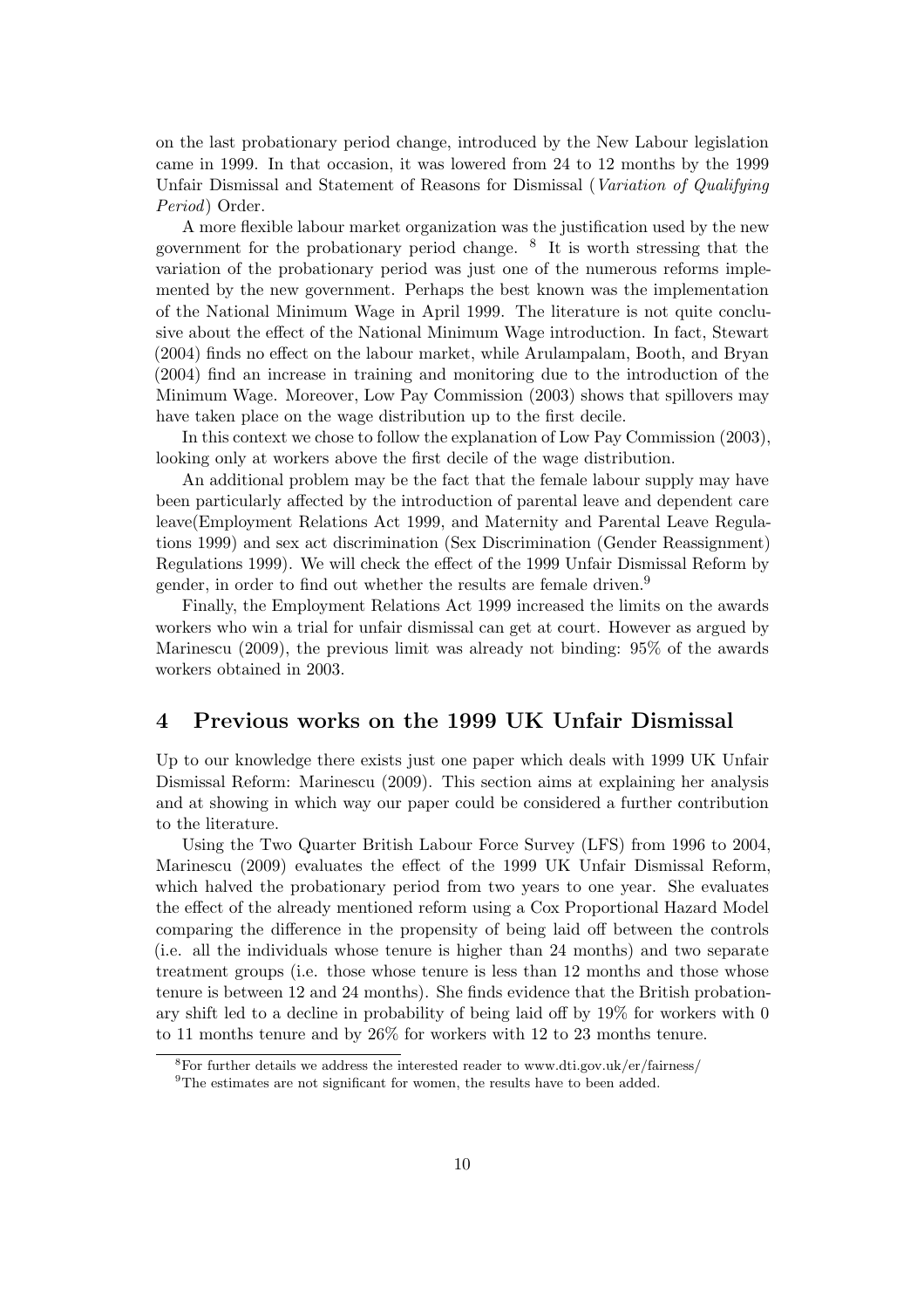on the last probationary period change, introduced by the New Labour legislation came in 1999. In that occasion, it was lowered from 24 to 12 months by the 1999 Unfair Dismissal and Statement of Reasons for Dismissal (*Variation of Qualifying Period*) Order.

A more flexible labour market organization was the justification used by the new government for the probationary period change. [8] It is worth stressing that the variation of the probationary period was just one of the numerous reforms implemented by the new government. Perhaps the best known was the implementation of the National Minimum Wage in April 1999. The literature is not quite conclusive about the effect of the National Minimum Wage introduction. In fact, Stewart (2004) finds no effect on the labour market, while Arulampalam, Booth, and Bryan (2004) find an increase in training and monitoring due to the introduction of the Minimum Wage. Moreover, Low Pay Commission (2003) shows that spillovers may have taken place on the wage distribution up to the first decile.

In this context we chose to follow the explanation of Low Pay Commission (2003), looking only at workers above the first decile of the wage distribution.

An additional problem may be the fact that the female labour supply may have been particularly affected by the introduction of parental leave and dependent care leave(Employment Relations Act 1999, and Maternity and Parental Leave Regulations 1999) and sex act discrimination (Sex Discrimination (Gender Reassignment) Regulations 1999). We will check the effect of the 1999 Unfair Dismissal Reform by gender, in order to find out whether the results are female driven.[9]

Finally, the Employment Relations Act 1999 increased the limits on the awards workers who win a trial for unfair dismissal can get at court. However as argued by Marinescu (2009), the previous limit was already not binding: 95% of the awards workers obtained in 2003.

# 4 Previous works on the 1999 UK Unfair Dismissal

Up to our knowledge there exists just one paper which deals with 1999 UK Unfair Dismissal Reform: Marinescu (2009). This section aims at explaining her analysis and at showing in which way our paper could be considered a further contribution to the literature.

Using the Two Quarter British Labour Force Survey (LFS) from 1996 to 2004, Marinescu (2009) evaluates the effect of the 1999 UK Unfair Dismissal Reform, which halved the probationary period from two years to one year. She evaluates the effect of the already mentioned reform using a Cox Proportional Hazard Model comparing the difference in the propensity of being laid off between the controls (i.e. all the individuals whose tenure is higher than 24 months) and two separate treatment groups (i.e. those whose tenure is less than 12 months and those whose tenure is between 12 and 24 months). She finds evidence that the British probationary shift led to a decline in probability of being laid off by 19% for workers with 0 to 11 months tenure and by 26% for workers with 12 to 23 months tenure.

[8] For further details we address the interested reader to www.dti.gov.uk/er/fairness/

[9] The estimates are not significant for women, the results have to been added.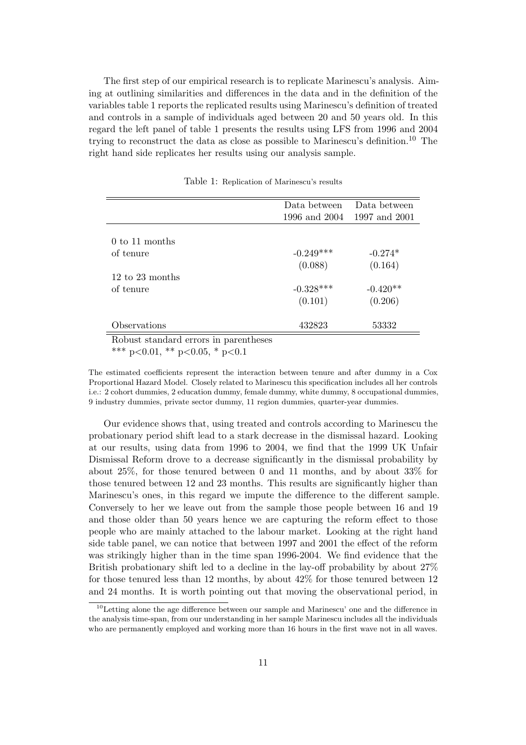The first step of our empirical research is to replicate Marinescu's analysis. Aiming at outlining similarities and differences in the data and in the definition of the variables table 1 reports the replicated results using Marinescu's definition of treated and controls in a sample of individuals aged between 20 and 50 years old. In this regard the left panel of table 1 presents the results using LFS from 1996 and 2004 trying to reconstruct the data as close as possible to Marinescu's definition.[10] The right hand side replicates her results using our analysis sample.

Table 1: Replication of Marinescu's results

| | Data between 1996 and 2004 | Data between 1997 and 2001 |
|---|---|---|
| 0 to 11 months of tenure | -0.249*** | -0.274* |
| | (0.088) | (0.164) |
| 12 to 23 months of tenure | -0.328*** | -0.420** |
| | (0.101) | (0.206) |
| Observations | 432823 | 53332 |

Robust standard errors in parentheses
*** p<0.01, ** p<0.05, * p<0.1

The estimated coefficients represent the interaction between tenure and after dummy in a Cox Proportional Hazard Model. Closely related to Marinescu this specification includes all her controls i.e.: 2 cohort dummies, 2 education dummy, female dummy, white dummy, 8 occupational dummies, 9 industry dummies, private sector dummy, 11 region dummies, quarter-year dummies.

Our evidence shows that, using treated and controls according to Marinescu the probationary period shift lead to a stark decrease in the dismissal hazard. Looking at our results, using data from 1996 to 2004, we find that the 1999 UK Unfair Dismissal Reform drove to a decrease significantly in the dismissal probability by about 25%, for those tenured between 0 and 11 months, and by about 33% for those tenured between 12 and 23 months. This results are significantly higher than Marinescu's ones, in this regard we impute the difference to the different sample. Conversely to her we leave out from the sample those people between 16 and 19 and those older than 50 years hence we are capturing the reform effect to those people who are mainly attached to the labour market. Looking at the right hand side table panel, we can notice that between 1997 and 2001 the effect of the reform was strikingly higher than in the time span 1996-2004. We find evidence that the British probationary shift led to a decline in the lay-off probability by about 27% for those tenured less than 12 months, by about 42% for those tenured between 12 and 24 months. It is worth pointing out that moving the observational period, in

[10] Letting alone the age difference between our sample and Marinescu' one and the difference in the analysis time-span, from our understanding in her sample Marinescu includes all the individuals who are permanently employed and working more than 16 hours in the first wave not in all waves.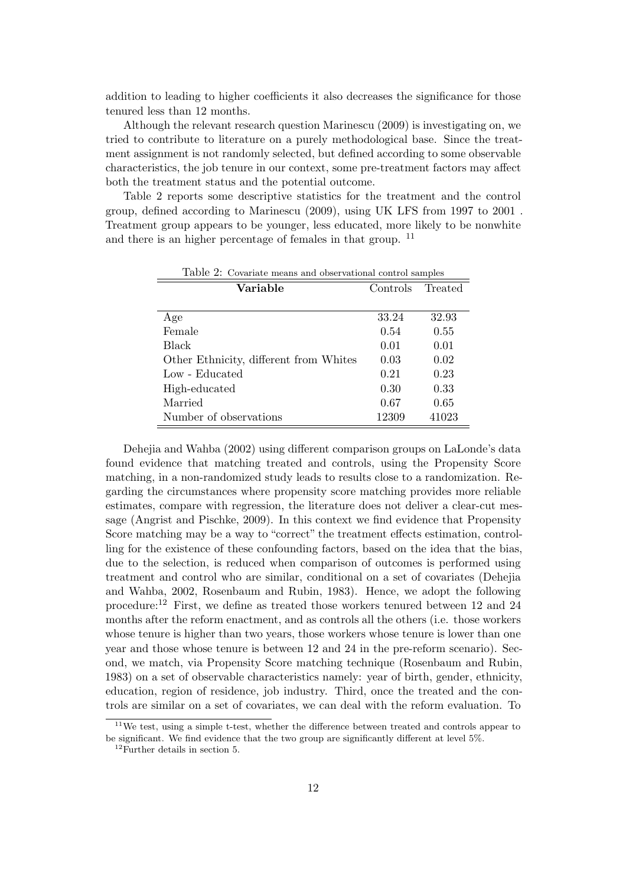addition to leading to higher coefficients it also decreases the significance for those tenured less than 12 months.

Although the relevant research question Marinescu (2009) is investigating on, we tried to contribute to literature on a purely methodological base. Since the treatment assignment is not randomly selected, but defined according to some observable characteristics, the job tenure in our context, some pre-treatment factors may affect both the treatment status and the potential outcome.

Table 2 reports some descriptive statistics for the treatment and the control group, defined according to Marinescu (2009), using UK LFS from 1997 to 2001 . Treatment group appears to be younger, less educated, more likely to be nonwhite and there is an higher percentage of females in that group. [11]

Table 2: Covariate means and observational control samples

| **Variable** | Controls | Treated |
|---|---|---|
| Age | 33.24 | 32.93 |
| Female | 0.54 | 0.55 |
| Black | 0.01 | 0.01 |
| Other Ethnicity, different from Whites | 0.03 | 0.02 |
| Low - Educated | 0.21 | 0.23 |
| High-educated | 0.30 | 0.33 |
| Married | 0.67 | 0.65 |
| Number of observations | 12309 | 41023 |

Dehejia and Wahba (2002) using different comparison groups on LaLonde's data found evidence that matching treated and controls, using the Propensity Score matching, in a non-randomized study leads to results close to a randomization. Regarding the circumstances where propensity score matching provides more reliable estimates, compare with regression, the literature does not deliver a clear-cut message (Angrist and Pischke, 2009). In this context we find evidence that Propensity Score matching may be a way to "correct" the treatment effects estimation, controlling for the existence of these confounding factors, based on the idea that the bias, due to the selection, is reduced when comparison of outcomes is performed using treatment and control who are similar, conditional on a set of covariates (Dehejia and Wahba, 2002, Rosenbaum and Rubin, 1983). Hence, we adopt the following procedure:[12] First, we define as treated those workers tenured between 12 and 24 months after the reform enactment, and as controls all the others (i.e. those workers whose tenure is higher than two years, those workers whose tenure is lower than one year and those whose tenure is between 12 and 24 in the pre-reform scenario). Second, we match, via Propensity Score matching technique (Rosenbaum and Rubin, 1983) on a set of observable characteristics namely: year of birth, gender, ethnicity, education, region of residence, job industry. Third, once the treated and the controls are similar on a set of covariates, we can deal with the reform evaluation. To

[11] We test, using a simple t-test, whether the difference between treated and controls appear to be significant. We find evidence that the two group are significantly different at level 5%.

[12] Further details in section 5.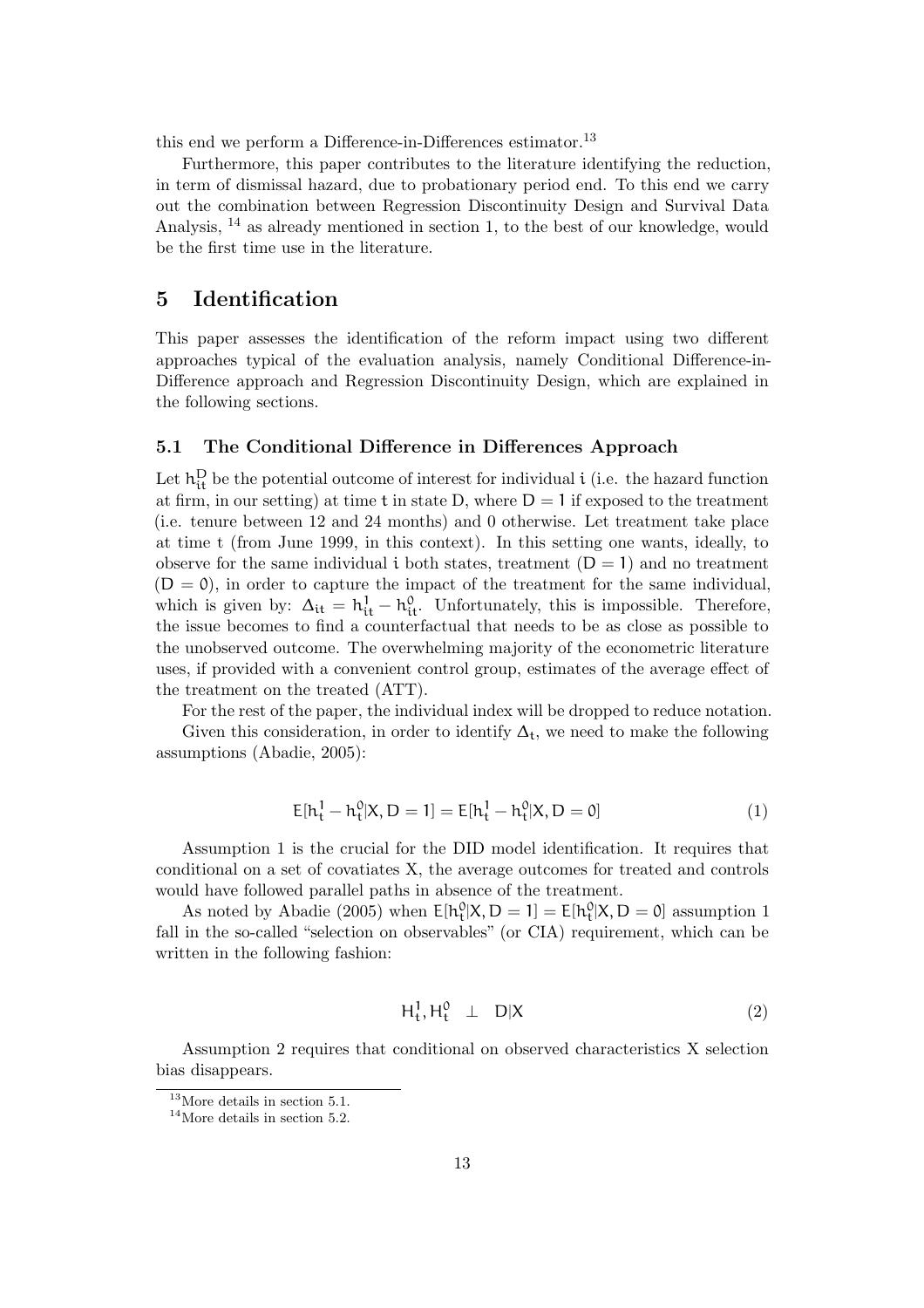this end we perform a Difference-in-Differences estimator.[13]

Furthermore, this paper contributes to the literature identifying the reduction, in term of dismissal hazard, due to probationary period end. To this end we carry out the combination between Regression Discontinuity Design and Survival Data Analysis, [14] as already mentioned in section 1, to the best of our knowledge, would be the first time use in the literature.

# 5 Identification

This paper assesses the identification of the reform impact using two different approaches typical of the evaluation analysis, namely Conditional Difference-in-Difference approach and Regression Discontinuity Design, which are explained in the following sections.

## 5.1 The Conditional Difference in Differences Approach

Let $h_{it}^{D}$ be the potential outcome of interest for individual $i$ (i.e. the hazard function at firm, in our setting) at time $t$ in state D, where $D = 1$ if exposed to the treatment (i.e. tenure between 12 and 24 months) and 0 otherwise. Let treatment take place at time t (from June 1999, in this context). In this setting one wants, ideally, to observe for the same individual $i$ both states, treatment $(D = 1)$ and no treatment $(D = 0)$, in order to capture the impact of the treatment for the same individual, which is given by: $\Delta_{it} = h_{it}^{1} - h_{it}^{0}$. Unfortunately, this is impossible. Therefore, the issue becomes to find a counterfactual that needs to be as close as possible to the unobserved outcome. The overwhelming majority of the econometric literature uses, if provided with a convenient control group, estimates of the average effect of the treatment on the treated (ATT).

For the rest of the paper, the individual index will be dropped to reduce notation.

Given this consideration, in order to identify $\Delta_t$, we need to make the following assumptions (Abadie, 2005):

$$E[h_t^1 - h_t^0 | X, D = 1] = E[h_t^1 - h_t^0 | X, D = 0] \tag{1}$$

Assumption 1 is the crucial for the DID model identification. It requires that conditional on a set of covatiates X, the average outcomes for treated and controls would have followed parallel paths in absence of the treatment.

As noted by Abadie (2005) when $E[h_t^0 | X, D = 1] = E[h_t^0 | X, D = 0]$ assumption 1 fall in the so-called "selection on observables" (or CIA) requirement, which can be written in the following fashion:

$$H_t^1, H_t^0 \quad \perp \quad D | X \tag{2}$$

Assumption 2 requires that conditional on observed characteristics X selection bias disappears.

[13] More details in section 5.1.

[14] More details in section 5.2.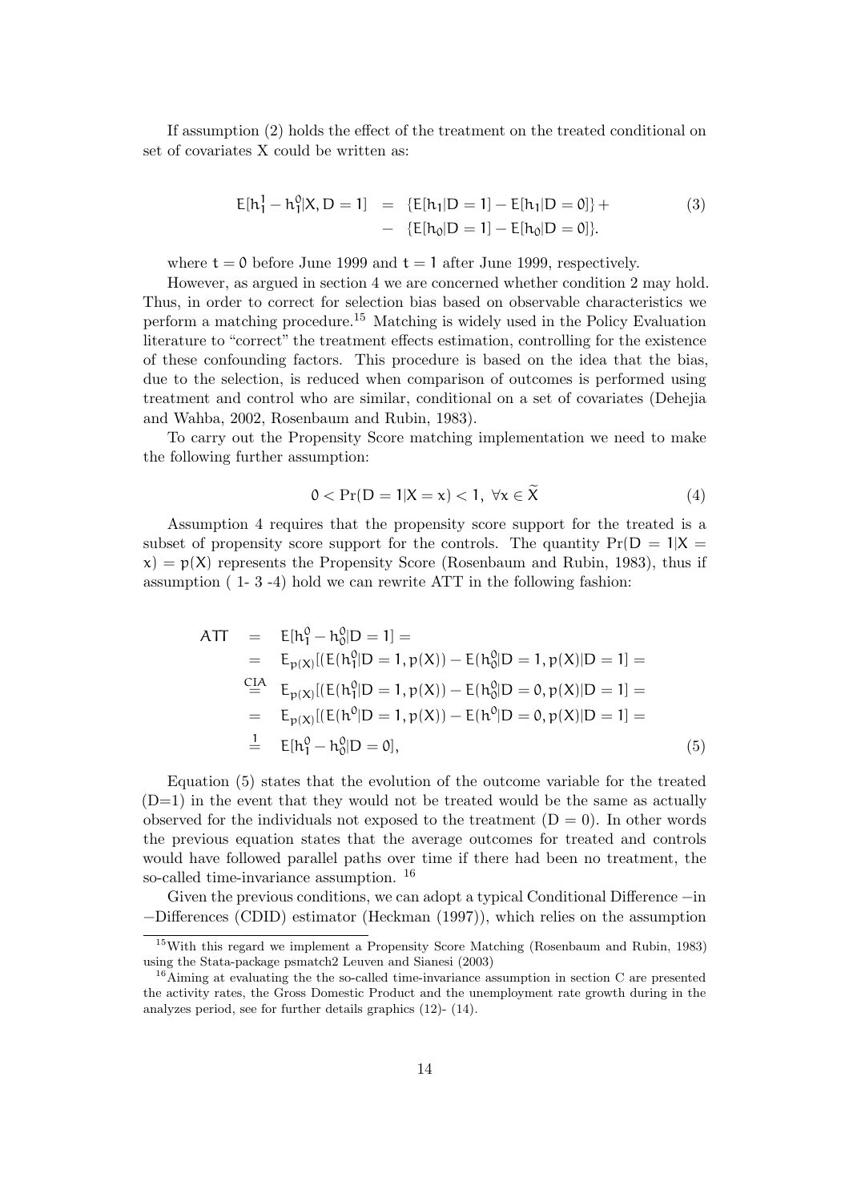If assumption (2) holds the effect of the treatment on the treated conditional on set of covariates X could be written as:

$$
\begin{aligned}
E[h_1^1 - h_1^0 | X, D = 1] &= \{E[h_1 | D = 1] - E[h_1 | D = 0]\} + \\
&- \{E[h_0 | D = 1] - E[h_0 | D = 0]\}.
\end{aligned} \tag{3}
$$

where $t = 0$ before June 1999 and $t = 1$ after June 1999, respectively.

However, as argued in section 4 we are concerned whether condition 2 may hold. Thus, in order to correct for selection bias based on observable characteristics we perform a matching procedure.[15] Matching is widely used in the Policy Evaluation literature to "correct" the treatment effects estimation, controlling for the existence of these confounding factors. This procedure is based on the idea that the bias, due to the selection, is reduced when comparison of outcomes is performed using treatment and control who are similar, conditional on a set of covariates (Dehejia and Wahba, 2002, Rosenbaum and Rubin, 1983).

To carry out the Propensity Score matching implementation we need to make the following further assumption:

$$
0 < \Pr(D = 1 | X = x) < 1, \ \forall x \in \widetilde{X} \tag{4}
$$

Assumption 4 requires that the propensity score support for the treated is a subset of propensity score support for the controls. The quantity $\Pr(D = 1 | X = x) = p(X)$ represents the Propensity Score (Rosenbaum and Rubin, 1983), thus if assumption ( 1- 3 -4) hold we can rewrite ATT in the following fashion:

$$
\begin{aligned}
ATT &= E[h_1^0 - h_0^0 | D = 1] = \\
&= E_{p(X)}[(E(h_1^0 | D = 1, p(X)) - E(h_0^0 | D = 1, p(X) | D = 1] = \\
&\overset{CIA}{=} E_{p(X)}[(E(h_1^0 | D = 1, p(X)) - E(h_0^0 | D = 0, p(X) | D = 1] = \\
&= E_{p(X)}[(E(h^0 | D = 1, p(X)) - E(h^0 | D = 0, p(X) | D = 1] = \\
&\overset{1}{=} E[h_1^0 - h_0^0 | D = 0],
\end{aligned} \tag{5}
$$

Equation (5) states that the evolution of the outcome variable for the treated (D=1) in the event that they would not be treated would be the same as actually observed for the individuals not exposed to the treatment ($D = 0$). In other words the previous equation states that the average outcomes for treated and controls would have followed parallel paths over time if there had been no treatment, the so-called time-invariance assumption. [16]

Given the previous conditions, we can adopt a typical Conditional Difference −in −Differences (CDID) estimator (Heckman (1997)), which relies on the assumption

[15] With this regard we implement a Propensity Score Matching (Rosenbaum and Rubin, 1983) using the Stata-package psmatch2 Leuven and Sianesi (2003)

[16] Aiming at evaluating the the so-called time-invariance assumption in section C are presented the activity rates, the Gross Domestic Product and the unemployment rate growth during in the analyzes period, see for further details graphics (12)- (14).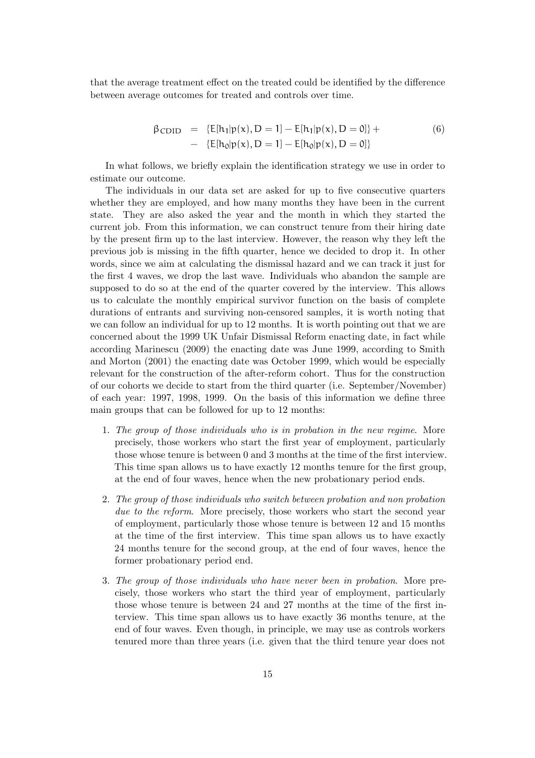that the average treatment effect on the treated could be identified by the difference between average outcomes for treated and controls over time.

$$
\begin{aligned}
\beta_{CDID} &= \{E[h_1|p(x), D=1] - E[h_1|p(x), D=0]\} + \\
&- \{E[h_0|p(x), D=1] - E[h_0|p(x), D=0]\}
\end{aligned}
\tag{6}
$$

In what follows, we briefly explain the identification strategy we use in order to estimate our outcome.

The individuals in our data set are asked for up to five consecutive quarters whether they are employed, and how many months they have been in the current state. They are also asked the year and the month in which they started the current job. From this information, we can construct tenure from their hiring date by the present firm up to the last interview. However, the reason why they left the previous job is missing in the fifth quarter, hence we decided to drop it. In other words, since we aim at calculating the dismissal hazard and we can track it just for the first 4 waves, we drop the last wave. Individuals who abandon the sample are supposed to do so at the end of the quarter covered by the interview. This allows us to calculate the monthly empirical survivor function on the basis of complete durations of entrants and surviving non-censored samples, it is worth noting that we can follow an individual for up to 12 months. It is worth pointing out that we are concerned about the 1999 UK Unfair Dismissal Reform enacting date, in fact while according Marinescu (2009) the enacting date was June 1999, according to Smith and Morton (2001) the enacting date was October 1999, which would be especially relevant for the construction of the after-reform cohort. Thus for the construction of our cohorts we decide to start from the third quarter (i.e. September/November) of each year: 1997, 1998, 1999. On the basis of this information we define three main groups that can be followed for up to 12 months:

1. *The group of those individuals who is in probation in the new regime*. More precisely, those workers who start the first year of employment, particularly those whose tenure is between 0 and 3 months at the time of the first interview. This time span allows us to have exactly 12 months tenure for the first group, at the end of four waves, hence when the new probationary period ends.

2. *The group of those individuals who switch between probation and non probation due to the reform*. More precisely, those workers who start the second year of employment, particularly those whose tenure is between 12 and 15 months at the time of the first interview. This time span allows us to have exactly 24 months tenure for the second group, at the end of four waves, hence the former probationary period end.

3. *The group of those individuals who have never been in probation*. More precisely, those workers who start the third year of employment, particularly those whose tenure is between 24 and 27 months at the time of the first interview. This time span allows us to have exactly 36 months tenure, at the end of four waves. Even though, in principle, we may use as controls workers tenured more than three years (i.e. given that the third tenure year does not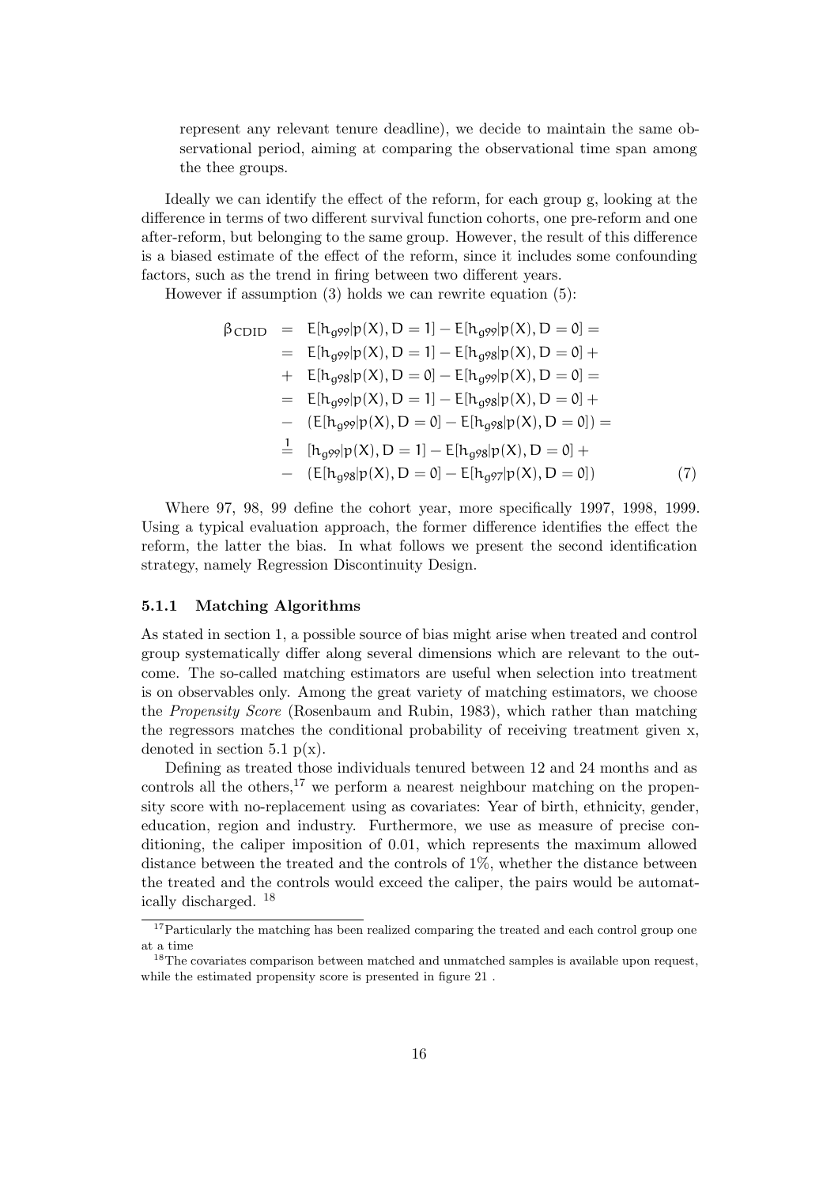represent any relevant tenure deadline), we decide to maintain the same observational period, aiming at comparing the observational time span among the thee groups.

Ideally we can identify the effect of the reform, for each group g, looking at the difference in terms of two different survival function cohorts, one pre-reform and one after-reform, but belonging to the same group. However, the result of this difference is a biased estimate of the effect of the reform, since it includes some confounding factors, such as the trend in firing between two different years.

However if assumption (3) holds we can rewrite equation (5):

$$
\begin{aligned}
\beta_{CDID} &= E[h_{g99}|p(X), D = 1] - E[h_{g99}|p(X), D = 0] = \\
&= E[h_{g99}|p(X), D = 1] - E[h_{g98}|p(X), D = 0] + \\
&+ E[h_{g98}|p(X), D = 0] - E[h_{g99}|p(X), D = 0] = \\
&= E[h_{g99}|p(X), D = 1] - E[h_{g98}|p(X), D = 0] + \\
&- (E[h_{g99}|p(X), D = 0] - E[h_{g98}|p(X), D = 0]) = \\
&\stackrel{1}{=} [h_{g99}|p(X), D = 1] - E[h_{g98}|p(X), D = 0] + \\
&- (E[h_{g98}|p(X), D = 0] - E[h_{g97}|p(X), D = 0])
\end{aligned} \tag{7}
$$

Where 97, 98, 99 define the cohort year, more specifically 1997, 1998, 1999. Using a typical evaluation approach, the former difference identifies the effect the reform, the latter the bias. In what follows we present the second identification strategy, namely Regression Discontinuity Design.

### 5.1.1 Matching Algorithms

As stated in section 1, a possible source of bias might arise when treated and control group systematically differ along several dimensions which are relevant to the outcome. The so-called matching estimators are useful when selection into treatment is on observables only. Among the great variety of matching estimators, we choose the *Propensity Score* (Rosenbaum and Rubin, 1983), which rather than matching the regressors matches the conditional probability of receiving treatment given x, denoted in section 5.1 p(x).

Defining as treated those individuals tenured between 12 and 24 months and as controls all the others,[17] we perform a nearest neighbour matching on the propensity score with no-replacement using as covariates: Year of birth, ethnicity, gender, education, region and industry. Furthermore, we use as measure of precise conditioning, the caliper imposition of 0.01, which represents the maximum allowed distance between the treated and the controls of 1%, whether the distance between the treated and the controls would exceed the caliper, the pairs would be automatically discharged. [18]

[17] Particularly the matching has been realized comparing the treated and each control group one at a time

[18] The covariates comparison between matched and unmatched samples is available upon request, while the estimated propensity score is presented in figure 21 .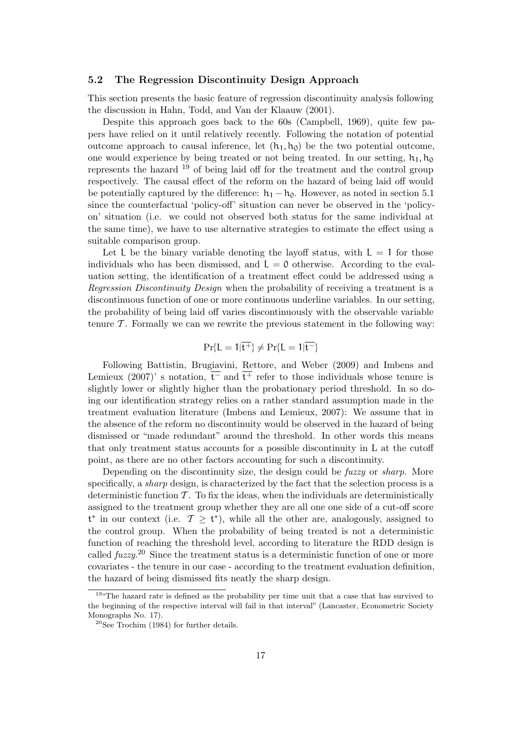### 5.2 The Regression Discontinuity Design Approach

This section presents the basic feature of regression discontinuity analysis following the discussion in Hahn, Todd, and Van der Klaauw (2001).

Despite this approach goes back to the 60s (Campbell, 1969), quite few papers have relied on it until relatively recently. Following the notation of potential outcome approach to causal inference, let $(h_1, h_0)$ be the two potential outcome, one would experience by being treated or not being treated. In our setting, $h_1, h_0$ represents the hazard [19] of being laid off for the treatment and the control group respectively. The causal effect of the reform on the hazard of being laid off would be potentially captured by the difference: $h_1 - h_0$. However, as noted in section 5.1 since the counterfactual 'policy-off' situation can never be observed in the 'policy-on' situation (i.e. we could not observed both status for the same individual at the same time), we have to use alternative strategies to estimate the effect using a suitable comparison group.

Let $L$ be the binary variable denoting the layoff status, with $L = 1$ for those individuals who has been dismissed, and $L = 0$ otherwise. According to the evaluation setting, the identification of a treatment effect could be addressed using a *Regression Discontinuity Design* when the probability of receiving a treatment is a discontinuous function of one or more continuous underline variables. In our setting, the probability of being laid off varies discontinuously with the observable variable tenure $\mathcal{T}$. Formally we can we rewrite the previous statement in the following way:

$$\Pr\{L = 1|\overline{t^+}\} \neq \Pr\{L = 1|\overline{t^-}\}$$

Following Battistin, Brugiavini, Rettore, and Weber (2009) and Imbens and Lemieux (2007)' s notation, $\overline{t^-}$ and $\overline{t^+}$ refer to those individuals whose tenure is slightly lower or slightly higher than the probationary period threshold. In so doing our identification strategy relies on a rather standard assumption made in the treatment evaluation literature (Imbens and Lemieux, 2007): We assume that in the absence of the reform no discontinuity would be observed in the hazard of being dismissed or "made redundant" around the threshold. In other words this means that only treatment status accounts for a possible discontinuity in L at the cutoff point, as there are no other factors accounting for such a discontinuity.

Depending on the discontinuity size, the design could be *fuzzy* or *sharp*. More specifically, a *sharp* design, is characterized by the fact that the selection process is a deterministic function $\mathcal{T}$. To fix the ideas, when the individuals are deterministically assigned to the treatment group whether they are all one one side of a cut-off score $t^*$ in our context (i.e. $\mathcal{T} \geq t^*$), while all the other are, analogously, assigned to the control group. When the probability of being treated is not a deterministic function of reaching the threshold level, according to literature the RDD design is called *fuzzy*.[20] Since the treatment status is a deterministic function of one or more covariates - the tenure in our case - according to the treatment evaluation definition, the hazard of being dismissed fits neatly the sharp design.

---

[19] "The hazard rate is defined as the probability per time unit that a case that has survived to the beginning of the respective interval will fail in that interval" (Lancaster, Econometric Society Monographs No. 17).

[20] See Trochim (1984) for further details.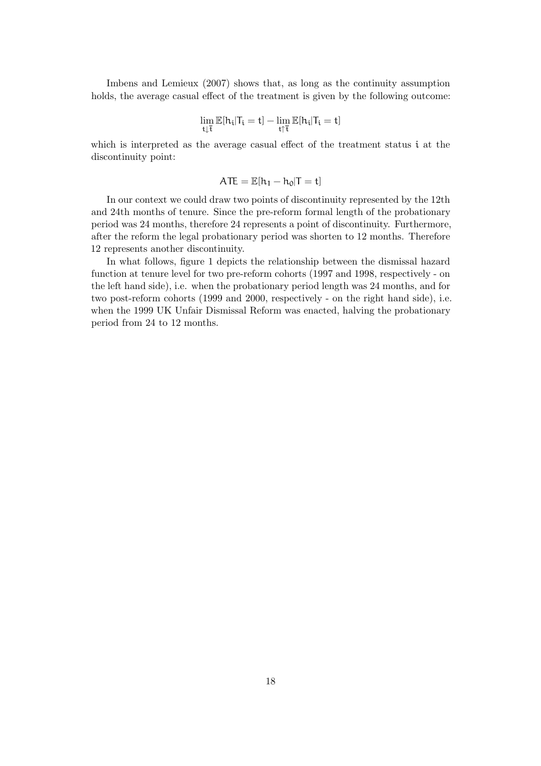Imbens and Lemieux (2007) shows that, as long as the continuity assumption holds, the average casual effect of the treatment is given by the following outcome:

$$\lim_{t \downarrow \bar{t}} \mathbb{E}[h_i | T_i = t] - \lim_{t \uparrow \bar{t}} \mathbb{E}[h_i | T_i = t]$$

which is interpreted as the average casual effect of the treatment status $i$ at the discontinuity point:

$$ATE = \mathbb{E}[h_1 - h_0 | T = t]$$

In our context we could draw two points of discontinuity represented by the 12th and 24th months of tenure. Since the pre-reform formal length of the probationary period was 24 months, therefore 24 represents a point of discontinuity. Furthermore, after the reform the legal probationary period was shorten to 12 months. Therefore 12 represents another discontinuity.

In what follows, figure 1 depicts the relationship between the dismissal hazard function at tenure level for two pre-reform cohorts (1997 and 1998, respectively - on the left hand side), i.e. when the probationary period length was 24 months, and for two post-reform cohorts (1999 and 2000, respectively - on the right hand side), i.e. when the 1999 UK Unfair Dismissal Reform was enacted, halving the probationary period from 24 to 12 months.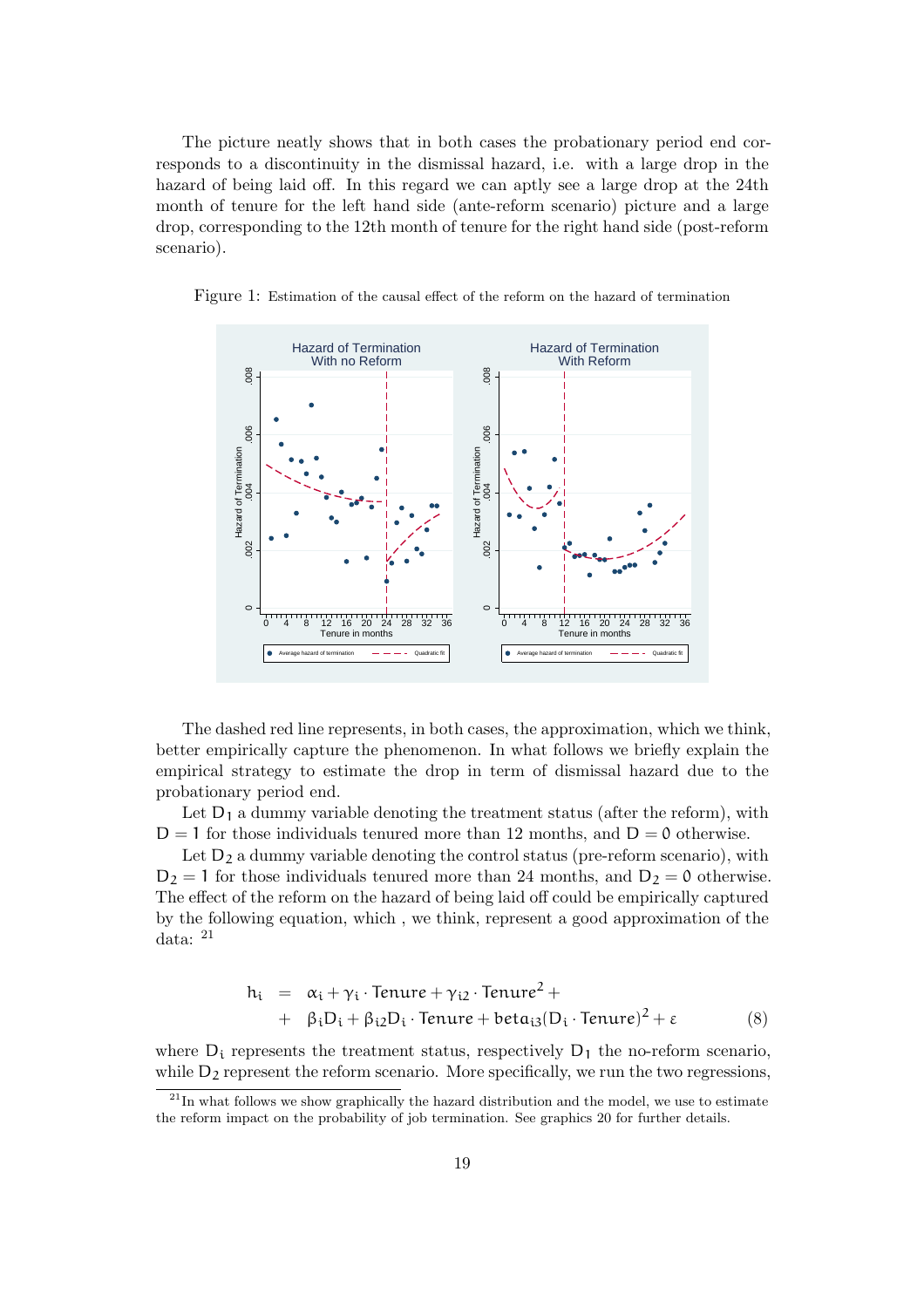The picture neatly shows that in both cases the probationary period end corresponds to a discontinuity in the dismissal hazard, i.e. with a large drop in the hazard of being laid off. In this regard we can aptly see a large drop at the 24th month of tenure for the left hand side (ante-reform scenario) picture and a large drop, corresponding to the 12th month of tenure for the right hand side (post-reform scenario).

Figure 1: Estimation of the causal effect of the reform on the hazard of termination

The dashed red line represents, in both cases, the approximation, which we think, better empirically capture the phenomenon. In what follows we briefly explain the empirical strategy to estimate the drop in term of dismissal hazard due to the probationary period end.

Let $D_1$ a dummy variable denoting the treatment status (after the reform), with $D = 1$ for those individuals tenured more than 12 months, and $D = 0$ otherwise.

Let $D_2$ a dummy variable denoting the control status (pre-reform scenario), with $D_2 = 1$ for those individuals tenured more than 24 months, and $D_2 = 0$ otherwise. The effect of the reform on the hazard of being laid off could be empirically captured by the following equation, which , we think, represent a good approximation of the data: [21]

$$
\begin{aligned}
h_i &= \alpha_i + \gamma_i \cdot \text{Tenure} + \gamma_{i2} \cdot \text{Tenure}^2 + \\
&+ \beta_i D_i + \beta_{i2} D_i \cdot \text{Tenure} + \text{beta}_{i3}(D_i \cdot \text{Tenure})^2 + \varepsilon
\end{aligned} \tag{8}
$$

where $D_i$ represents the treatment status, respectively $D_1$ the no-reform scenario, while $D_2$ represent the reform scenario. More specifically, we run the two regressions,

[21] In what follows we show graphically the hazard distribution and the model, we use to estimate the reform impact on the probability of job termination. See graphics 20 for further details.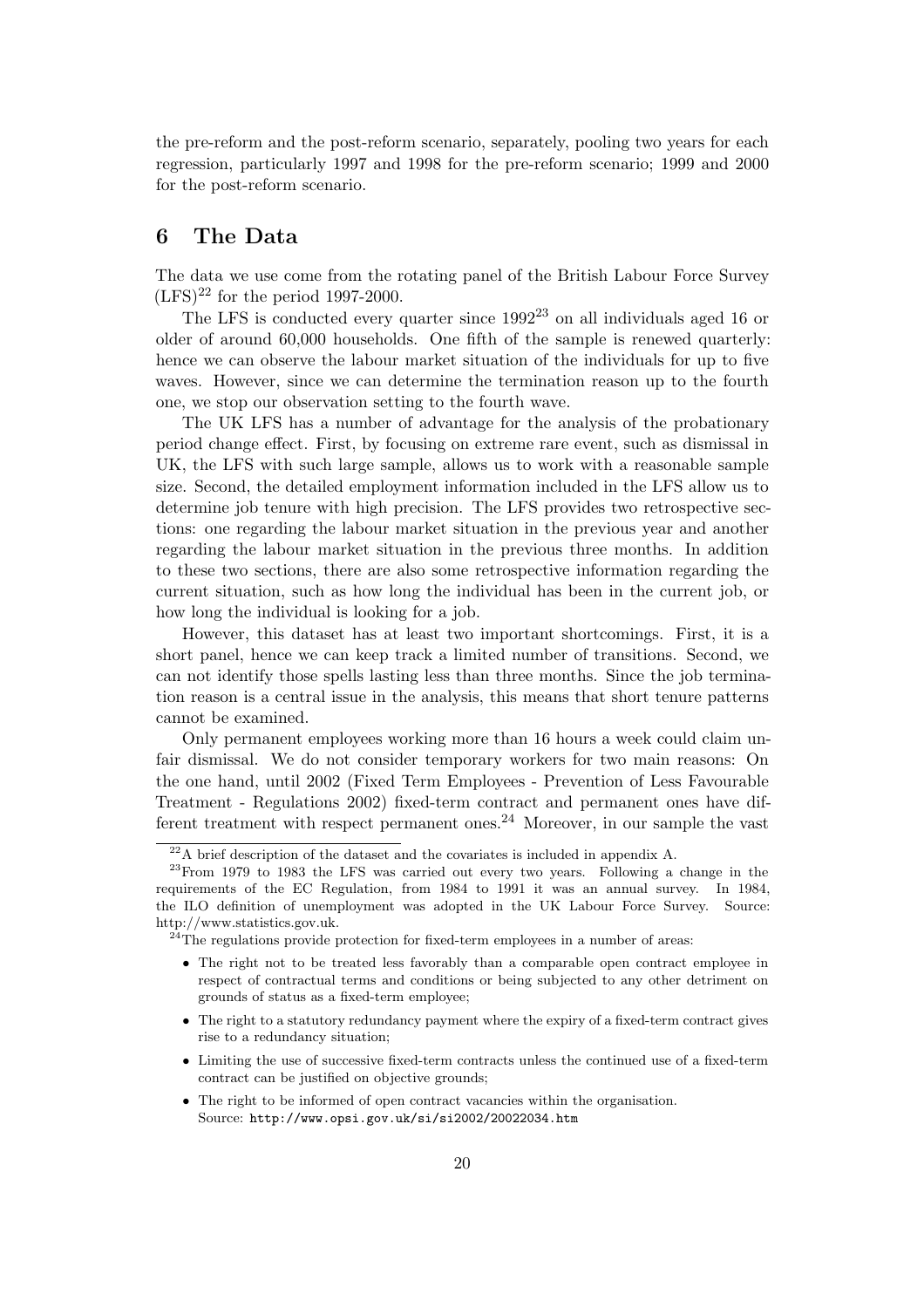the pre-reform and the post-reform scenario, separately, pooling two years for each regression, particularly 1997 and 1998 for the pre-reform scenario; 1999 and 2000 for the post-reform scenario.

## 6 The Data

The data we use come from the rotating panel of the British Labour Force Survey (LFS)[22] for the period 1997-2000.

The LFS is conducted every quarter since 1992[23] on all individuals aged 16 or older of around 60,000 households. One fifth of the sample is renewed quarterly: hence we can observe the labour market situation of the individuals for up to five waves. However, since we can determine the termination reason up to the fourth one, we stop our observation setting to the fourth wave.

The UK LFS has a number of advantage for the analysis of the probationary period change effect. First, by focusing on extreme rare event, such as dismissal in UK, the LFS with such large sample, allows us to work with a reasonable sample size. Second, the detailed employment information included in the LFS allow us to determine job tenure with high precision. The LFS provides two retrospective sections: one regarding the labour market situation in the previous year and another regarding the labour market situation in the previous three months. In addition to these two sections, there are also some retrospective information regarding the current situation, such as how long the individual has been in the current job, or how long the individual is looking for a job.

However, this dataset has at least two important shortcomings. First, it is a short panel, hence we can keep track a limited number of transitions. Second, we can not identify those spells lasting less than three months. Since the job termination reason is a central issue in the analysis, this means that short tenure patterns cannot be examined.

Only permanent employees working more than 16 hours a week could claim unfair dismissal. We do not consider temporary workers for two main reasons: On the one hand, until 2002 (Fixed Term Employees - Prevention of Less Favourable Treatment - Regulations 2002) fixed-term contract and permanent ones have different treatment with respect permanent ones.[24] Moreover, in our sample the vast

---

[22] A brief description of the dataset and the covariates is included in appendix A.

[23] From 1979 to 1983 the LFS was carried out every two years. Following a change in the requirements of the EC Regulation, from 1984 to 1991 it was an annual survey. In 1984, the ILO definition of unemployment was adopted in the UK Labour Force Survey. Source: http://www.statistics.gov.uk.

[24] The regulations provide protection for fixed-term employees in a number of areas:

- The right not to be treated less favorably than a comparable open contract employee in respect of contractual terms and conditions or being subjected to any other detriment on grounds of status as a fixed-term employee;
- The right to a statutory redundancy payment where the expiry of a fixed-term contract gives rise to a redundancy situation;
- Limiting the use of successive fixed-term contracts unless the continued use of a fixed-term contract can be justified on objective grounds;
- The right to be informed of open contract vacancies within the organisation.
  Source: `http://www.opsi.gov.uk/si/si2002/20022034.htm`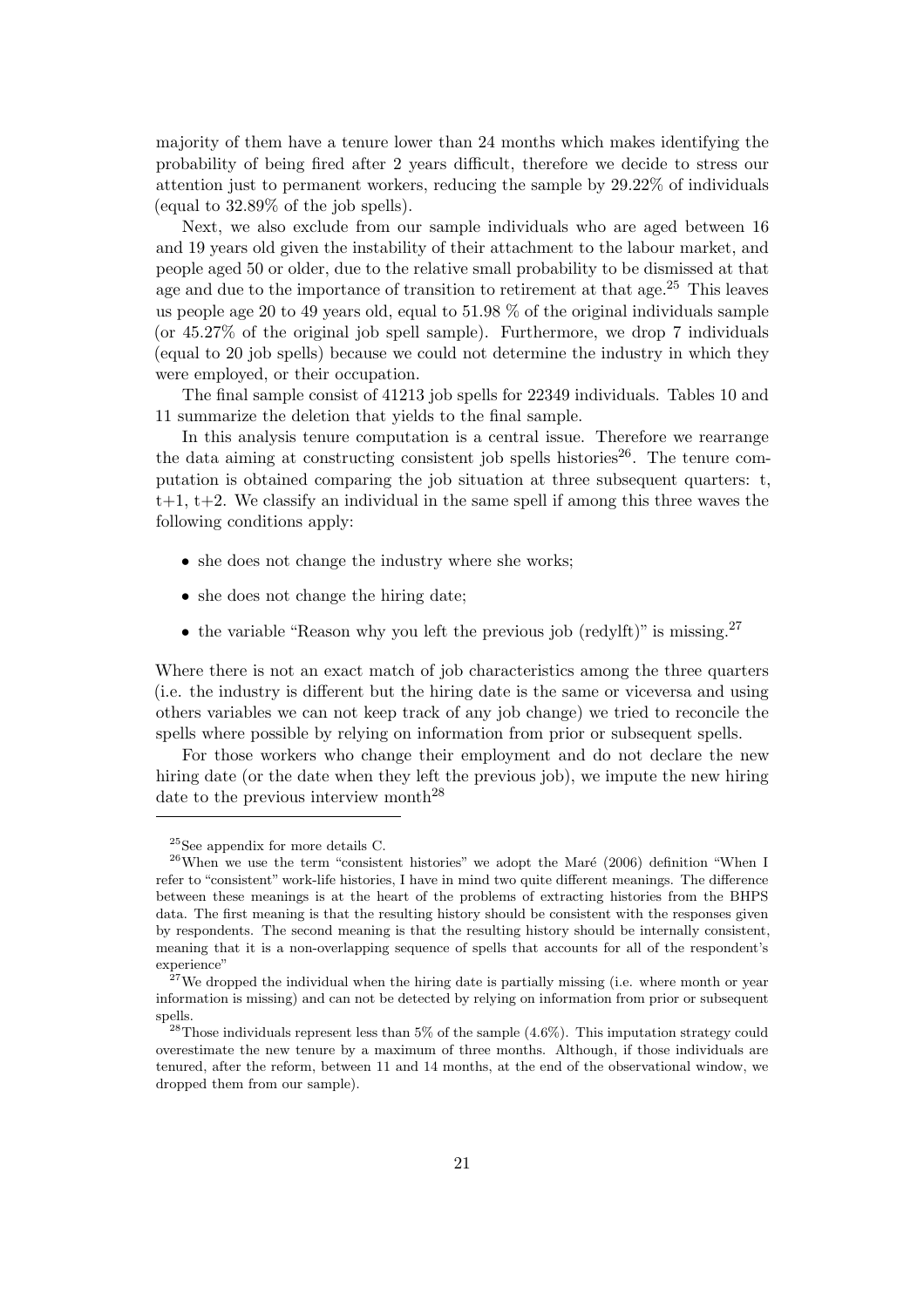majority of them have a tenure lower than 24 months which makes identifying the probability of being fired after 2 years difficult, therefore we decide to stress our attention just to permanent workers, reducing the sample by 29.22% of individuals (equal to 32.89% of the job spells).

Next, we also exclude from our sample individuals who are aged between 16 and 19 years old given the instability of their attachment to the labour market, and people aged 50 or older, due to the relative small probability to be dismissed at that age and due to the importance of transition to retirement at that age.[25] This leaves us people age 20 to 49 years old, equal to 51.98 % of the original individuals sample (or 45.27% of the original job spell sample). Furthermore, we drop 7 individuals (equal to 20 job spells) because we could not determine the industry in which they were employed, or their occupation.

The final sample consist of 41213 job spells for 22349 individuals. Tables 10 and 11 summarize the deletion that yields to the final sample.

In this analysis tenure computation is a central issue. Therefore we rearrange the data aiming at constructing consistent job spells histories[26]. The tenure computation is obtained comparing the job situation at three subsequent quarters: t, t+1, t+2. We classify an individual in the same spell if among this three waves the following conditions apply:

- she does not change the industry where she works;
- she does not change the hiring date;
- the variable "Reason why you left the previous job (redylft)" is missing.[27]

Where there is not an exact match of job characteristics among the three quarters (i.e. the industry is different but the hiring date is the same or viceversa and using others variables we can not keep track of any job change) we tried to reconcile the spells where possible by relying on information from prior or subsequent spells.

For those workers who change their employment and do not declare the new hiring date (or the date when they left the previous job), we impute the new hiring date to the previous interview month[28]

[25] See appendix for more details C.

[26] When we use the term "consistent histories" we adopt the Maré (2006) definition "When I refer to "consistent" work-life histories, I have in mind two quite different meanings. The difference between these meanings is at the heart of the problems of extracting histories from the BHPS data. The first meaning is that the resulting history should be consistent with the responses given by respondents. The second meaning is that the resulting history should be internally consistent, meaning that it is a non-overlapping sequence of spells that accounts for all of the respondent's experience"

[27] We dropped the individual when the hiring date is partially missing (i.e. where month or year information is missing) and can not be detected by relying on information from prior or subsequent spells.

[28] Those individuals represent less than 5% of the sample (4.6%). This imputation strategy could overestimate the new tenure by a maximum of three months. Although, if those individuals are tenured, after the reform, between 11 and 14 months, at the end of the observational window, we dropped them from our sample).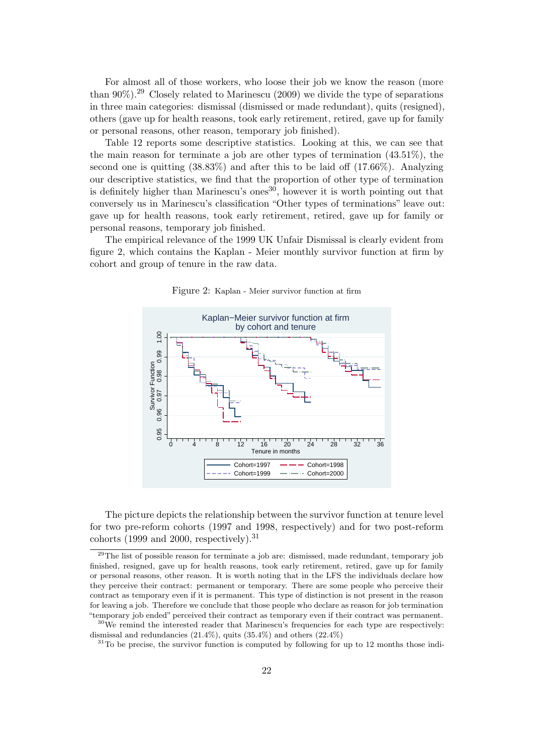For almost all of those workers, who loose their job we know the reason (more than 90%).[29] Closely related to Marinescu (2009) we divide the type of separations in three main categories: dismissal (dismissed or made redundant), quits (resigned), others (gave up for health reasons, took early retirement, retired, gave up for family or personal reasons, other reason, temporary job finished).

Table 12 reports some descriptive statistics. Looking at this, we can see that the main reason for terminate a job are other types of termination (43.51%), the second one is quitting (38.83%) and after this to be laid off (17.66%). Analyzing our descriptive statistics, we find that the proportion of other type of termination is definitely higher than Marinescu's ones[30], however it is worth pointing out that conversely us in Marinescu's classification "Other types of terminations" leave out: gave up for health reasons, took early retirement, retired, gave up for family or personal reasons, temporary job finished.

The empirical relevance of the 1999 UK Unfair Dismissal is clearly evident from figure 2, which contains the Kaplan - Meier monthly survivor function at firm by cohort and group of tenure in the raw data.

Figure 2: Kaplan - Meier survivor function at firm

The picture depicts the relationship between the survivor function at tenure level for two pre-reform cohorts (1997 and 1998, respectively) and for two post-reform cohorts (1999 and 2000, respectively).[31]

[29] The list of possible reason for terminate a job are: dismissed, made redundant, temporary job finished, resigned, gave up for health reasons, took early retirement, retired, gave up for family or personal reasons, other reason. It is worth noting that in the LFS the individuals declare how they perceive their contract: permanent or temporary. There are some people who perceive their contract as temporary even if it is permanent. This type of distinction is not present in the reason for leaving a job. Therefore we conclude that those people who declare as reason for job termination "temporary job ended" perceived their contract as temporary even if their contract was permanent.

[30] We remind the interested reader that Marinescu's frequencies for each type are respectively: dismissal and redundancies (21.4%), quits (35.4%) and others (22.4%)

[31] To be precise, the survivor function is computed by following for up to 12 months those indi-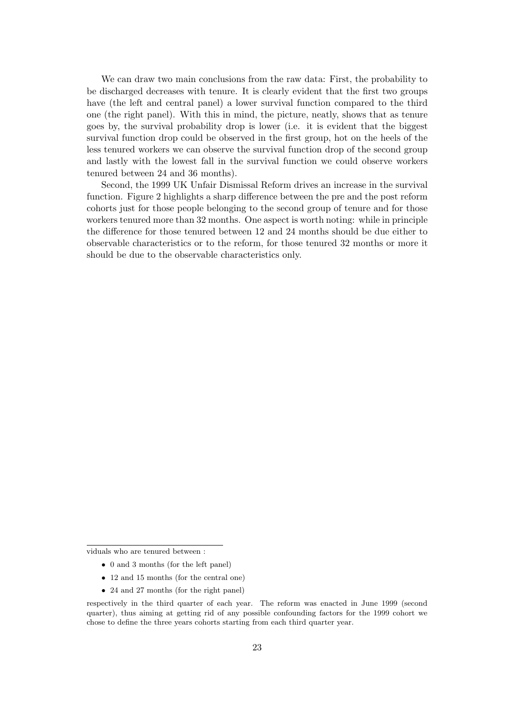We can draw two main conclusions from the raw data: First, the probability to be discharged decreases with tenure. It is clearly evident that the first two groups have (the left and central panel) a lower survival function compared to the third one (the right panel). With this in mind, the picture, neatly, shows that as tenure goes by, the survival probability drop is lower (i.e. it is evident that the biggest survival function drop could be observed in the first group, hot on the heels of the less tenured workers we can observe the survival function drop of the second group and lastly with the lowest fall in the survival function we could observe workers tenured between 24 and 36 months).

Second, the 1999 UK Unfair Dismissal Reform drives an increase in the survival function. Figure 2 highlights a sharp difference between the pre and the post reform cohorts just for those people belonging to the second group of tenure and for those workers tenured more than 32 months. One aspect is worth noting: while in principle the difference for those tenured between 12 and 24 months should be due either to observable characteristics or to the reform, for those tenured 32 months or more it should be due to the observable characteristics only.

---

viduals who are tenured between :

- 0 and 3 months (for the left panel)
- 12 and 15 months (for the central one)
- 24 and 27 months (for the right panel)

respectively in the third quarter of each year. The reform was enacted in June 1999 (second quarter), thus aiming at getting rid of any possible confounding factors for the 1999 cohort we chose to define the three years cohorts starting from each third quarter year.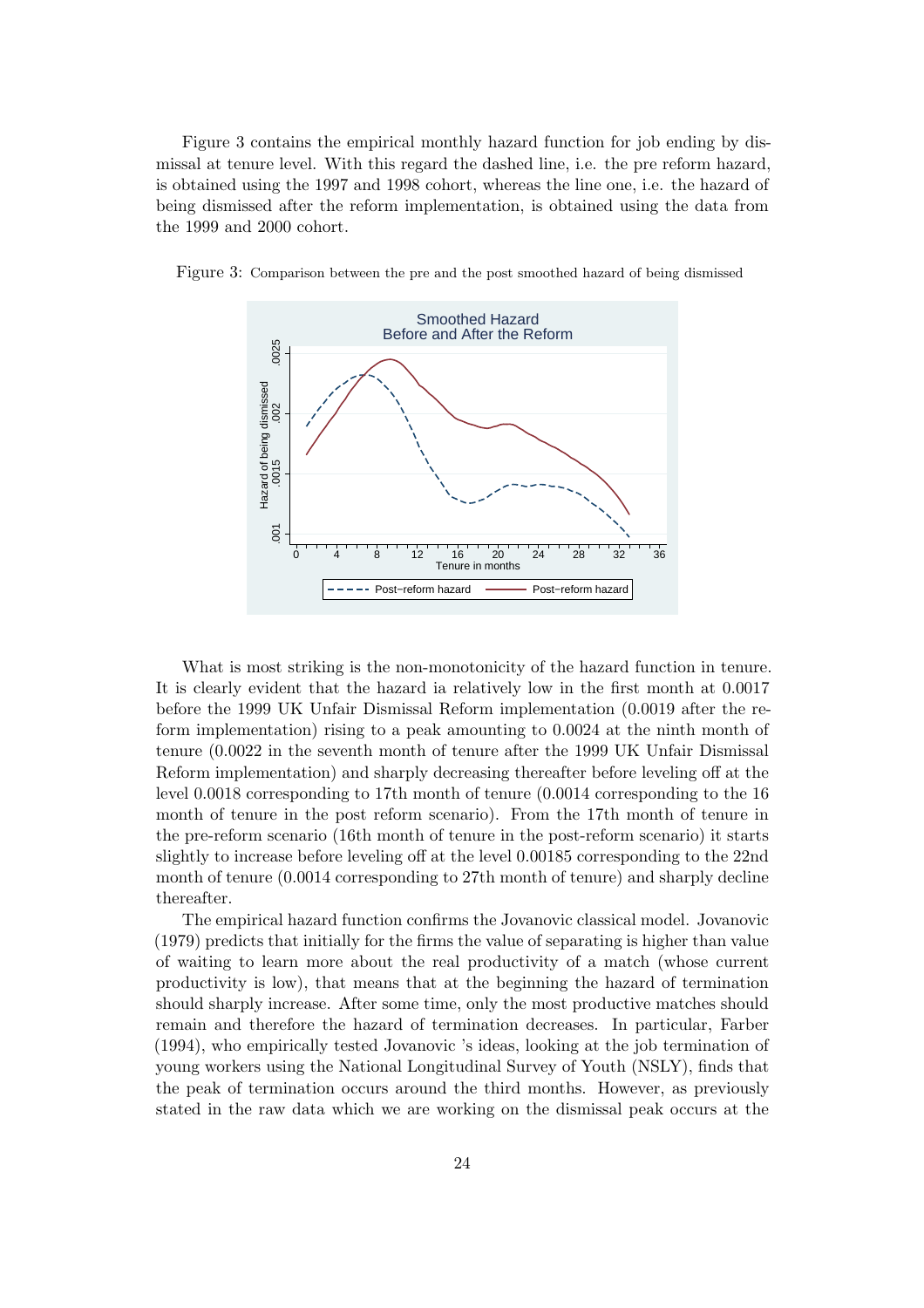Figure 3 contains the empirical monthly hazard function for job ending by dismissal at tenure level. With this regard the dashed line, i.e. the pre reform hazard, is obtained using the 1997 and 1998 cohort, whereas the line one, i.e. the hazard of being dismissed after the reform implementation, is obtained using the data from the 1999 and 2000 cohort.

Figure 3: Comparison between the pre and the post smoothed hazard of being dismissed

What is most striking is the non-monotonicity of the hazard function in tenure. It is clearly evident that the hazard ia relatively low in the first month at 0.0017 before the 1999 UK Unfair Dismissal Reform implementation (0.0019 after the reform implementation) rising to a peak amounting to 0.0024 at the ninth month of tenure (0.0022 in the seventh month of tenure after the 1999 UK Unfair Dismissal Reform implementation) and sharply decreasing thereafter before leveling off at the level 0.0018 corresponding to 17th month of tenure (0.0014 corresponding to the 16 month of tenure in the post reform scenario). From the 17th month of tenure in the pre-reform scenario (16th month of tenure in the post-reform scenario) it starts slightly to increase before leveling off at the level 0.00185 corresponding to the 22nd month of tenure (0.0014 corresponding to 27th month of tenure) and sharply decline thereafter.

The empirical hazard function confirms the Jovanovic classical model. Jovanovic (1979) predicts that initially for the firms the value of separating is higher than value of waiting to learn more about the real productivity of a match (whose current productivity is low), that means that at the beginning the hazard of termination should sharply increase. After some time, only the most productive matches should remain and therefore the hazard of termination decreases. In particular, Farber (1994), who empirically tested Jovanovic 's ideas, looking at the job termination of young workers using the National Longitudinal Survey of Youth (NSLY), finds that the peak of termination occurs around the third months. However, as previously stated in the raw data which we are working on the dismissal peak occurs at the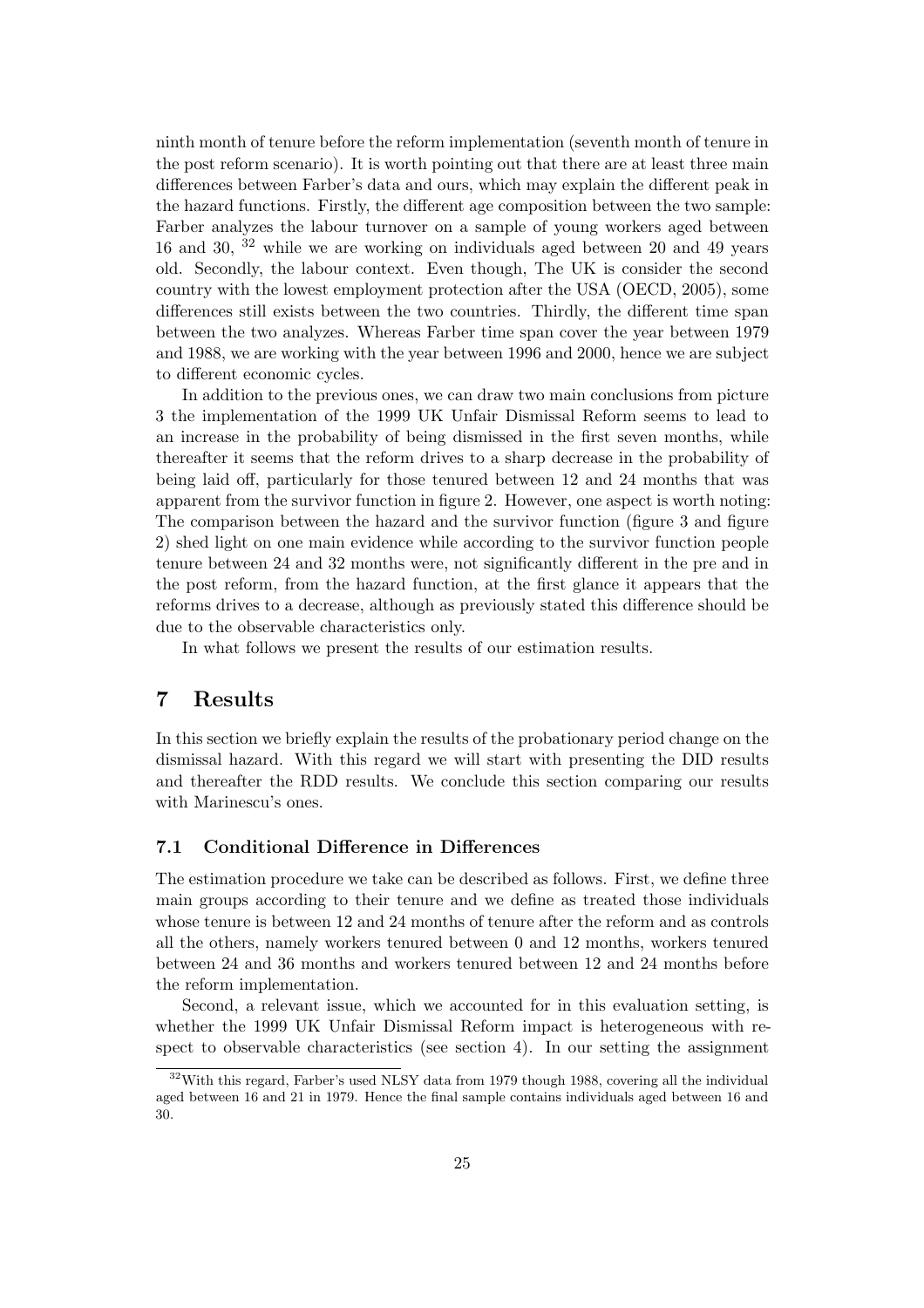ninth month of tenure before the reform implementation (seventh month of tenure in the post reform scenario). It is worth pointing out that there are at least three main differences between Farber's data and ours, which may explain the different peak in the hazard functions. Firstly, the different age composition between the two sample: Farber analyzes the labour turnover on a sample of young workers aged between 16 and 30, [32] while we are working on individuals aged between 20 and 49 years old. Secondly, the labour context. Even though, The UK is consider the second country with the lowest employment protection after the USA (OECD, 2005), some differences still exists between the two countries. Thirdly, the different time span between the two analyzes. Whereas Farber time span cover the year between 1979 and 1988, we are working with the year between 1996 and 2000, hence we are subject to different economic cycles.

In addition to the previous ones, we can draw two main conclusions from picture 3 the implementation of the 1999 UK Unfair Dismissal Reform seems to lead to an increase in the probability of being dismissed in the first seven months, while thereafter it seems that the reform drives to a sharp decrease in the probability of being laid off, particularly for those tenured between 12 and 24 months that was apparent from the survivor function in figure 2. However, one aspect is worth noting: The comparison between the hazard and the survivor function (figure 3 and figure 2) shed light on one main evidence while according to the survivor function people tenure between 24 and 32 months were, not significantly different in the pre and in the post reform, from the hazard function, at the first glance it appears that the reforms drives to a decrease, although as previously stated this difference should be due to the observable characteristics only.

In what follows we present the results of our estimation results.

# 7 Results

In this section we briefly explain the results of the probationary period change on the dismissal hazard. With this regard we will start with presenting the DID results and thereafter the RDD results. We conclude this section comparing our results with Marinescu's ones.

## 7.1 Conditional Difference in Differences

The estimation procedure we take can be described as follows. First, we define three main groups according to their tenure and we define as treated those individuals whose tenure is between 12 and 24 months of tenure after the reform and as controls all the others, namely workers tenured between 0 and 12 months, workers tenured between 24 and 36 months and workers tenured between 12 and 24 months before the reform implementation.

Second, a relevant issue, which we accounted for in this evaluation setting, is whether the 1999 UK Unfair Dismissal Reform impact is heterogeneous with respect to observable characteristics (see section 4). In our setting the assignment

[32] With this regard, Farber's used NLSY data from 1979 though 1988, covering all the individual aged between 16 and 21 in 1979. Hence the final sample contains individuals aged between 16 and 30.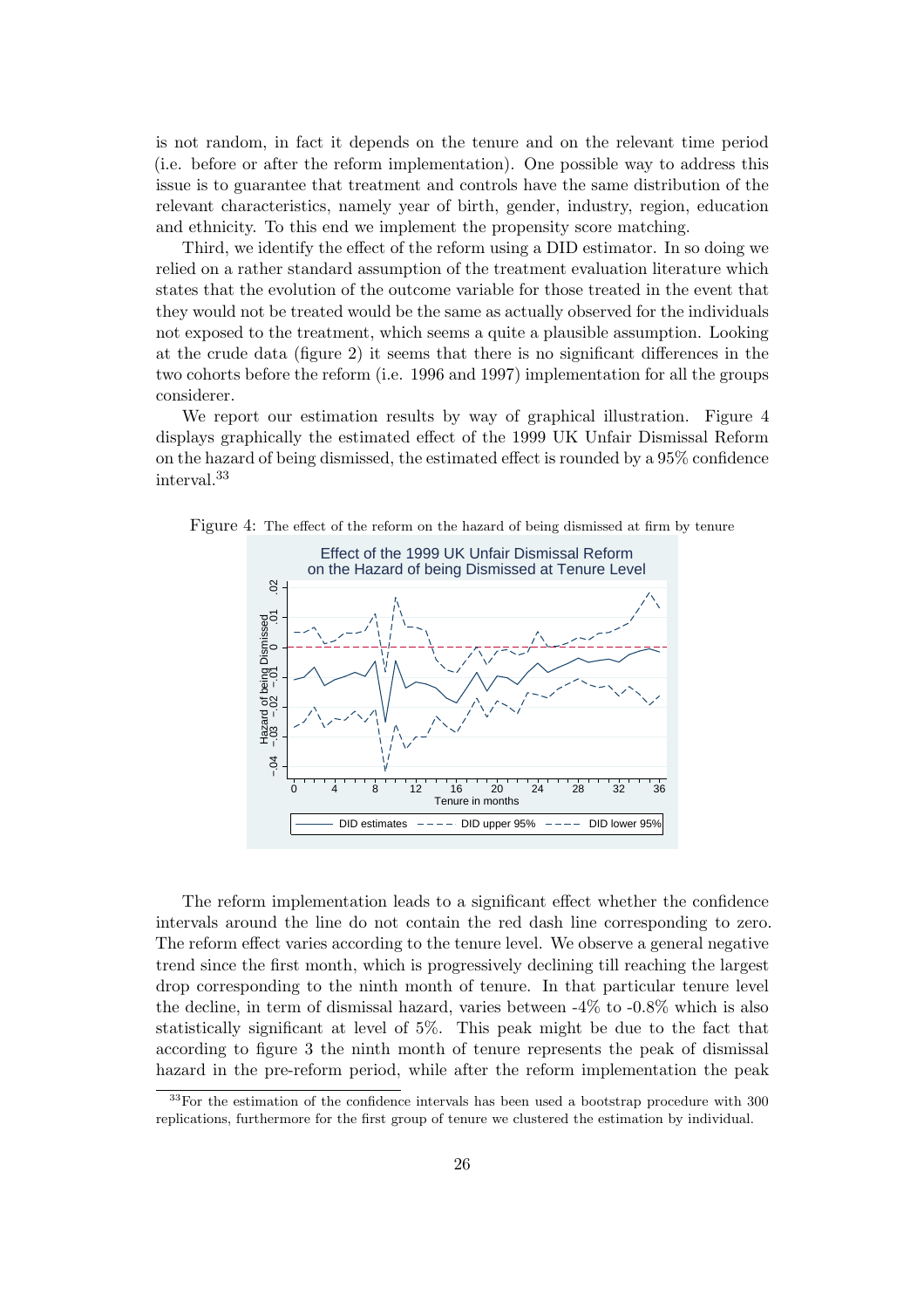is not random, in fact it depends on the tenure and on the relevant time period (i.e. before or after the reform implementation). One possible way to address this issue is to guarantee that treatment and controls have the same distribution of the relevant characteristics, namely year of birth, gender, industry, region, education and ethnicity. To this end we implement the propensity score matching.

Third, we identify the effect of the reform using a DID estimator. In so doing we relied on a rather standard assumption of the treatment evaluation literature which states that the evolution of the outcome variable for those treated in the event that they would not be treated would be the same as actually observed for the individuals not exposed to the treatment, which seems a quite a plausible assumption. Looking at the crude data (figure 2) it seems that there is no significant differences in the two cohorts before the reform (i.e. 1996 and 1997) implementation for all the groups considerer.

We report our estimation results by way of graphical illustration. Figure 4 displays graphically the estimated effect of the 1999 UK Unfair Dismissal Reform on the hazard of being dismissed, the estimated effect is rounded by a 95% confidence interval.[33]

Figure 4: The effect of the reform on the hazard of being dismissed at firm by tenure

The reform implementation leads to a significant effect whether the confidence intervals around the line do not contain the red dash line corresponding to zero. The reform effect varies according to the tenure level. We observe a general negative trend since the first month, which is progressively declining till reaching the largest drop corresponding to the ninth month of tenure. In that particular tenure level the decline, in term of dismissal hazard, varies between -4% to -0.8% which is also statistically significant at level of 5%. This peak might be due to the fact that according to figure 3 the ninth month of tenure represents the peak of dismissal hazard in the pre-reform period, while after the reform implementation the peak

[33] For the estimation of the confidence intervals has been used a bootstrap procedure with 300 replications, furthermore for the first group of tenure we clustered the estimation by individual.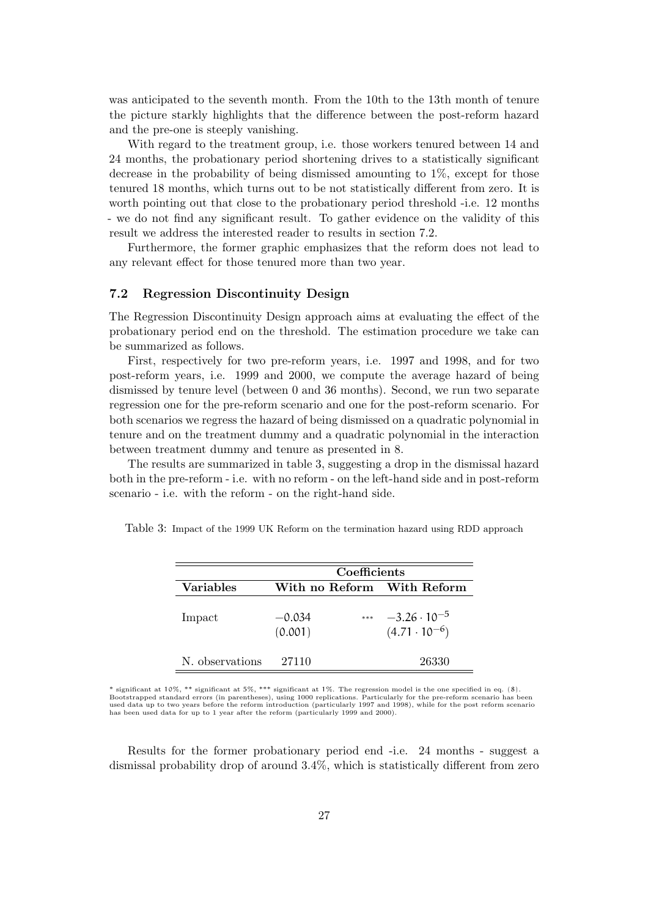was anticipated to the seventh month. From the 10th to the 13th month of tenure the picture starkly highlights that the difference between the post-reform hazard and the pre-one is steeply vanishing.

With regard to the treatment group, i.e. those workers tenured between 14 and 24 months, the probationary period shortening drives to a statistically significant decrease in the probability of being dismissed amounting to 1%, except for those tenured 18 months, which turns out to be not statistically different from zero. It is worth pointing out that close to the probationary period threshold -i.e. 12 months - we do not find any significant result. To gather evidence on the validity of this result we address the interested reader to results in section 7.2.

Furthermore, the former graphic emphasizes that the reform does not lead to any relevant effect for those tenured more than two year.

### 7.2 Regression Discontinuity Design

The Regression Discontinuity Design approach aims at evaluating the effect of the probationary period end on the threshold. The estimation procedure we take can be summarized as follows.

First, respectively for two pre-reform years, i.e. 1997 and 1998, and for two post-reform years, i.e. 1999 and 2000, we compute the average hazard of being dismissed by tenure level (between 0 and 36 months). Second, we run two separate regression one for the pre-reform scenario and one for the post-reform scenario. For both scenarios we regress the hazard of being dismissed on a quadratic polynomial in tenure and on the treatment dummy and a quadratic polynomial in the interaction between treatment dummy and tenure as presented in 8.

The results are summarized in table 3, suggesting a drop in the dismissal hazard both in the pre-reform - i.e. with no reform - on the left-hand side and in post-reform scenario - i.e. with the reform - on the right-hand side.

Table 3: Impact of the 1999 UK Reform on the termination hazard using RDD approach

| | Coefficients | | |
|---|---|---|---|
| **Variables** | **With no Reform** | | **With Reform** |
| Impact | $-0.034$ | *** | $-3.26 \cdot 10^{-5}$ |
| | (0.001) | | $(4.71 \cdot 10^{-6})$ |
| N. observations | 27110 | | 26330 |

\* significant at 10%, ** significant at 5%, *** significant at 1%. The regression model is the one specified in eq. (8). Bootstrapped standard errors (in parentheses), using 1000 replications. Particularly for the pre-reform scenario has been used data up to two years before the reform introduction (particularly 1997 and 1998), while for the post reform scenario has been used data for up to 1 year after the reform (particularly 1999 and 2000).

Results for the former probationary period end -i.e. 24 months - suggest a dismissal probability drop of around 3.4%, which is statistically different from zero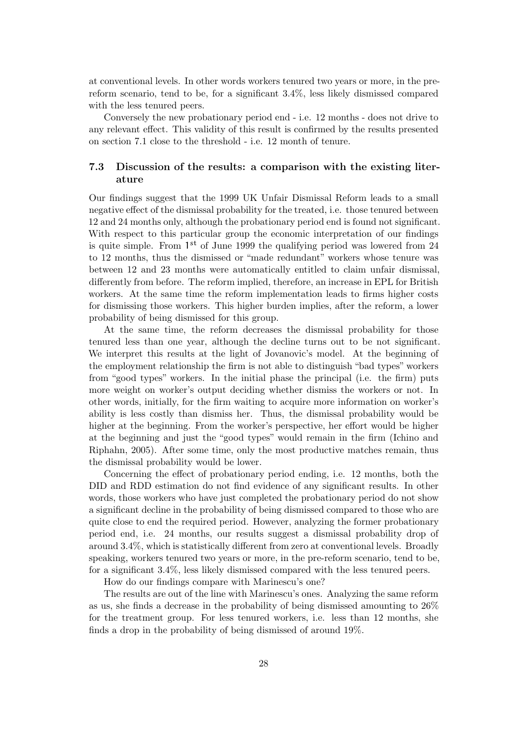at conventional levels. In other words workers tenured two years or more, in the pre-reform scenario, tend to be, for a significant 3.4%, less likely dismissed compared with the less tenured peers.

Conversely the new probationary period end - i.e. 12 months - does not drive to any relevant effect. This validity of this result is confirmed by the results presented on section 7.1 close to the threshold - i.e. 12 month of tenure.

### 7.3 Discussion of the results: a comparison with the existing literature

Our findings suggest that the 1999 UK Unfair Dismissal Reform leads to a small negative effect of the dismissal probability for the treated, i.e. those tenured between 12 and 24 months only, although the probationary period end is found not significant. With respect to this particular group the economic interpretation of our findings is quite simple. From 1[st] of June 1999 the qualifying period was lowered from 24 to 12 months, thus the dismissed or "made redundant" workers whose tenure was between 12 and 23 months were automatically entitled to claim unfair dismissal, differently from before. The reform implied, therefore, an increase in EPL for British workers. At the same time the reform implementation leads to firms higher costs for dismissing those workers. This higher burden implies, after the reform, a lower probability of being dismissed for this group.

At the same time, the reform decreases the dismissal probability for those tenured less than one year, although the decline turns out to be not significant. We interpret this results at the light of Jovanovic's model. At the beginning of the employment relationship the firm is not able to distinguish "bad types" workers from "good types" workers. In the initial phase the principal (i.e. the firm) puts more weight on worker's output deciding whether dismiss the workers or not. In other words, initially, for the firm waiting to acquire more information on worker's ability is less costly than dismiss her. Thus, the dismissal probability would be higher at the beginning. From the worker's perspective, her effort would be higher at the beginning and just the "good types" would remain in the firm (Ichino and Riphahn, 2005). After some time, only the most productive matches remain, thus the dismissal probability would be lower.

Concerning the effect of probationary period ending, i.e. 12 months, both the DID and RDD estimation do not find evidence of any significant results. In other words, those workers who have just completed the probationary period do not show a significant decline in the probability of being dismissed compared to those who are quite close to end the required period. However, analyzing the former probationary period end, i.e. 24 months, our results suggest a dismissal probability drop of around 3.4%, which is statistically different from zero at conventional levels. Broadly speaking, workers tenured two years or more, in the pre-reform scenario, tend to be, for a significant 3.4%, less likely dismissed compared with the less tenured peers.

How do our findings compare with Marinescu's one?

The results are out of the line with Marinescu's ones. Analyzing the same reform as us, she finds a decrease in the probability of being dismissed amounting to 26% for the treatment group. For less tenured workers, i.e. less than 12 months, she finds a drop in the probability of being dismissed of around 19%.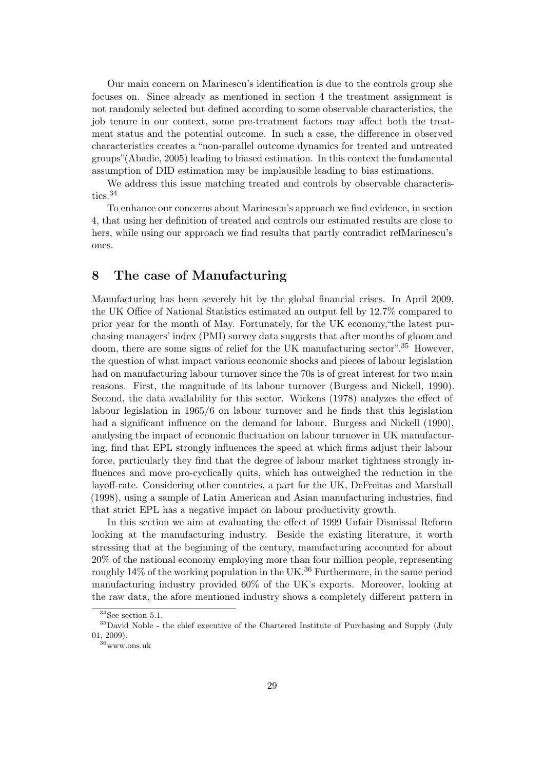Our main concern on Marinescu's identification is due to the controls group she focuses on. Since already as mentioned in section 4 the treatment assignment is not randomly selected but defined according to some observable characteristics, the job tenure in our context, some pre-treatment factors may affect both the treatment status and the potential outcome. In such a case, the difference in observed characteristics creates a "non-parallel outcome dynamics for treated and untreated groups"(Abadie, 2005) leading to biased estimation. In this context the fundamental assumption of DID estimation may be implausible leading to bias estimations.

We address this issue matching treated and controls by observable characteristics.[34]

To enhance our concerns about Marinescu's approach we find evidence, in section 4, that using her definition of treated and controls our estimated results are close to hers, while using our approach we find results that partly contradict refMarinescu's ones.

## 8 The case of Manufacturing

Manufacturing has been severely hit by the global financial crises. In April 2009, the UK Office of National Statistics estimated an output fell by 12.7% compared to prior year for the month of May. Fortunately, for the UK economy,"the latest purchasing managers' index (PMI) survey data suggests that after months of gloom and doom, there are some signs of relief for the UK manufacturing sector".[35] However, the question of what impact various economic shocks and pieces of labour legislation had on manufacturing labour turnover since the 70s is of great interest for two main reasons. First, the magnitude of its labour turnover (Burgess and Nickell, 1990). Second, the data availability for this sector. Wickens (1978) analyzes the effect of labour legislation in 1965/6 on labour turnover and he finds that this legislation had a significant influence on the demand for labour. Burgess and Nickell (1990), analysing the impact of economic fluctuation on labour turnover in UK manufacturing, find that EPL strongly influences the speed at which firms adjust their labour force, particularly they find that the degree of labour market tightness strongly influences and move pro-cyclically quits, which has outweighed the reduction in the layoff-rate. Considering other countries, a part for the UK, DeFreitas and Marshall (1998), using a sample of Latin American and Asian manufacturing industries, find that strict EPL has a negative impact on labour productivity growth.

In this section we aim at evaluating the effect of 1999 Unfair Dismissal Reform looking at the manufacturing industry. Beside the existing literature, it worth stressing that at the beginning of the century, manufacturing accounted for about 20% of the national economy employing more than four million people, representing roughly 14% of the working population in the UK.[36] Furthermore, in the same period manufacturing industry provided 60% of the UK's exports. Moreover, looking at the raw data, the afore mentioned industry shows a completely different pattern in

[34] See section 5.1.

[35] David Noble - the chief executive of the Chartered Institute of Purchasing and Supply (July 01, 2009).

[36] www.ons.uk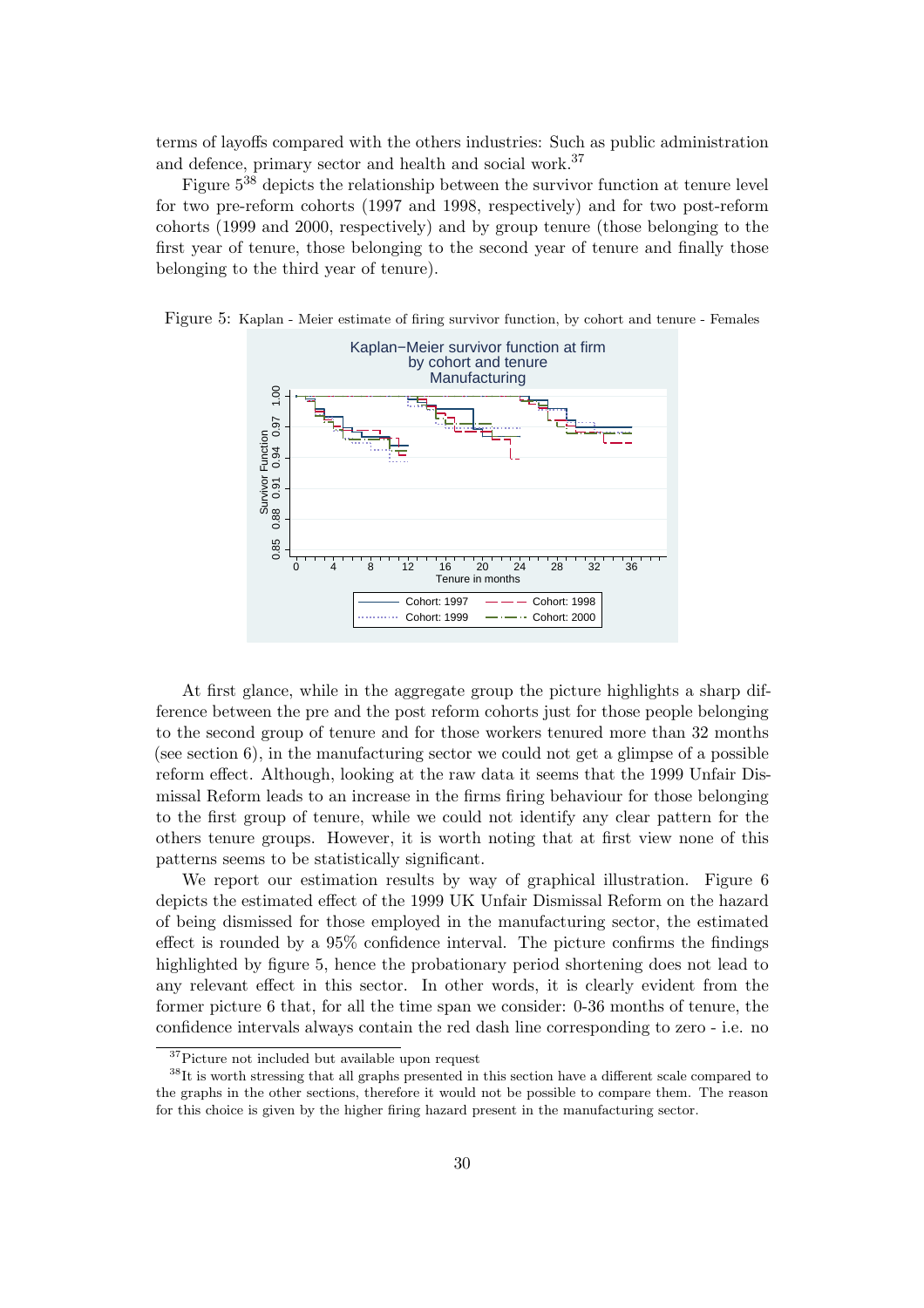terms of layoffs compared with the others industries: Such as public administration and defence, primary sector and health and social work.[37]

Figure 5[38] depicts the relationship between the survivor function at tenure level for two pre-reform cohorts (1997 and 1998, respectively) and for two post-reform cohorts (1999 and 2000, respectively) and by group tenure (those belonging to the first year of tenure, those belonging to the second year of tenure and finally those belonging to the third year of tenure).

Figure 5: Kaplan - Meier estimate of firing survivor function, by cohort and tenure - Females

At first glance, while in the aggregate group the picture highlights a sharp difference between the pre and the post reform cohorts just for those people belonging to the second group of tenure and for those workers tenured more than 32 months (see section 6), in the manufacturing sector we could not get a glimpse of a possible reform effect. Although, looking at the raw data it seems that the 1999 Unfair Dismissal Reform leads to an increase in the firms firing behaviour for those belonging to the first group of tenure, while we could not identify any clear pattern for the others tenure groups. However, it is worth noting that at first view none of this patterns seems to be statistically significant.

We report our estimation results by way of graphical illustration. Figure 6 depicts the estimated effect of the 1999 UK Unfair Dismissal Reform on the hazard of being dismissed for those employed in the manufacturing sector, the estimated effect is rounded by a 95% confidence interval. The picture confirms the findings highlighted by figure 5, hence the probationary period shortening does not lead to any relevant effect in this sector. In other words, it is clearly evident from the former picture 6 that, for all the time span we consider: 0-36 months of tenure, the confidence intervals always contain the red dash line corresponding to zero - i.e. no

[37] Picture not included but available upon request

[38] It is worth stressing that all graphs presented in this section have a different scale compared to the graphs in the other sections, therefore it would not be possible to compare them. The reason for this choice is given by the higher firing hazard present in the manufacturing sector.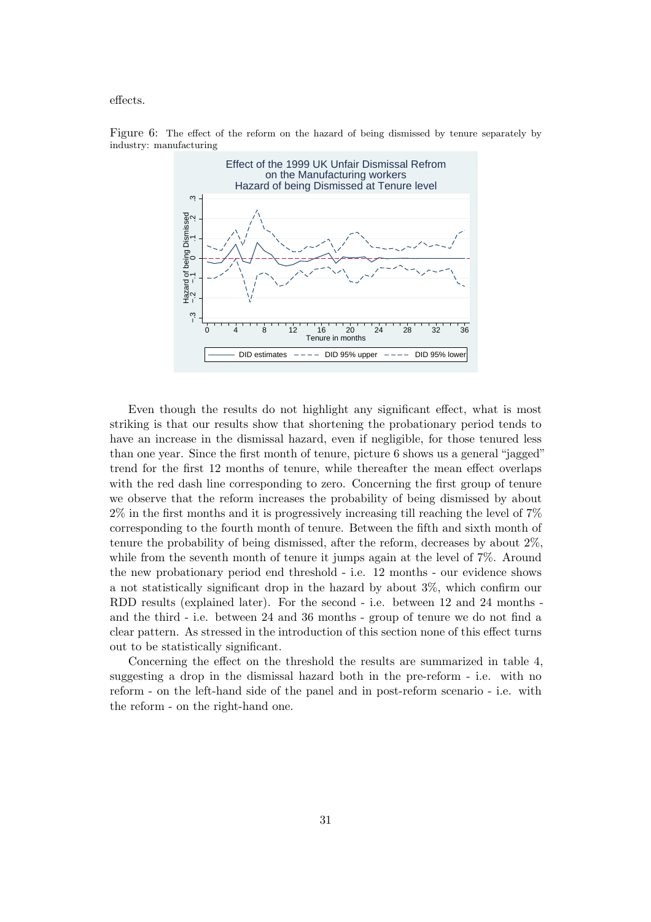effects.

Figure 6: The effect of the reform on the hazard of being dismissed by tenure separately by industry: manufacturing

Even though the results do not highlight any significant effect, what is most striking is that our results show that shortening the probationary period tends to have an increase in the dismissal hazard, even if negligible, for those tenured less than one year. Since the first month of tenure, picture 6 shows us a general "jagged" trend for the first 12 months of tenure, while thereafter the mean effect overlaps with the red dash line corresponding to zero. Concerning the first group of tenure we observe that the reform increases the probability of being dismissed by about 2% in the first months and it is progressively increasing till reaching the level of 7% corresponding to the fourth month of tenure. Between the fifth and sixth month of tenure the probability of being dismissed, after the reform, decreases by about 2%, while from the seventh month of tenure it jumps again at the level of 7%. Around the new probationary period end threshold - i.e. 12 months - our evidence shows a not statistically significant drop in the hazard by about 3%, which confirm our RDD results (explained later). For the second - i.e. between 12 and 24 months - and the third - i.e. between 24 and 36 months - group of tenure we do not find a clear pattern. As stressed in the introduction of this section none of this effect turns out to be statistically significant.

Concerning the effect on the threshold the results are summarized in table 4, suggesting a drop in the dismissal hazard both in the pre-reform - i.e. with no reform - on the left-hand side of the panel and in post-reform scenario - i.e. with the reform - on the right-hand one.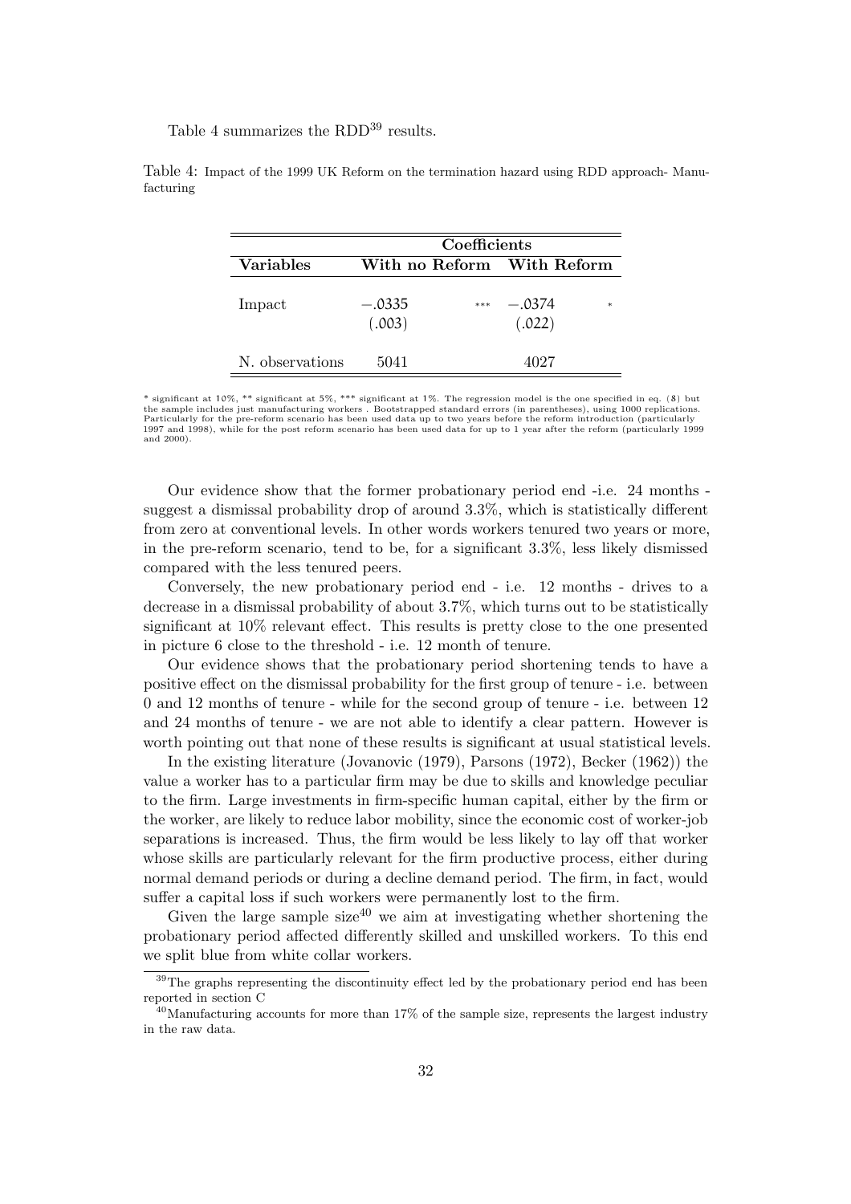Table 4 summarizes the RDD[39] results.

Table 4: Impact of the 1999 UK Reform on the termination hazard using RDD approach- Manufacturing

| | Coefficients | |
|---|---|---|
| **Variables** | **With no Reform** | **With Reform** |
| Impact | −.0335 *** | −.0374 * |
| | (.003) | (.022) |
| N. observations | 5041 | 4027 |

* significant at 10%, ** significant at 5%, *** significant at 1%. The regression model is the one specified in eq. (8) but the sample includes just manufacturing workers . Bootstrapped standard errors (in parentheses), using 1000 replications. Particularly for the pre-reform scenario has been used data up to two years before the reform introduction (particularly 1997 and 1998), while for the post reform scenario has been used data for up to 1 year after the reform (particularly 1999 and 2000).

Our evidence show that the former probationary period end -i.e. 24 months - suggest a dismissal probability drop of around 3.3%, which is statistically different from zero at conventional levels. In other words workers tenured two years or more, in the pre-reform scenario, tend to be, for a significant 3.3%, less likely dismissed compared with the less tenured peers.

Conversely, the new probationary period end - i.e. 12 months - drives to a decrease in a dismissal probability of about 3.7%, which turns out to be statistically significant at 10% relevant effect. This results is pretty close to the one presented in picture 6 close to the threshold - i.e. 12 month of tenure.

Our evidence shows that the probationary period shortening tends to have a positive effect on the dismissal probability for the first group of tenure - i.e. between 0 and 12 months of tenure - while for the second group of tenure - i.e. between 12 and 24 months of tenure - we are not able to identify a clear pattern. However is worth pointing out that none of these results is significant at usual statistical levels.

In the existing literature (Jovanovic (1979), Parsons (1972), Becker (1962)) the value a worker has to a particular firm may be due to skills and knowledge peculiar to the firm. Large investments in firm-specific human capital, either by the firm or the worker, are likely to reduce labor mobility, since the economic cost of worker-job separations is increased. Thus, the firm would be less likely to lay off that worker whose skills are particularly relevant for the firm productive process, either during normal demand periods or during a decline demand period. The firm, in fact, would suffer a capital loss if such workers were permanently lost to the firm.

Given the large sample size[40] we aim at investigating whether shortening the probationary period affected differently skilled and unskilled workers. To this end we split blue from white collar workers.

[39] The graphs representing the discontinuity effect led by the probationary period end has been reported in section C

[40] Manufacturing accounts for more than 17% of the sample size, represents the largest industry in the raw data.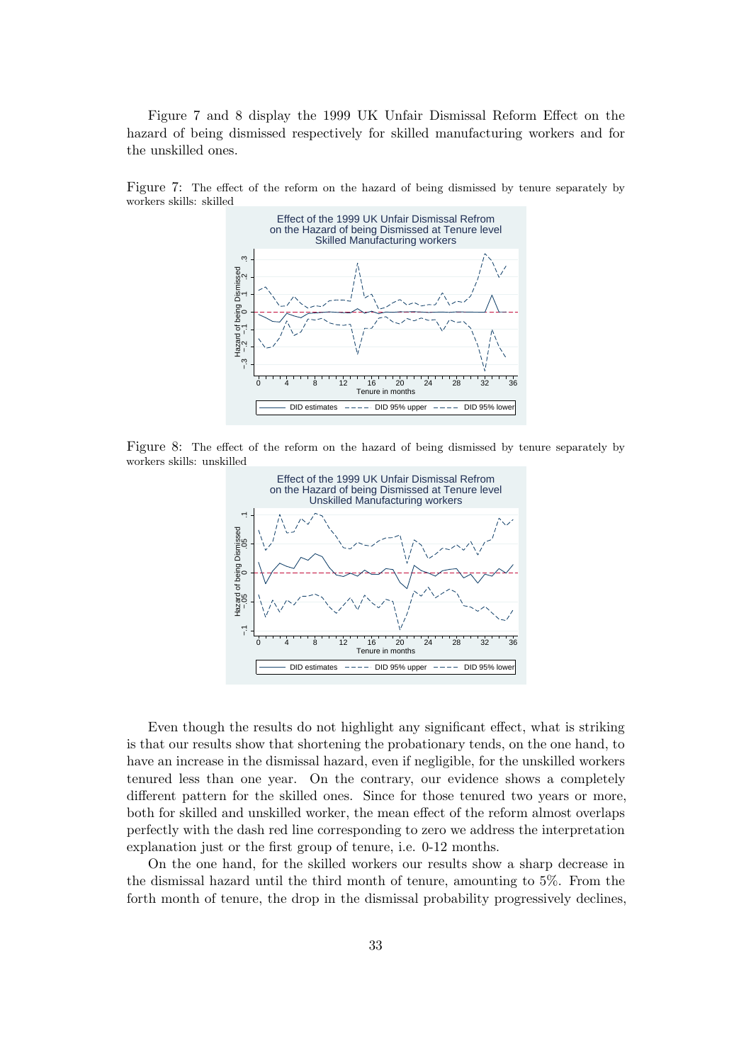Figure 7 and 8 display the 1999 UK Unfair Dismissal Reform Effect on the hazard of being dismissed respectively for skilled manufacturing workers and for the unskilled ones.

Figure 7: The effect of the reform on the hazard of being dismissed by tenure separately by workers skills: skilled

Figure 8: The effect of the reform on the hazard of being dismissed by tenure separately by workers skills: unskilled

Even though the results do not highlight any significant effect, what is striking is that our results show that shortening the probationary tends, on the one hand, to have an increase in the dismissal hazard, even if negligible, for the unskilled workers tenured less than one year. On the contrary, our evidence shows a completely different pattern for the skilled ones. Since for those tenured two years or more, both for skilled and unskilled worker, the mean effect of the reform almost overlaps perfectly with the dash red line corresponding to zero we address the interpretation explanation just or the first group of tenure, i.e. 0-12 months.

On the one hand, for the skilled workers our results show a sharp decrease in the dismissal hazard until the third month of tenure, amounting to 5%. From the forth month of tenure, the drop in the dismissal probability progressively declines,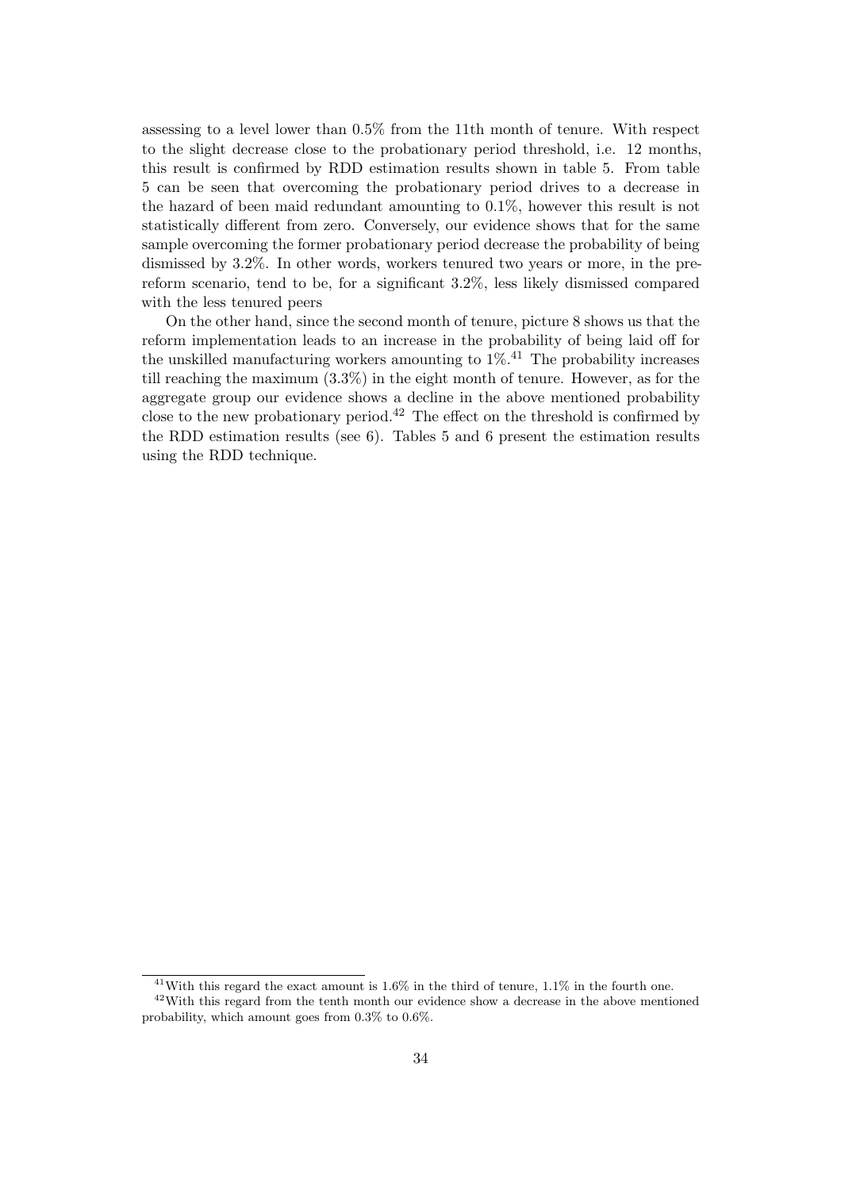assessing to a level lower than 0.5% from the 11th month of tenure. With respect to the slight decrease close to the probationary period threshold, i.e. 12 months, this result is confirmed by RDD estimation results shown in table 5. From table 5 can be seen that overcoming the probationary period drives to a decrease in the hazard of been maid redundant amounting to 0.1%, however this result is not statistically different from zero. Conversely, our evidence shows that for the same sample overcoming the former probationary period decrease the probability of being dismissed by 3.2%. In other words, workers tenured two years or more, in the pre-reform scenario, tend to be, for a significant 3.2%, less likely dismissed compared with the less tenured peers

On the other hand, since the second month of tenure, picture 8 shows us that the reform implementation leads to an increase in the probability of being laid off for the unskilled manufacturing workers amounting to 1%.[41] The probability increases till reaching the maximum (3.3%) in the eight month of tenure. However, as for the aggregate group our evidence shows a decline in the above mentioned probability close to the new probationary period.[42] The effect on the threshold is confirmed by the RDD estimation results (see 6). Tables 5 and 6 present the estimation results using the RDD technique.

[41] With this regard the exact amount is 1.6% in the third of tenure, 1.1% in the fourth one.

[42] With this regard from the tenth month our evidence show a decrease in the above mentioned probability, which amount goes from 0.3% to 0.6%.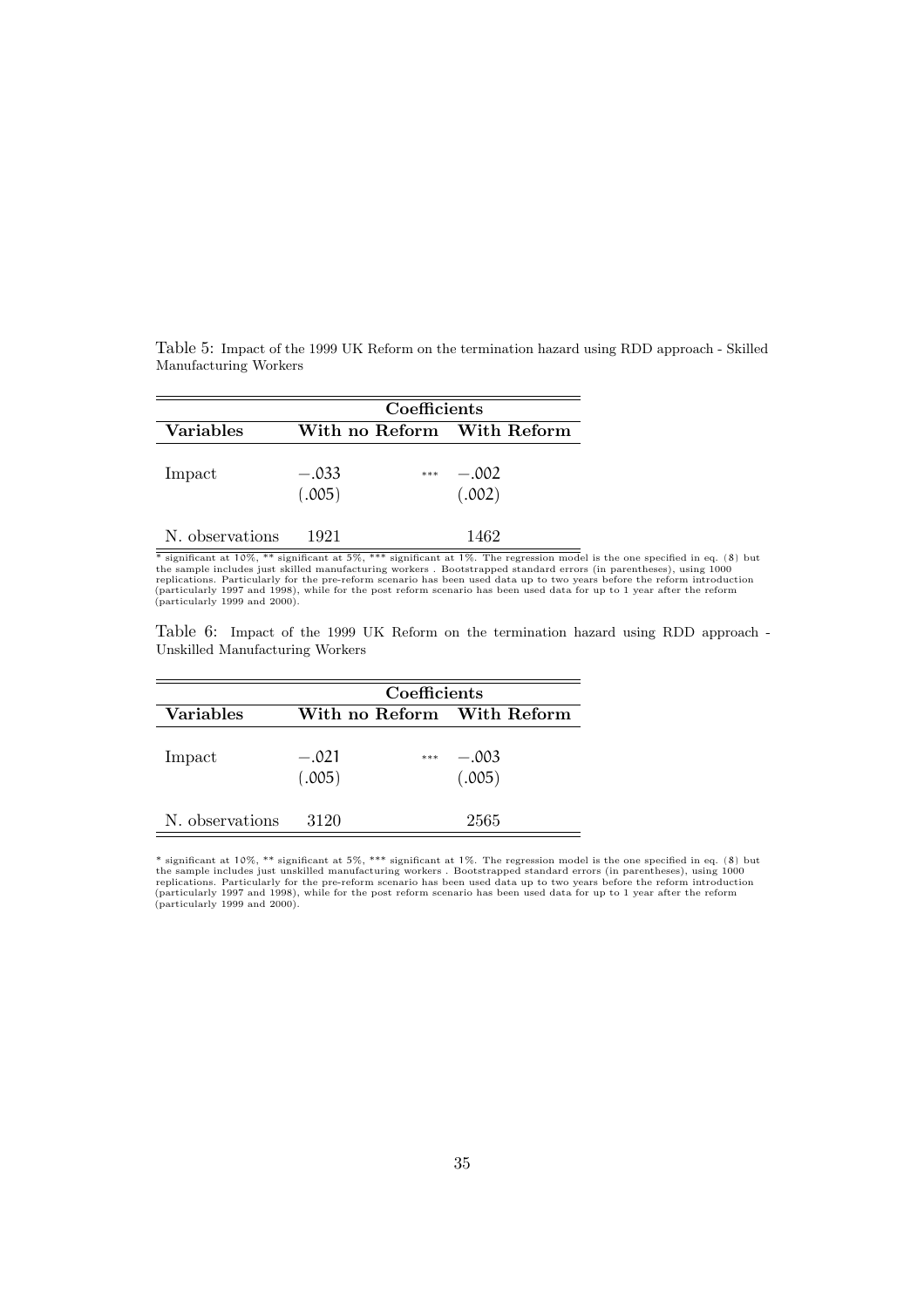Table 5: Impact of the 1999 UK Reform on the termination hazard using RDD approach - Skilled Manufacturing Workers

| | Coefficients | | |
|---|---|---|---|
| **Variables** | **With no Reform** | | **With Reform** |
| Impact | −.033 | *** | −.002 |
| | (.005) | | (.002) |
| N. observations | 1921 | | 1462 |

* significant at 10%, ** significant at 5%, *** significant at 1%. The regression model is the one specified in eq. (8) but the sample includes just skilled manufacturing workers . Bootstrapped standard errors (in parentheses), using 1000 replications. Particularly for the pre-reform scenario has been used data up to two years before the reform introduction (particularly 1997 and 1998), while for the post reform scenario has been used data for up to 1 year after the reform (particularly 1999 and 2000).

Table 6: Impact of the 1999 UK Reform on the termination hazard using RDD approach - Unskilled Manufacturing Workers

| | Coefficients | | |
|---|---|---|---|
| **Variables** | **With no Reform** | | **With Reform** |
| Impact | −.021 | *** | −.003 |
| | (.005) | | (.005) |
| N. observations | 3120 | | 2565 |

* significant at 10%, ** significant at 5%, *** significant at 1%. The regression model is the one specified in eq. (8) but the sample includes just unskilled manufacturing workers . Bootstrapped standard errors (in parentheses), using 1000 replications. Particularly for the pre-reform scenario has been used data up to two years before the reform introduction (particularly 1997 and 1998), while for the post reform scenario has been used data for up to 1 year after the reform (particularly 1999 and 2000).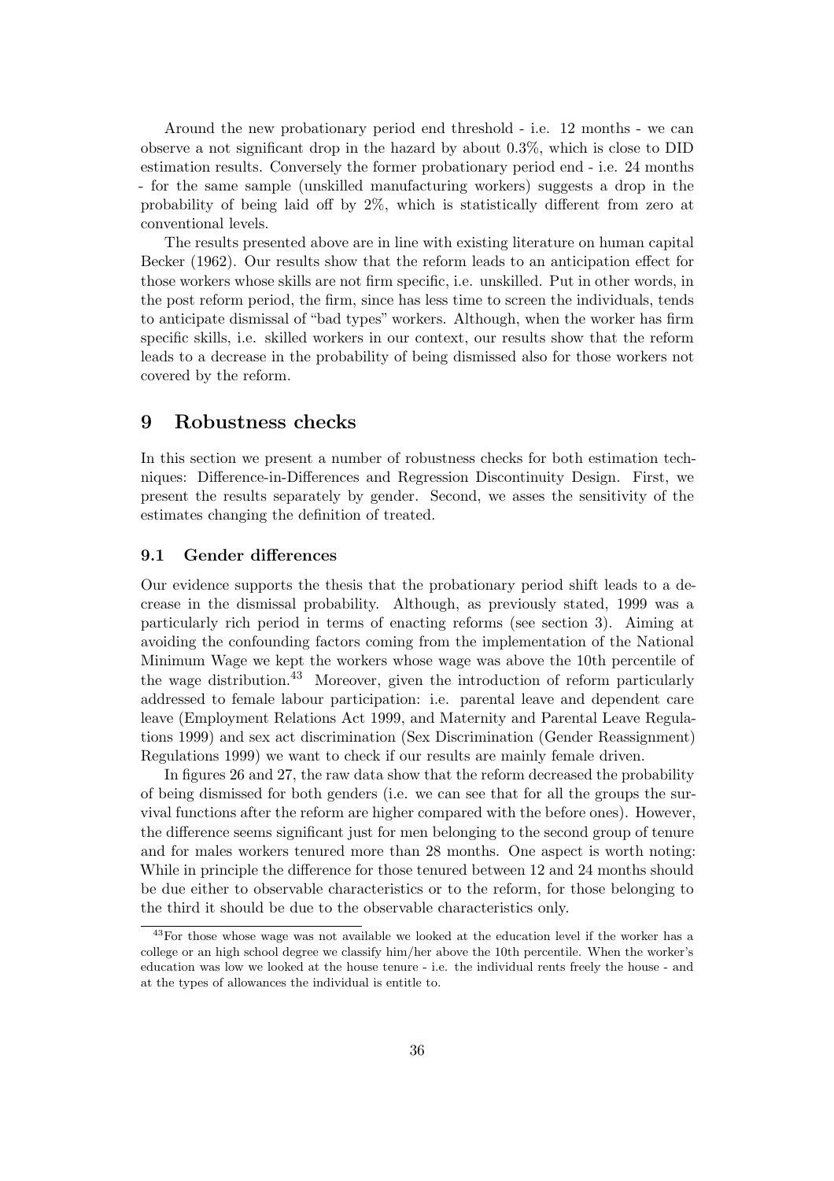Around the new probationary period end threshold - i.e. 12 months - we can observe a not significant drop in the hazard by about 0.3%, which is close to DID estimation results. Conversely the former probationary period end - i.e. 24 months - for the same sample (unskilled manufacturing workers) suggests a drop in the probability of being laid off by 2%, which is statistically different from zero at conventional levels.

The results presented above are in line with existing literature on human capital Becker (1962). Our results show that the reform leads to an anticipation effect for those workers whose skills are not firm specific, i.e. unskilled. Put in other words, in the post reform period, the firm, since has less time to screen the individuals, tends to anticipate dismissal of "bad types" workers. Although, when the worker has firm specific skills, i.e. skilled workers in our context, our results show that the reform leads to a decrease in the probability of being dismissed also for those workers not covered by the reform.

# 9 Robustness checks

In this section we present a number of robustness checks for both estimation techniques: Difference-in-Differences and Regression Discontinuity Design. First, we present the results separately by gender. Second, we asses the sensitivity of the estimates changing the definition of treated.

## 9.1 Gender differences

Our evidence supports the thesis that the probationary period shift leads to a decrease in the dismissal probability. Although, as previously stated, 1999 was a particularly rich period in terms of enacting reforms (see section 3). Aiming at avoiding the confounding factors coming from the implementation of the National Minimum Wage we kept the workers whose wage was above the 10th percentile of the wage distribution.[43] Moreover, given the introduction of reform particularly addressed to female labour participation: i.e. parental leave and dependent care leave (Employment Relations Act 1999, and Maternity and Parental Leave Regulations 1999) and sex act discrimination (Sex Discrimination (Gender Reassignment) Regulations 1999) we want to check if our results are mainly female driven.

In figures 26 and 27, the raw data show that the reform decreased the probability of being dismissed for both genders (i.e. we can see that for all the groups the survival functions after the reform are higher compared with the before ones). However, the difference seems significant just for men belonging to the second group of tenure and for males workers tenured more than 28 months. One aspect is worth noting: While in principle the difference for those tenured between 12 and 24 months should be due either to observable characteristics or to the reform, for those belonging to the third it should be due to the observable characteristics only.

[43] For those whose wage was not available we looked at the education level if the worker has a college or an high school degree we classify him/her above the 10th percentile. When the worker's education was low we looked at the house tenure - i.e. the individual rents freely the house - and at the types of allowances the individual is entitle to.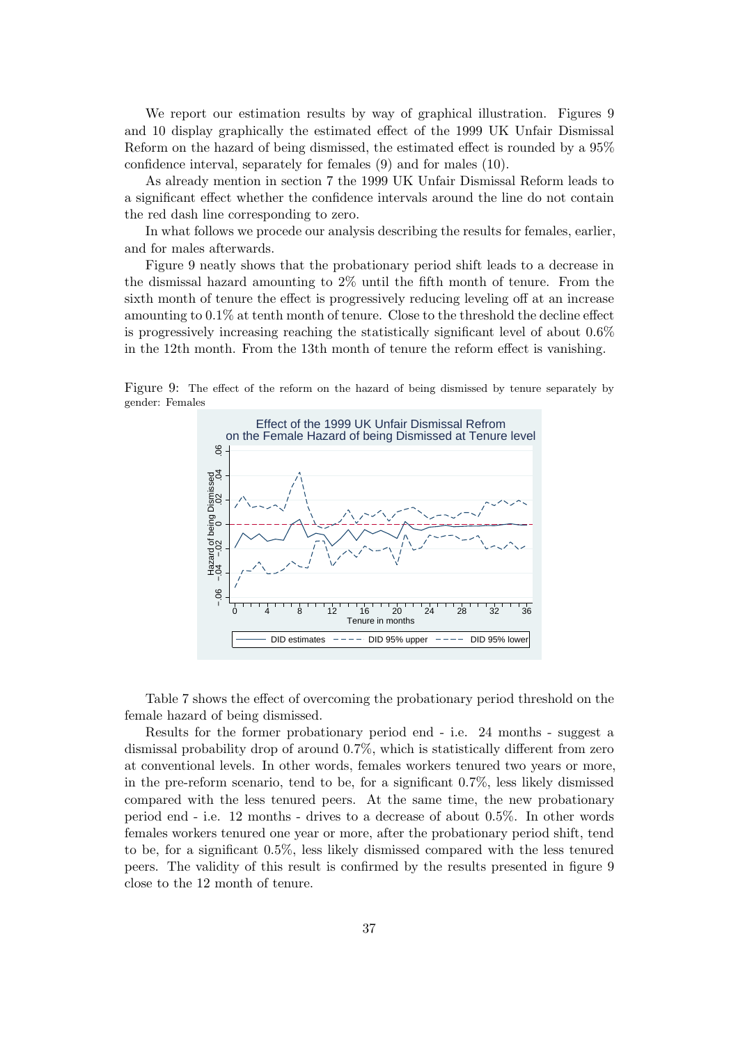We report our estimation results by way of graphical illustration. Figures 9 and 10 display graphically the estimated effect of the 1999 UK Unfair Dismissal Reform on the hazard of being dismissed, the estimated effect is rounded by a 95% confidence interval, separately for females (9) and for males (10).

As already mention in section 7 the 1999 UK Unfair Dismissal Reform leads to a significant effect whether the confidence intervals around the line do not contain the red dash line corresponding to zero.

In what follows we procede our analysis describing the results for females, earlier, and for males afterwards.

Figure 9 neatly shows that the probationary period shift leads to a decrease in the dismissal hazard amounting to 2% until the fifth month of tenure. From the sixth month of tenure the effect is progressively reducing leveling off at an increase amounting to 0.1% at tenth month of tenure. Close to the threshold the decline effect is progressively increasing reaching the statistically significant level of about 0.6% in the 12th month. From the 13th month of tenure the reform effect is vanishing.

Figure 9: The effect of the reform on the hazard of being dismissed by tenure separately by gender: Females

Table 7 shows the effect of overcoming the probationary period threshold on the female hazard of being dismissed.

Results for the former probationary period end - i.e. 24 months - suggest a dismissal probability drop of around 0.7%, which is statistically different from zero at conventional levels. In other words, females workers tenured two years or more, in the pre-reform scenario, tend to be, for a significant 0.7%, less likely dismissed compared with the less tenured peers. At the same time, the new probationary period end - i.e. 12 months - drives to a decrease of about 0.5%. In other words females workers tenured one year or more, after the probationary period shift, tend to be, for a significant 0.5%, less likely dismissed compared with the less tenured peers. The validity of this result is confirmed by the results presented in figure 9 close to the 12 month of tenure.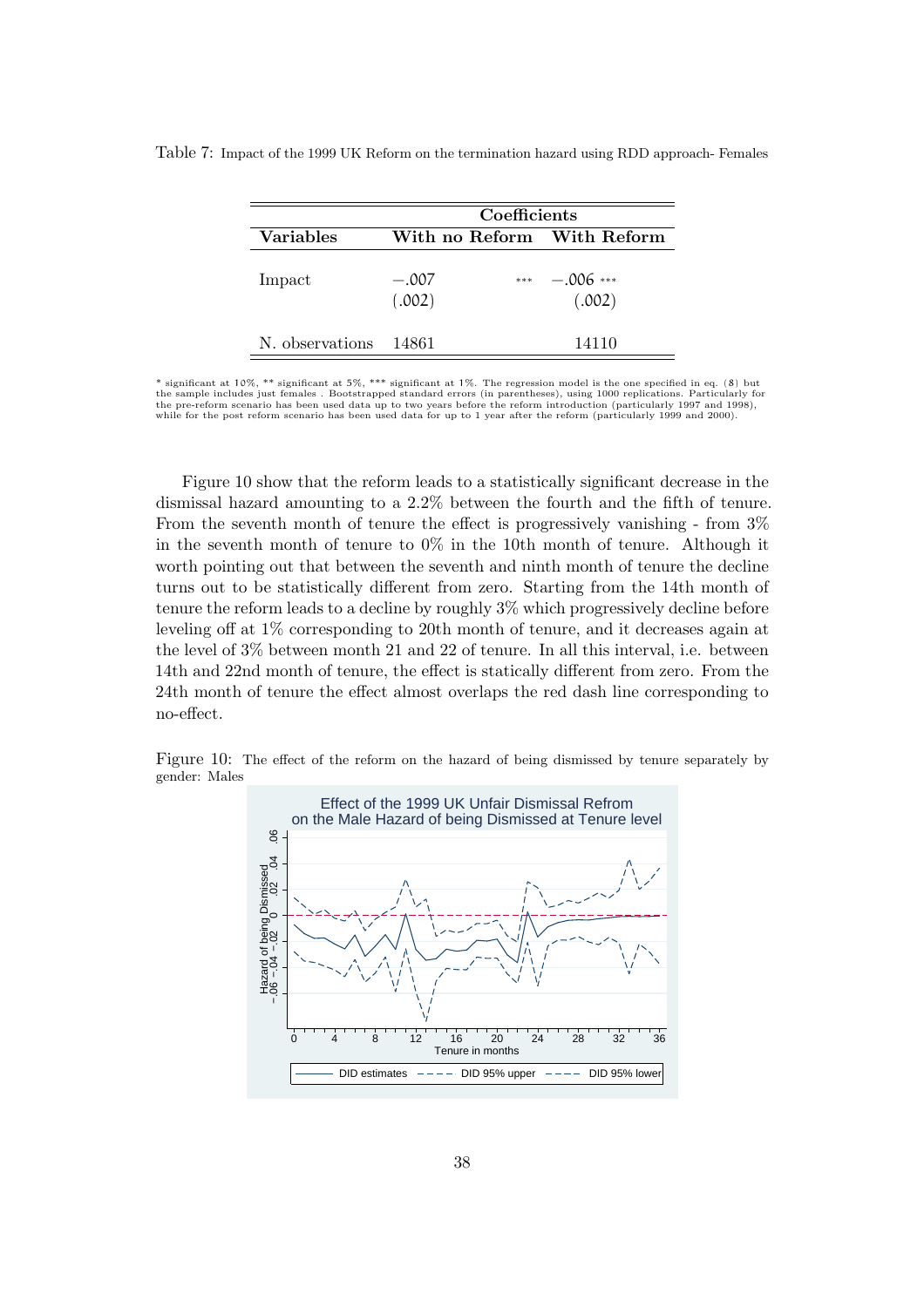Table 7: Impact of the 1999 UK Reform on the termination hazard using RDD approach- Females

| Variables | Coefficients | |
|---|---|---|
| | With no Reform | With Reform |
| Impact | $-.007$ *** | $-.006$ *** |
| | $(.002)$ | $(.002)$ |
| N. observations | 14861 | 14110 |

\* significant at 10%, \*\* significant at 5%, \*\*\* significant at 1%. The regression model is the one specified in eq. (8) but the sample includes just females . Bootstrapped standard errors (in parentheses), using 1000 replications. Particularly for the pre-reform scenario has been used data up to two years before the reform introduction (particularly 1997 and 1998), while for the post reform scenario has been used data for up to 1 year after the reform (particularly 1999 and 2000).

Figure 10 show that the reform leads to a statistically significant decrease in the dismissal hazard amounting to a 2.2% between the fourth and the fifth of tenure. From the seventh month of tenure the effect is progressively vanishing - from 3% in the seventh month of tenure to 0% in the 10th month of tenure. Although it worth pointing out that between the seventh and ninth month of tenure the decline turns out to be statistically different from zero. Starting from the 14th month of tenure the reform leads to a decline by roughly 3% which progressively decline before leveling off at 1% corresponding to 20th month of tenure, and it decreases again at the level of 3% between month 21 and 22 of tenure. In all this interval, i.e. between 14th and 22nd month of tenure, the effect is statically different from zero. From the 24th month of tenure the effect almost overlaps the red dash line corresponding to no-effect.

Figure 10: The effect of the reform on the hazard of being dismissed by tenure separately by gender: Males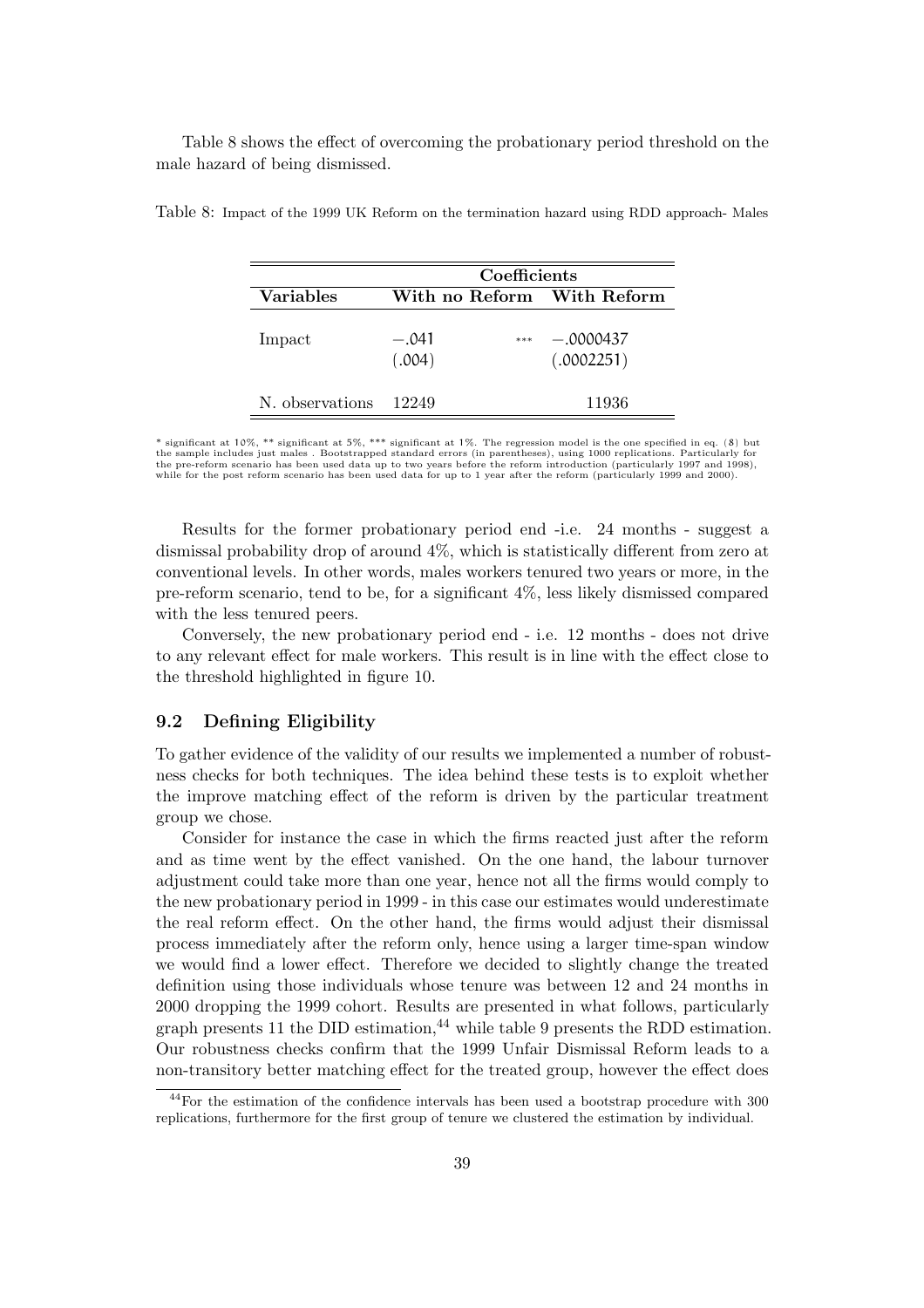Table 8 shows the effect of overcoming the probationary period threshold on the male hazard of being dismissed.

Table 8: Impact of the 1999 UK Reform on the termination hazard using RDD approach- Males

| | Coefficients | |
|---|---|---|
| **Variables** | **With no Reform** | **With Reform** |
| Impact | −.041 *** | −.0000437 |
| | (.004) | (.0002251) |
| N. observations | 12249 | 11936 |

\* significant at 10%, ** significant at 5%, *** significant at 1%. The regression model is the one specified in eq. (8) but the sample includes just males . Bootstrapped standard errors (in parentheses), using 1000 replications. Particularly for the pre-reform scenario has been used data up to two years before the reform introduction (particularly 1997 and 1998), while for the post reform scenario has been used data for up to 1 year after the reform (particularly 1999 and 2000).

Results for the former probationary period end -i.e. 24 months - suggest a dismissal probability drop of around 4%, which is statistically different from zero at conventional levels. In other words, males workers tenured two years or more, in the pre-reform scenario, tend to be, for a significant 4%, less likely dismissed compared with the less tenured peers.

Conversely, the new probationary period end - i.e. 12 months - does not drive to any relevant effect for male workers. This result is in line with the effect close to the threshold highlighted in figure 10.

## 9.2 Defining Eligibility

To gather evidence of the validity of our results we implemented a number of robustness checks for both techniques. The idea behind these tests is to exploit whether the improve matching effect of the reform is driven by the particular treatment group we chose.

Consider for instance the case in which the firms reacted just after the reform and as time went by the effect vanished. On the one hand, the labour turnover adjustment could take more than one year, hence not all the firms would comply to the new probationary period in 1999 - in this case our estimates would underestimate the real reform effect. On the other hand, the firms would adjust their dismissal process immediately after the reform only, hence using a larger time-span window we would find a lower effect. Therefore we decided to slightly change the treated definition using those individuals whose tenure was between 12 and 24 months in 2000 dropping the 1999 cohort. Results are presented in what follows, particularly graph presents 11 the DID estimation,[44] while table 9 presents the RDD estimation. Our robustness checks confirm that the 1999 Unfair Dismissal Reform leads to a non-transitory better matching effect for the treated group, however the effect does

[44] For the estimation of the confidence intervals has been used a bootstrap procedure with 300 replications, furthermore for the first group of tenure we clustered the estimation by individual.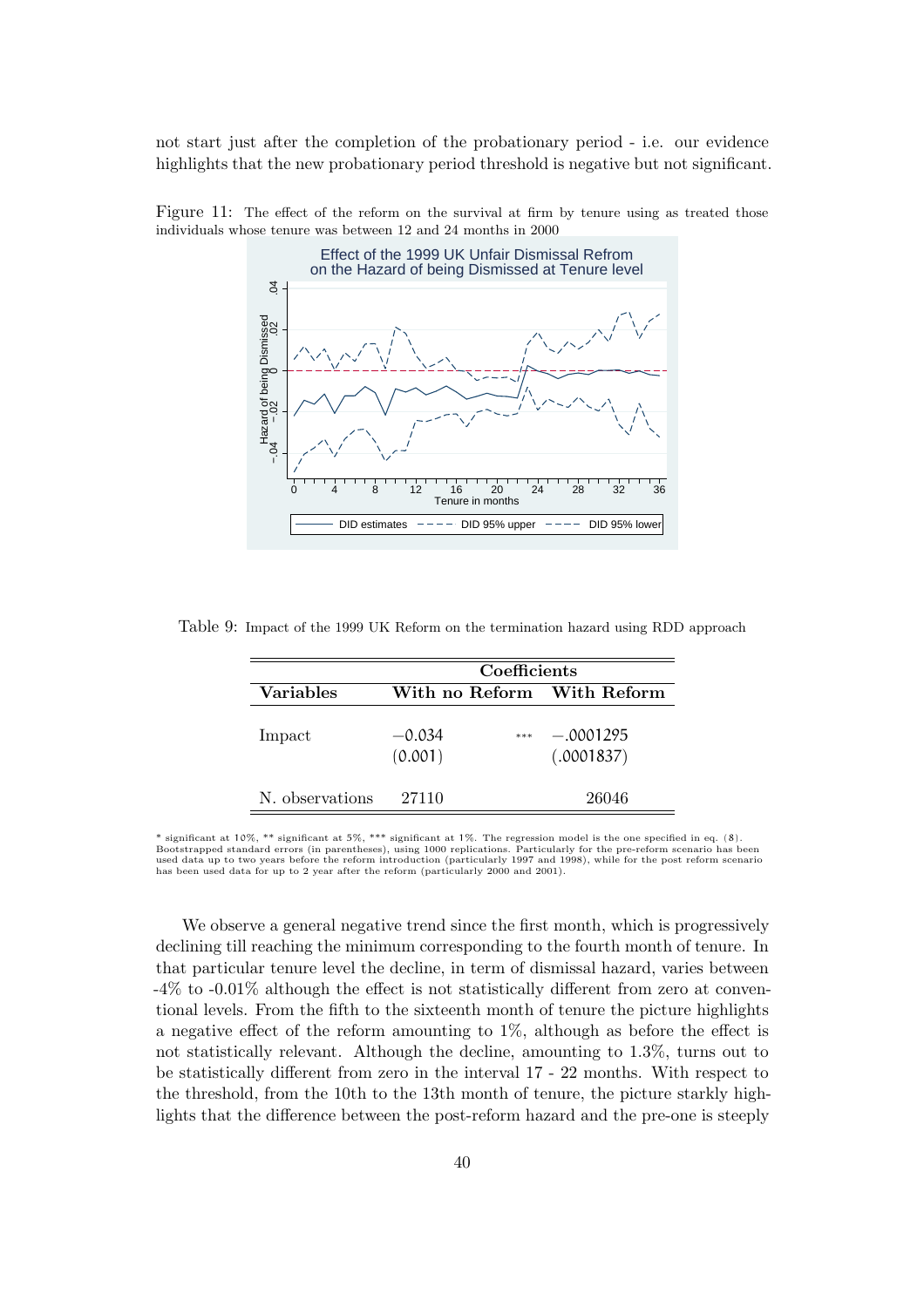not start just after the completion of the probationary period - i.e. our evidence highlights that the new probationary period threshold is negative but not significant.

Figure 11: The effect of the reform on the survival at firm by tenure using as treated those individuals whose tenure was between 12 and 24 months in 2000

Table 9: Impact of the 1999 UK Reform on the termination hazard using RDD approach

| | Coefficients | | |
|---|---|---|---|
| **Variables** | **With no Reform** | | **With Reform** |
| Impact | −0.034<br>(0.001) | *** | −.0001295<br>(.0001837) |
| N. observations | 27110 | | 26046 |

* significant at 10%, ** significant at 5%, *** significant at 1%. The regression model is the one specified in eq. (8). Bootstrapped standard errors (in parentheses), using 1000 replications. Particularly for the pre-reform scenario has been used data up to two years before the reform introduction (particularly 1997 and 1998), while for the post reform scenario has been used data for up to 2 year after the reform (particularly 2000 and 2001).

We observe a general negative trend since the first month, which is progressively declining till reaching the minimum corresponding to the fourth month of tenure. In that particular tenure level the decline, in term of dismissal hazard, varies between -4% to -0.01% although the effect is not statistically different from zero at conventional levels. From the fifth to the sixteenth month of tenure the picture highlights a negative effect of the reform amounting to 1%, although as before the effect is not statistically relevant. Although the decline, amounting to 1.3%, turns out to be statistically different from zero in the interval 17 - 22 months. With respect to the threshold, from the 10th to the 13th month of tenure, the picture starkly highlights that the difference between the post-reform hazard and the pre-one is steeply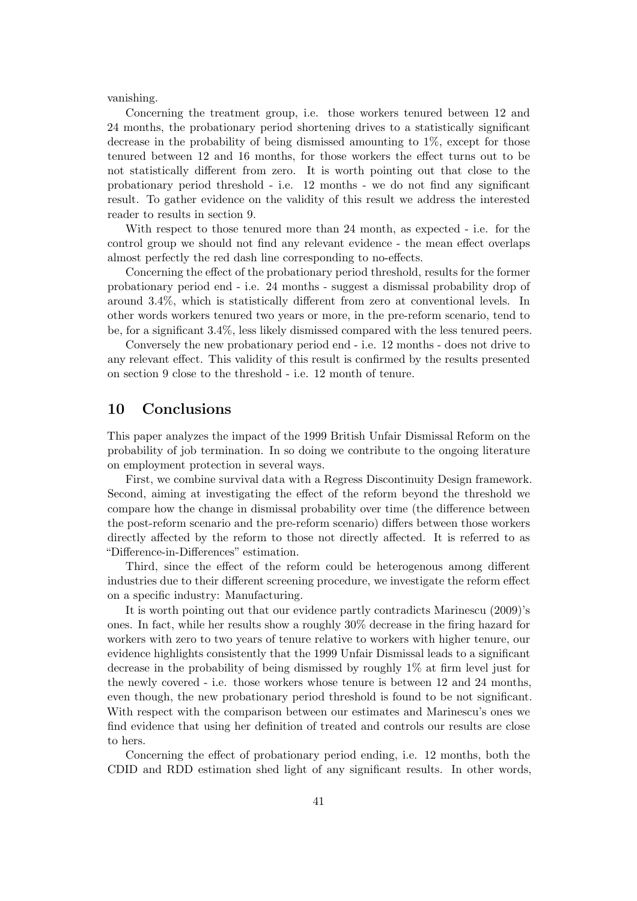vanishing.

Concerning the treatment group, i.e. those workers tenured between 12 and 24 months, the probationary period shortening drives to a statistically significant decrease in the probability of being dismissed amounting to 1%, except for those tenured between 12 and 16 months, for those workers the effect turns out to be not statistically different from zero. It is worth pointing out that close to the probationary period threshold - i.e. 12 months - we do not find any significant result. To gather evidence on the validity of this result we address the interested reader to results in section 9.

With respect to those tenured more than 24 month, as expected - i.e. for the control group we should not find any relevant evidence - the mean effect overlaps almost perfectly the red dash line corresponding to no-effects.

Concerning the effect of the probationary period threshold, results for the former probationary period end - i.e. 24 months - suggest a dismissal probability drop of around 3.4%, which is statistically different from zero at conventional levels. In other words workers tenured two years or more, in the pre-reform scenario, tend to be, for a significant 3.4%, less likely dismissed compared with the less tenured peers.

Conversely the new probationary period end - i.e. 12 months - does not drive to any relevant effect. This validity of this result is confirmed by the results presented on section 9 close to the threshold - i.e. 12 month of tenure.

## 10 Conclusions

This paper analyzes the impact of the 1999 British Unfair Dismissal Reform on the probability of job termination. In so doing we contribute to the ongoing literature on employment protection in several ways.

First, we combine survival data with a Regress Discontinuity Design framework. Second, aiming at investigating the effect of the reform beyond the threshold we compare how the change in dismissal probability over time (the difference between the post-reform scenario and the pre-reform scenario) differs between those workers directly affected by the reform to those not directly affected. It is referred to as "Difference-in-Differences" estimation.

Third, since the effect of the reform could be heterogenous among different industries due to their different screening procedure, we investigate the reform effect on a specific industry: Manufacturing.

It is worth pointing out that our evidence partly contradicts Marinescu (2009)'s ones. In fact, while her results show a roughly 30% decrease in the firing hazard for workers with zero to two years of tenure relative to workers with higher tenure, our evidence highlights consistently that the 1999 Unfair Dismissal leads to a significant decrease in the probability of being dismissed by roughly 1% at firm level just for the newly covered - i.e. those workers whose tenure is between 12 and 24 months, even though, the new probationary period threshold is found to be not significant. With respect with the comparison between our estimates and Marinescu's ones we find evidence that using her definition of treated and controls our results are close to hers.

Concerning the effect of probationary period ending, i.e. 12 months, both the CDID and RDD estimation shed light of any significant results. In other words,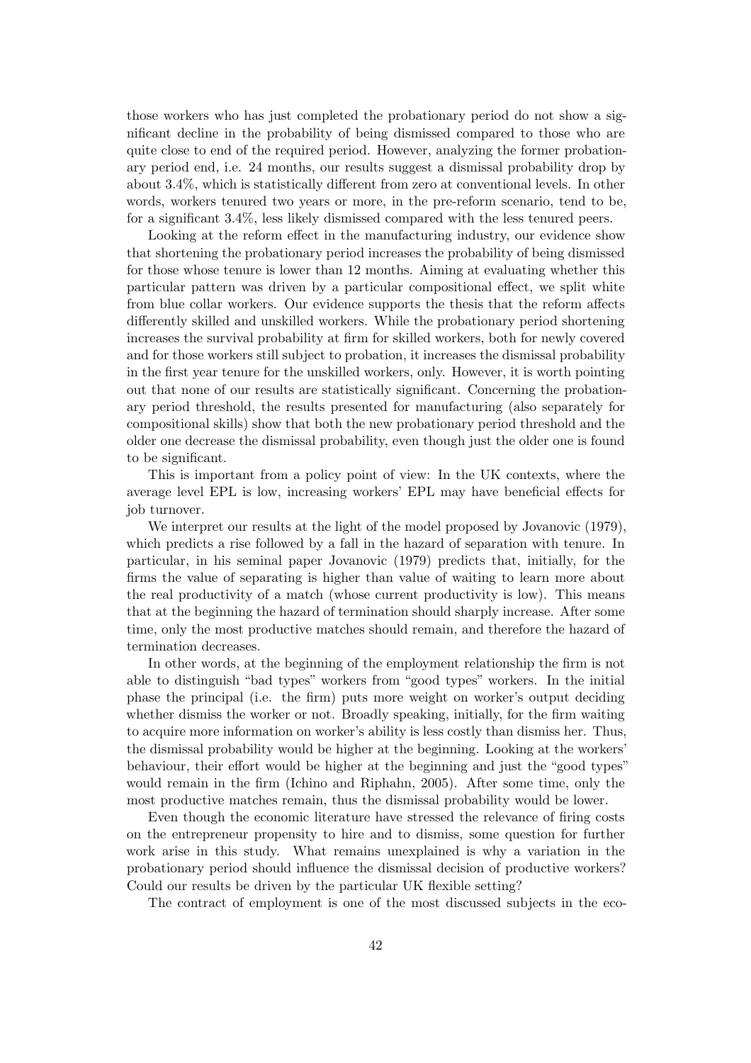those workers who has just completed the probationary period do not show a significant decline in the probability of being dismissed compared to those who are quite close to end of the required period. However, analyzing the former probationary period end, i.e. 24 months, our results suggest a dismissal probability drop by about 3.4%, which is statistically different from zero at conventional levels. In other words, workers tenured two years or more, in the pre-reform scenario, tend to be, for a significant 3.4%, less likely dismissed compared with the less tenured peers.

Looking at the reform effect in the manufacturing industry, our evidence show that shortening the probationary period increases the probability of being dismissed for those whose tenure is lower than 12 months. Aiming at evaluating whether this particular pattern was driven by a particular compositional effect, we split white from blue collar workers. Our evidence supports the thesis that the reform affects differently skilled and unskilled workers. While the probationary period shortening increases the survival probability at firm for skilled workers, both for newly covered and for those workers still subject to probation, it increases the dismissal probability in the first year tenure for the unskilled workers, only. However, it is worth pointing out that none of our results are statistically significant. Concerning the probationary period threshold, the results presented for manufacturing (also separately for compositional skills) show that both the new probationary period threshold and the older one decrease the dismissal probability, even though just the older one is found to be significant.

This is important from a policy point of view: In the UK contexts, where the average level EPL is low, increasing workers' EPL may have beneficial effects for job turnover.

We interpret our results at the light of the model proposed by Jovanovic (1979), which predicts a rise followed by a fall in the hazard of separation with tenure. In particular, in his seminal paper Jovanovic (1979) predicts that, initially, for the firms the value of separating is higher than value of waiting to learn more about the real productivity of a match (whose current productivity is low). This means that at the beginning the hazard of termination should sharply increase. After some time, only the most productive matches should remain, and therefore the hazard of termination decreases.

In other words, at the beginning of the employment relationship the firm is not able to distinguish "bad types" workers from "good types" workers. In the initial phase the principal (i.e. the firm) puts more weight on worker's output deciding whether dismiss the worker or not. Broadly speaking, initially, for the firm waiting to acquire more information on worker's ability is less costly than dismiss her. Thus, the dismissal probability would be higher at the beginning. Looking at the workers' behaviour, their effort would be higher at the beginning and just the "good types" would remain in the firm (Ichino and Riphahn, 2005). After some time, only the most productive matches remain, thus the dismissal probability would be lower.

Even though the economic literature have stressed the relevance of firing costs on the entrepreneur propensity to hire and to dismiss, some question for further work arise in this study. What remains unexplained is why a variation in the probationary period should influence the dismissal decision of productive workers? Could our results be driven by the particular UK flexible setting?

The contract of employment is one of the most discussed subjects in the eco-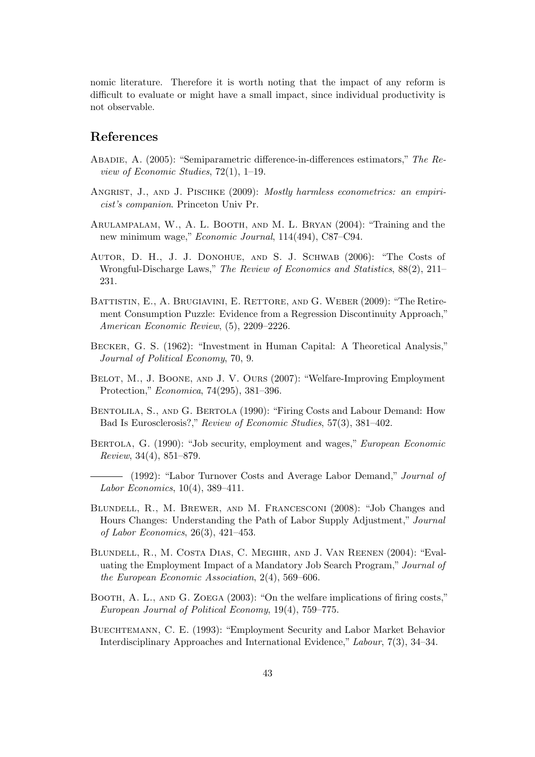nomic literature. Therefore it is worth noting that the impact of any reform is difficult to evaluate or might have a small impact, since individual productivity is not observable.

## References

Abadie, A. (2005): "Semiparametric difference-in-differences estimators," *The Review of Economic Studies*, 72(1), 1–19.

Angrist, J., and J. Pischke (2009): *Mostly harmless econometrics: an empiricist's companion*. Princeton Univ Pr.

Arulampalam, W., A. L. Booth, and M. L. Bryan (2004): "Training and the new minimum wage," *Economic Journal*, 114(494), C87–C94.

Autor, D. H., J. J. Donohue, and S. J. Schwab (2006): "The Costs of Wrongful-Discharge Laws," *The Review of Economics and Statistics*, 88(2), 211–231.

Battistin, E., A. Brugiavini, E. Rettore, and G. Weber (2009): "The Retirement Consumption Puzzle: Evidence from a Regression Discontinuity Approach," *American Economic Review*, (5), 2209–2226.

Becker, G. S. (1962): "Investment in Human Capital: A Theoretical Analysis," *Journal of Political Economy*, 70, 9.

Belot, M., J. Boone, and J. V. Ours (2007): "Welfare-Improving Employment Protection," *Economica*, 74(295), 381–396.

Bentolila, S., and G. Bertola (1990): "Firing Costs and Labour Demand: How Bad Is Eurosclerosis?," *Review of Economic Studies*, 57(3), 381–402.

Bertola, G. (1990): "Job security, employment and wages," *European Economic Review*, 34(4), 851–879.

——— (1992): "Labor Turnover Costs and Average Labor Demand," *Journal of Labor Economics*, 10(4), 389–411.

Blundell, R., M. Brewer, and M. Francesconi (2008): "Job Changes and Hours Changes: Understanding the Path of Labor Supply Adjustment," *Journal of Labor Economics*, 26(3), 421–453.

Blundell, R., M. Costa Dias, C. Meghir, and J. Van Reenen (2004): "Evaluating the Employment Impact of a Mandatory Job Search Program," *Journal of the European Economic Association*, 2(4), 569–606.

Booth, A. L., and G. Zoega (2003): "On the welfare implications of firing costs," *European Journal of Political Economy*, 19(4), 759–775.

Buechtemann, C. E. (1993): "Employment Security and Labor Market Behavior Interdisciplinary Approaches and International Evidence," *Labour*, 7(3), 34–34.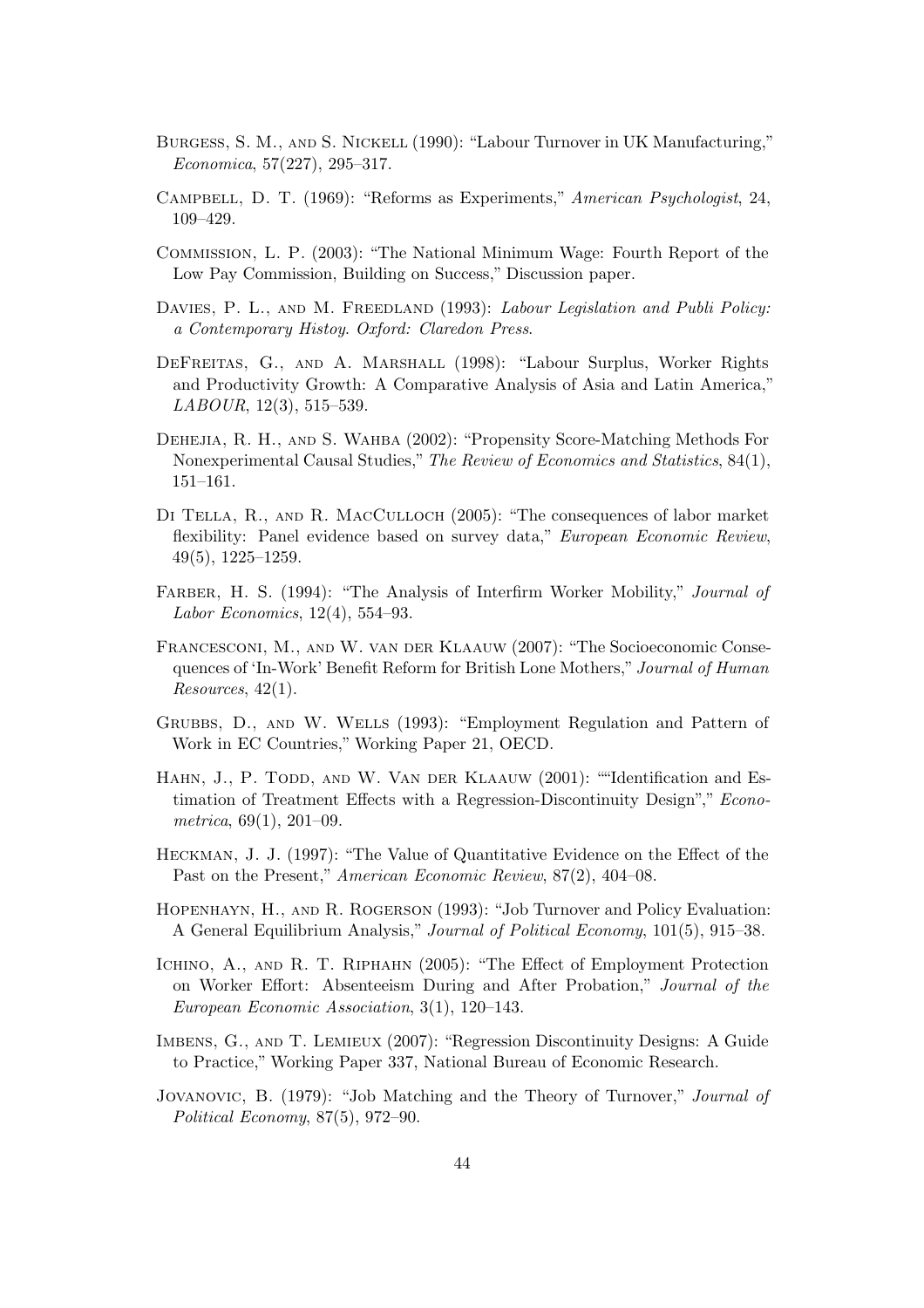Burgess, S. M., and S. Nickell (1990): "Labour Turnover in UK Manufacturing," *Economica*, 57(227), 295–317.

Campbell, D. T. (1969): "Reforms as Experiments," *American Psychologist*, 24, 109–429.

Commission, L. P. (2003): "The National Minimum Wage: Fourth Report of the Low Pay Commission, Building on Success," Discussion paper.

Davies, P. L., and M. Freedland (1993): *Labour Legislation and Publi Policy: a Contemporary Histoy. Oxford: Claredon Press*.

DeFreitas, G., and A. Marshall (1998): "Labour Surplus, Worker Rights and Productivity Growth: A Comparative Analysis of Asia and Latin America," *LABOUR*, 12(3), 515–539.

Dehejia, R. H., and S. Wahba (2002): "Propensity Score-Matching Methods For Nonexperimental Causal Studies," *The Review of Economics and Statistics*, 84(1), 151–161.

Di Tella, R., and R. MacCulloch (2005): "The consequences of labor market flexibility: Panel evidence based on survey data," *European Economic Review*, 49(5), 1225–1259.

Farber, H. S. (1994): "The Analysis of Interfirm Worker Mobility," *Journal of Labor Economics*, 12(4), 554–93.

Francesconi, M., and W. van der Klaauw (2007): "The Socioeconomic Consequences of 'In-Work' Benefit Reform for British Lone Mothers," *Journal of Human Resources*, 42(1).

Grubbs, D., and W. Wells (1993): "Employment Regulation and Pattern of Work in EC Countries," Working Paper 21, OECD.

Hahn, J., P. Todd, and W. Van der Klaauw (2001): ""Identification and Estimation of Treatment Effects with a Regression-Discontinuity Design"," *Econometrica*, 69(1), 201–09.

Heckman, J. J. (1997): "The Value of Quantitative Evidence on the Effect of the Past on the Present," *American Economic Review*, 87(2), 404–08.

Hopenhayn, H., and R. Rogerson (1993): "Job Turnover and Policy Evaluation: A General Equilibrium Analysis," *Journal of Political Economy*, 101(5), 915–38.

Ichino, A., and R. T. Riphahn (2005): "The Effect of Employment Protection on Worker Effort: Absenteeism During and After Probation," *Journal of the European Economic Association*, 3(1), 120–143.

Imbens, G., and T. Lemieux (2007): "Regression Discontinuity Designs: A Guide to Practice," Working Paper 337, National Bureau of Economic Research.

Jovanovic, B. (1979): "Job Matching and the Theory of Turnover," *Journal of Political Economy*, 87(5), 972–90.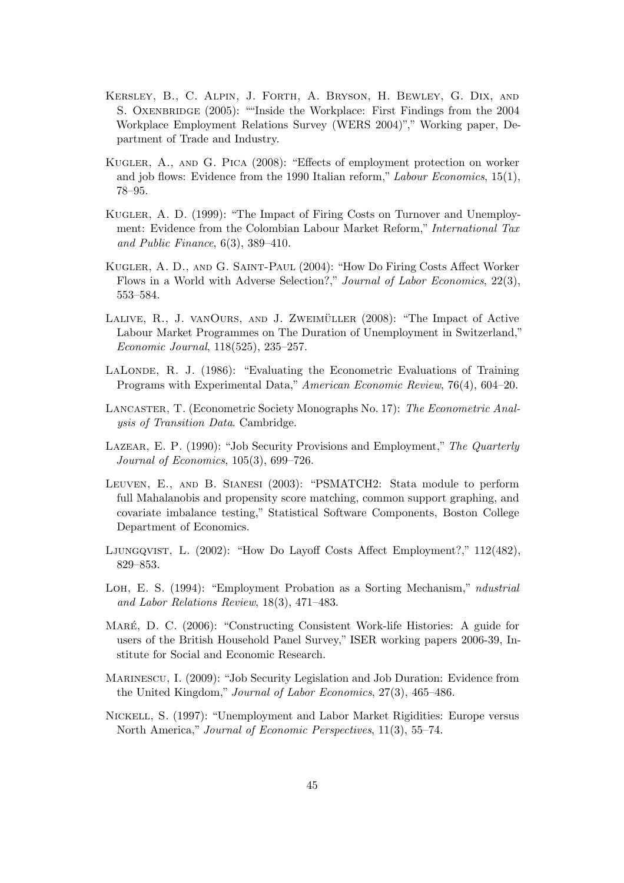Kersley, B., C. Alpin, J. Forth, A. Bryson, H. Bewley, G. Dix, and S. Oxenbridge (2005): ""Inside the Workplace: First Findings from the 2004 Workplace Employment Relations Survey (WERS 2004)"," Working paper, Department of Trade and Industry.

Kugler, A., and G. Pica (2008): "Effects of employment protection on worker and job flows: Evidence from the 1990 Italian reform," *Labour Economics*, 15(1), 78–95.

Kugler, A. D. (1999): "The Impact of Firing Costs on Turnover and Unemployment: Evidence from the Colombian Labour Market Reform," *International Tax and Public Finance*, 6(3), 389–410.

Kugler, A. D., and G. Saint-Paul (2004): "How Do Firing Costs Affect Worker Flows in a World with Adverse Selection?," *Journal of Labor Economics*, 22(3), 553–584.

Lalive, R., J. vanOurs, and J. Zweimüller (2008): "The Impact of Active Labour Market Programmes on The Duration of Unemployment in Switzerland," *Economic Journal*, 118(525), 235–257.

LaLonde, R. J. (1986): "Evaluating the Econometric Evaluations of Training Programs with Experimental Data," *American Economic Review*, 76(4), 604–20.

Lancaster, T. (Econometric Society Monographs No. 17): *The Econometric Analysis of Transition Data*. Cambridge.

Lazear, E. P. (1990): "Job Security Provisions and Employment," *The Quarterly Journal of Economics*, 105(3), 699–726.

Leuven, E., and B. Sianesi (2003): "PSMATCH2: Stata module to perform full Mahalanobis and propensity score matching, common support graphing, and covariate imbalance testing," Statistical Software Components, Boston College Department of Economics.

Ljungqvist, L. (2002): "How Do Layoff Costs Affect Employment?," 112(482), 829–853.

Loh, E. S. (1994): "Employment Probation as a Sorting Mechanism," *ndustrial and Labor Relations Review*, 18(3), 471–483.

Maré, D. C. (2006): "Constructing Consistent Work-life Histories: A guide for users of the British Household Panel Survey," ISER working papers 2006-39, Institute for Social and Economic Research.

Marinescu, I. (2009): "Job Security Legislation and Job Duration: Evidence from the United Kingdom," *Journal of Labor Economics*, 27(3), 465–486.

Nickell, S. (1997): "Unemployment and Labor Market Rigidities: Europe versus North America," *Journal of Economic Perspectives*, 11(3), 55–74.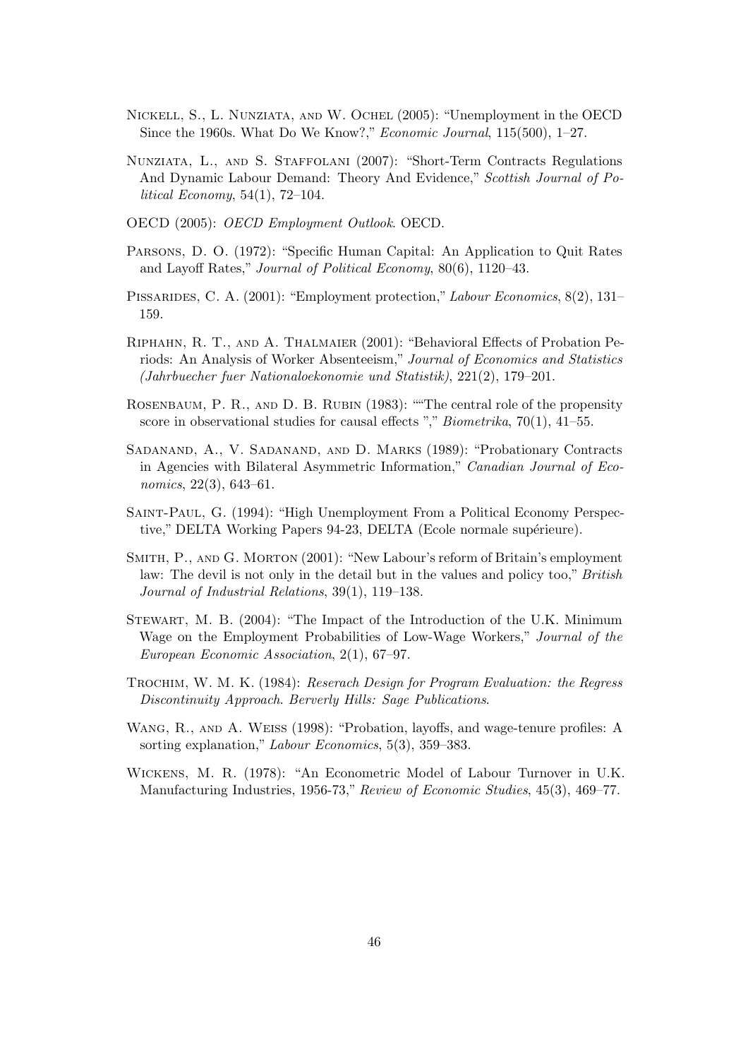Nickell, S., L. Nunziata, and W. Ochel (2005): "Unemployment in the OECD Since the 1960s. What Do We Know?," *Economic Journal*, 115(500), 1–27.

Nunziata, L., and S. Staffolani (2007): "Short-Term Contracts Regulations And Dynamic Labour Demand: Theory And Evidence," *Scottish Journal of Political Economy*, 54(1), 72–104.

OECD (2005): *OECD Employment Outlook*. OECD.

Parsons, D. O. (1972): "Specific Human Capital: An Application to Quit Rates and Layoff Rates," *Journal of Political Economy*, 80(6), 1120–43.

Pissarides, C. A. (2001): "Employment protection," *Labour Economics*, 8(2), 131–159.

Riphahn, R. T., and A. Thalmaier (2001): "Behavioral Effects of Probation Periods: An Analysis of Worker Absenteeism," *Journal of Economics and Statistics (Jahrbuecher fuer Nationaloekonomie und Statistik)*, 221(2), 179–201.

Rosenbaum, P. R., and D. B. Rubin (1983): ""The central role of the propensity score in observational studies for causal effects "," *Biometrika*, 70(1), 41–55.

Sadanand, A., V. Sadanand, and D. Marks (1989): "Probationary Contracts in Agencies with Bilateral Asymmetric Information," *Canadian Journal of Economics*, 22(3), 643–61.

Saint-Paul, G. (1994): "High Unemployment From a Political Economy Perspective," DELTA Working Papers 94-23, DELTA (Ecole normale supérieure).

Smith, P., and G. Morton (2001): "New Labour's reform of Britain's employment law: The devil is not only in the detail but in the values and policy too," *British Journal of Industrial Relations*, 39(1), 119–138.

Stewart, M. B. (2004): "The Impact of the Introduction of the U.K. Minimum Wage on the Employment Probabilities of Low-Wage Workers," *Journal of the European Economic Association*, 2(1), 67–97.

Trochim, W. M. K. (1984): *Reserach Design for Program Evaluation: the Regress Discontinuity Approach. Berverly Hills: Sage Publications*.

Wang, R., and A. Weiss (1998): "Probation, layoffs, and wage-tenure profiles: A sorting explanation," *Labour Economics*, 5(3), 359–383.

Wickens, M. R. (1978): "An Econometric Model of Labour Turnover in U.K. Manufacturing Industries, 1956-73," *Review of Economic Studies*, 45(3), 469–77.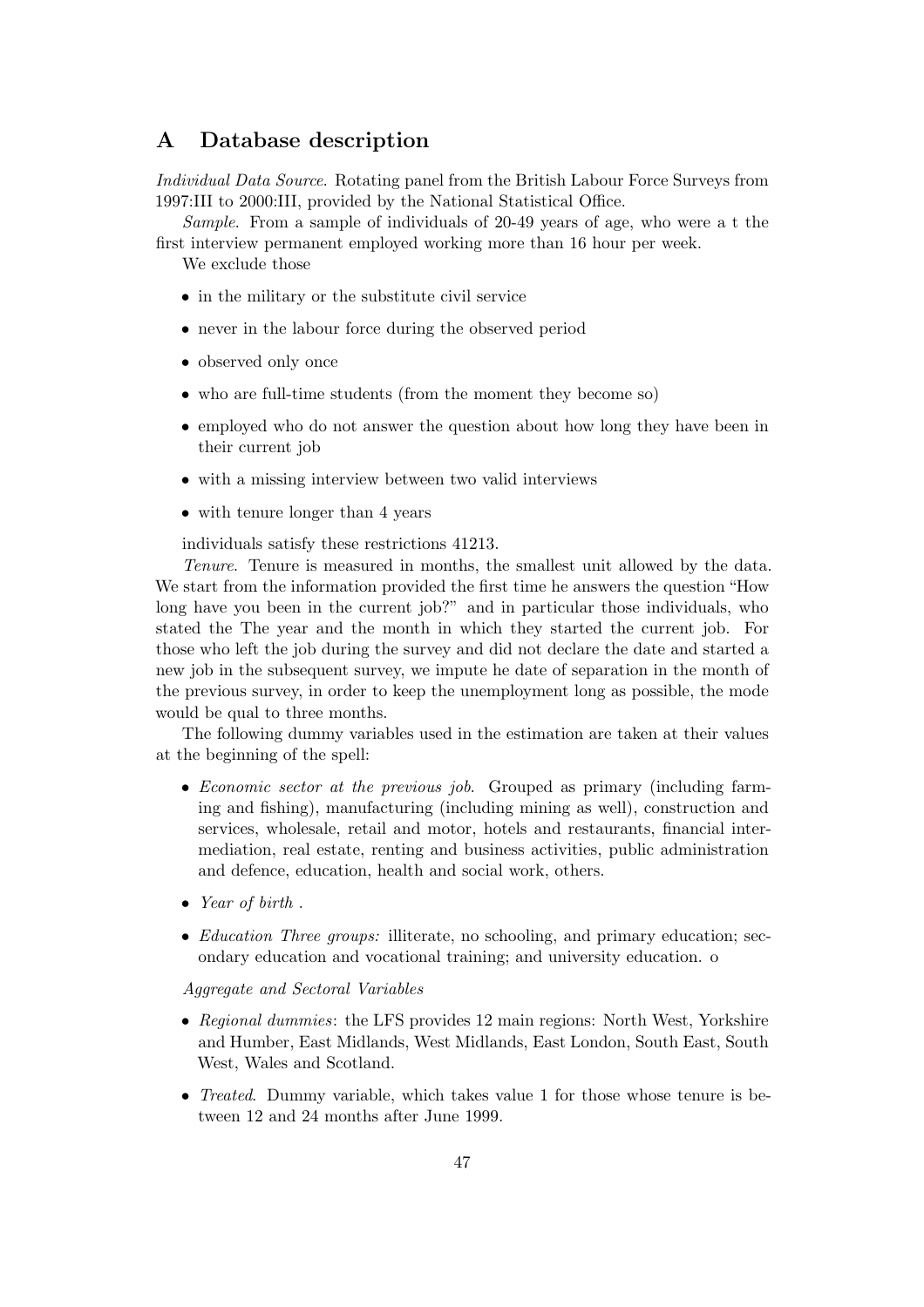# A Database description

*Individual Data Source*. Rotating panel from the British Labour Force Surveys from 1997:III to 2000:III, provided by the National Statistical Office.

*Sample*. From a sample of individuals of 20-49 years of age, who were a t the first interview permanent employed working more than 16 hour per week.

We exclude those

- in the military or the substitute civil service
- never in the labour force during the observed period
- observed only once
- who are full-time students (from the moment they become so)
- employed who do not answer the question about how long they have been in their current job
- with a missing interview between two valid interviews
- with tenure longer than 4 years

individuals satisfy these restrictions 41213.

*Tenure*. Tenure is measured in months, the smallest unit allowed by the data. We start from the information provided the first time he answers the question "How long have you been in the current job?" and in particular those individuals, who stated the The year and the month in which they started the current job. For those who left the job during the survey and did not declare the date and started a new job in the subsequent survey, we impute he date of separation in the month of the previous survey, in order to keep the unemployment long as possible, the mode would be qual to three months.

The following dummy variables used in the estimation are taken at their values at the beginning of the spell:

- *Economic sector at the previous job*. Grouped as primary (including farming and fishing), manufacturing (including mining as well), construction and services, wholesale, retail and motor, hotels and restaurants, financial intermediation, real estate, renting and business activities, public administration and defence, education, health and social work, others.
- *Year of birth* .
- *Education Three groups:* illiterate, no schooling, and primary education; secondary education and vocational training; and university education. o

*Aggregate and Sectoral Variables*

- *Regional dummies*: the LFS provides 12 main regions: North West, Yorkshire and Humber, East Midlands, West Midlands, East London, South East, South West, Wales and Scotland.
- *Treated*. Dummy variable, which takes value 1 for those whose tenure is between 12 and 24 months after June 1999.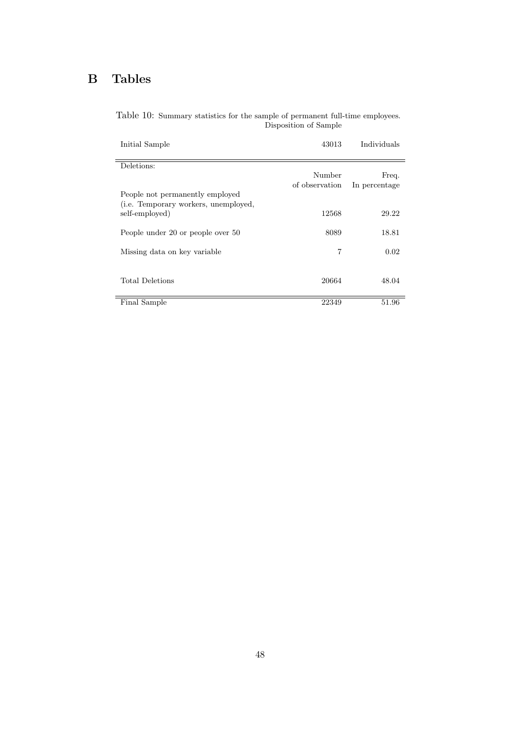# B Tables

Table 10: Summary statistics for the sample of permanent full-time employees.
Disposition of Sample

| Initial Sample | 43013 | Individuals |
|---|---|---|
| Deletions: | | |
| | Number of observation | Freq. In percentage |
| People not permanently employed (i.e. Temporary workers, unemployed, self-employed) | 12568 | 29.22 |
| People under 20 or people over 50 | 8089 | 18.81 |
| Missing data on key variable | 7 | 0.02 |
| Total Deletions | 20664 | 48.04 |
| Final Sample | 22349 | 51.96 |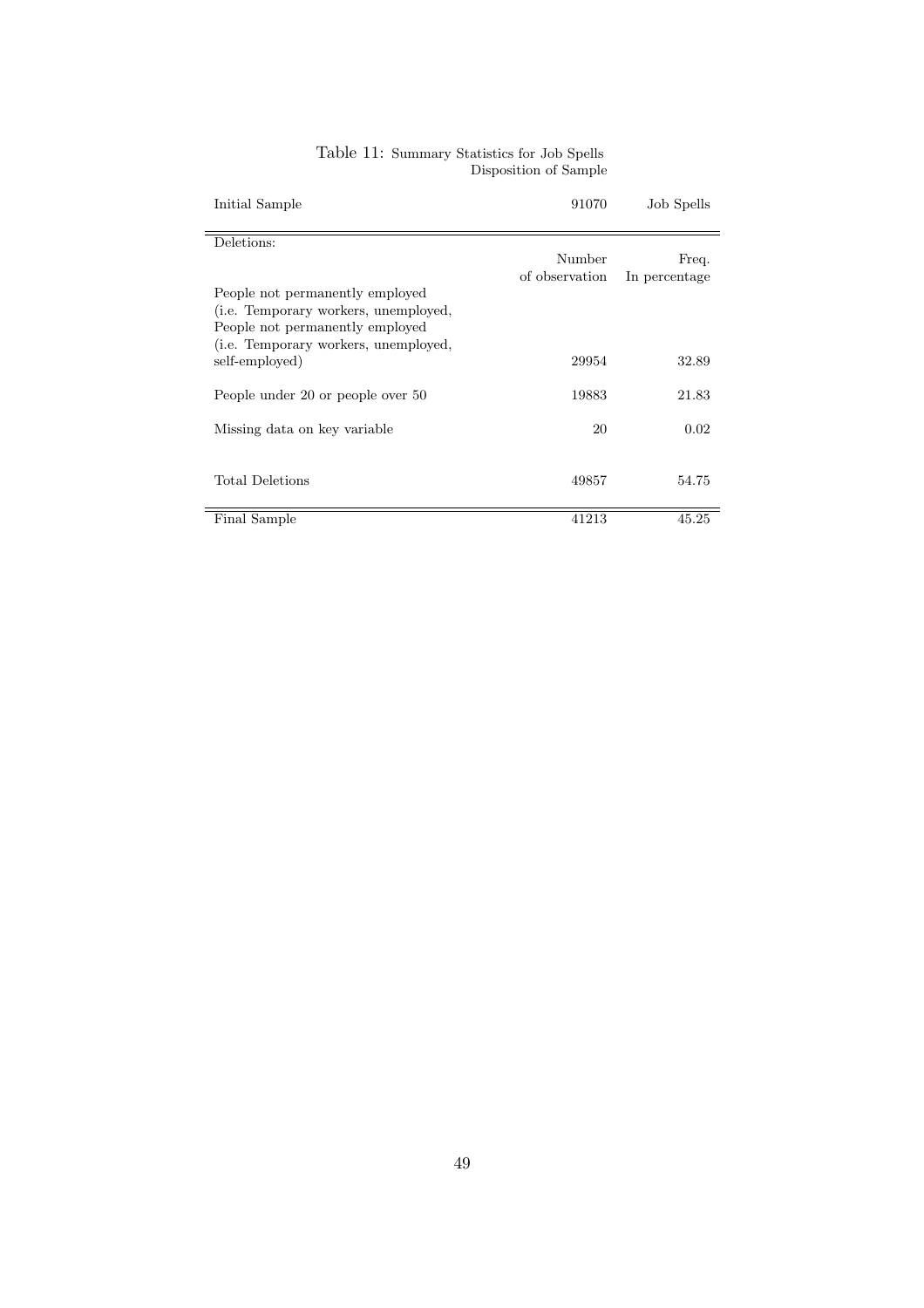Table 11: Summary Statistics for Job Spells
Disposition of Sample

| Initial Sample | 91070 | Job Spells |
|---|---|---|
| Deletions: | | |
| | Number of observation | Freq. In percentage |
| People not permanently employed (i.e. Temporary workers, unemployed, People not permanently employed (i.e. Temporary workers, unemployed, self-employed) | 29954 | 32.89 |
| People under 20 or people over 50 | 19883 | 21.83 |
| Missing data on key variable | 20 | 0.02 |
| Total Deletions | 49857 | 54.75 |
| Final Sample | 41213 | 45.25 |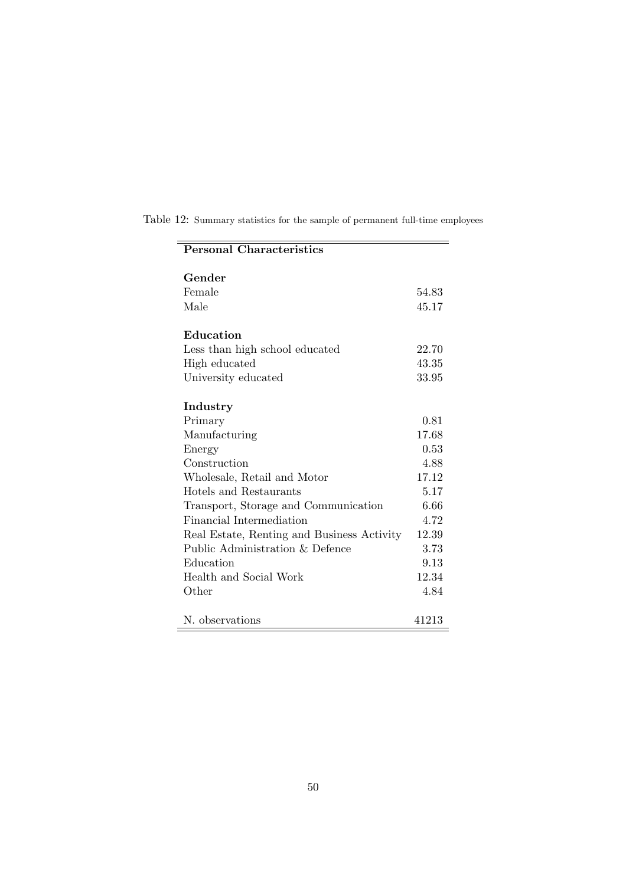Table 12: Summary statistics for the sample of permanent full-time employees

| **Personal Characteristics** | |
|---|---|
| **Gender** | |
| Female | 54.83 |
| Male | 45.17 |
| **Education** | |
| Less than high school educated | 22.70 |
| High educated | 43.35 |
| University educated | 33.95 |
| **Industry** | |
| Primary | 0.81 |
| Manufacturing | 17.68 |
| Energy | 0.53 |
| Construction | 4.88 |
| Wholesale, Retail and Motor | 17.12 |
| Hotels and Restaurants | 5.17 |
| Transport, Storage and Communication | 6.66 |
| Financial Intermediation | 4.72 |
| Real Estate, Renting and Business Activity | 12.39 |
| Public Administration & Defence | 3.73 |
| Education | 9.13 |
| Health and Social Work | 12.34 |
| Other | 4.84 |
| N. observations | 41213 |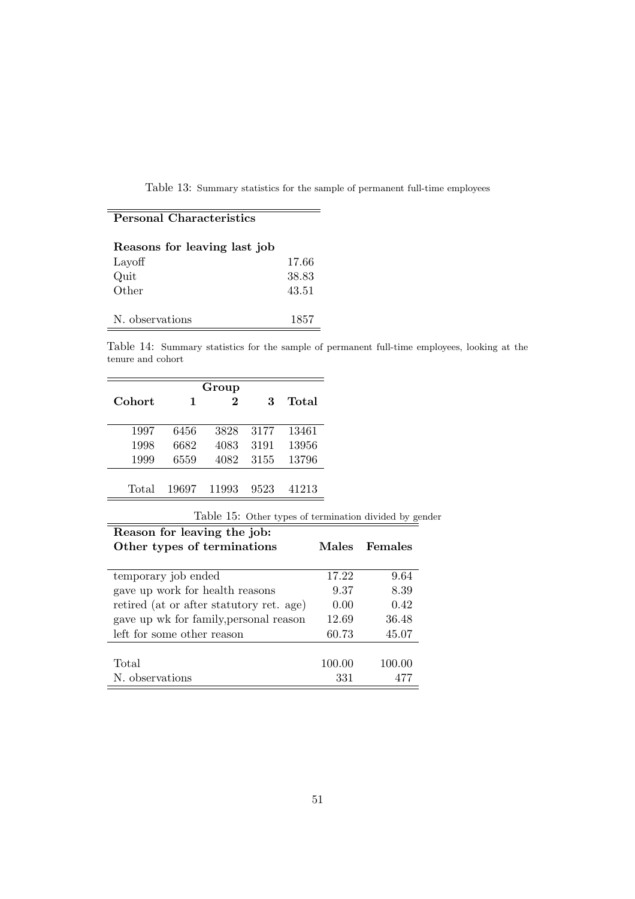Table 13: Summary statistics for the sample of permanent full-time employees

| **Personal Characteristics** | |
|---|---|
| **Reasons for leaving last job** | |
| Layoff | 17.66 |
| Quit | 38.83 |
| Other | 43.51 |
| | |
| N. observations | 1857 |

Table 14: Summary statistics for the sample of permanent full-time employees, looking at the tenure and cohort

| | **Group** | | | |
|---|---|---|---|---|
| **Cohort** | **1** | **2** | **3** | **Total** |
| 1997 | 6456 | 3828 | 3177 | 13461 |
| 1998 | 6682 | 4083 | 3191 | 13956 |
| 1999 | 6559 | 4082 | 3155 | 13796 |
| Total | 19697 | 11993 | 9523 | 41213 |

Table 15: Other types of termination divided by gender

| **Reason for leaving the job: Other types of terminations** | **Males** | **Females** |
|---|---|---|
| temporary job ended | 17.22 | 9.64 |
| gave up work for health reasons | 9.37 | 8.39 |
| retired (at or after statutory ret. age) | 0.00 | 0.42 |
| gave up wk for family,personal reason | 12.69 | 36.48 |
| left for some other reason | 60.73 | 45.07 |
| | | |
| Total | 100.00 | 100.00 |
| N. observations | 331 | 477 |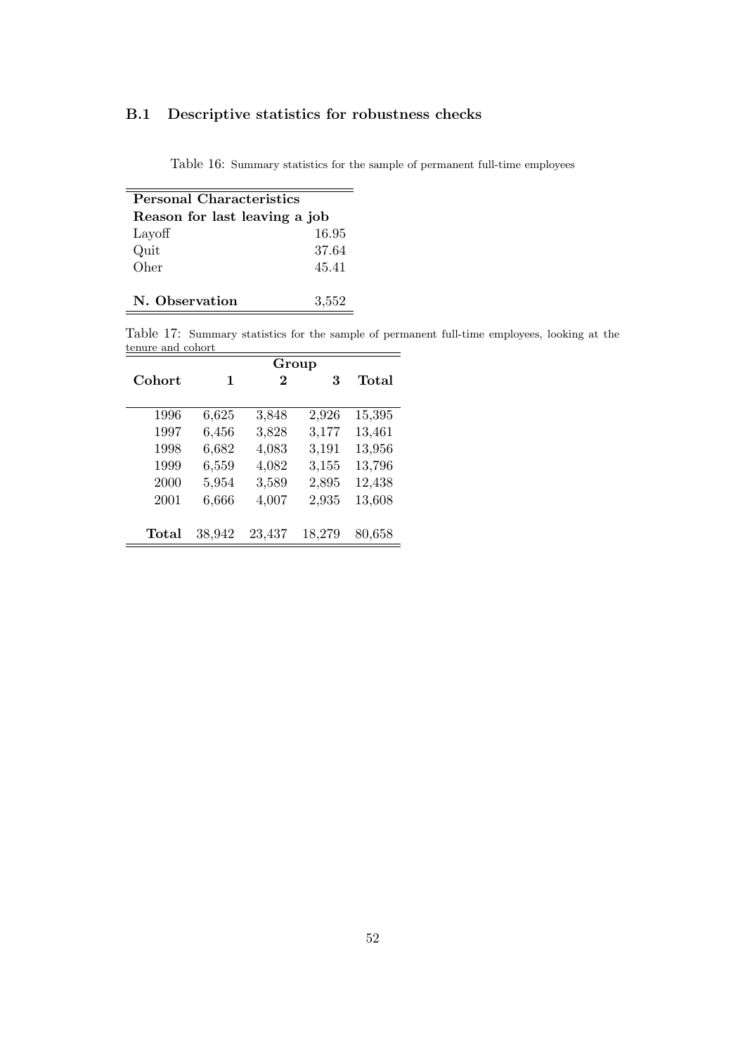### B.1 Descriptive statistics for robustness checks

Table 16: Summary statistics for the sample of permanent full-time employees

| **Personal Characteristics** | |
|---|---|
| **Reason for last leaving a job** | |
| Layoff | 16.95 |
| Quit | 37.64 |
| Oher | 45.41 |
| | |
| **N. Observation** | 3,552 |

Table 17: Summary statistics for the sample of permanent full-time employees, looking at the tenure and cohort

| | **Group** | | | |
|---|---|---|---|---|
| **Cohort** | **1** | **2** | **3** | **Total** |
| 1996 | 6,625 | 3,848 | 2,926 | 15,395 |
| 1997 | 6,456 | 3,828 | 3,177 | 13,461 |
| 1998 | 6,682 | 4,083 | 3,191 | 13,956 |
| 1999 | 6,559 | 4,082 | 3,155 | 13,796 |
| 2000 | 5,954 | 3,589 | 2,895 | 12,438 |
| 2001 | 6,666 | 4,007 | 2,935 | 13,608 |
| | | | | |
| **Total** | 38,942 | 23,437 | 18,279 | 80,658 |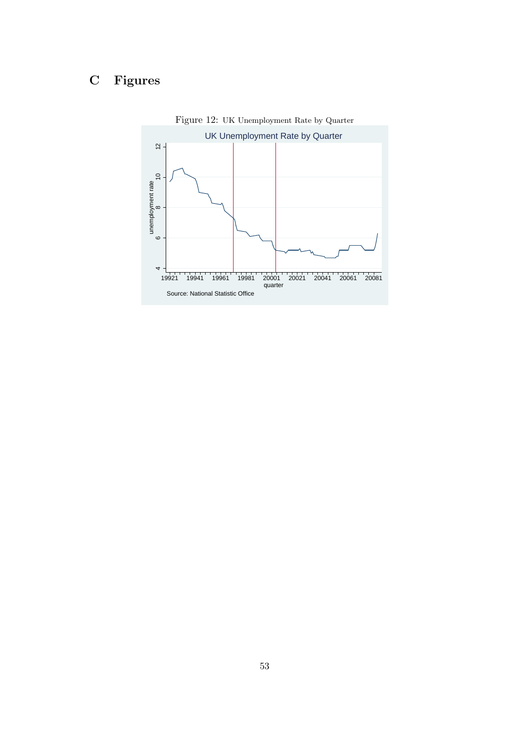## C Figures

Figure 12: UK Unemployment Rate by Quarter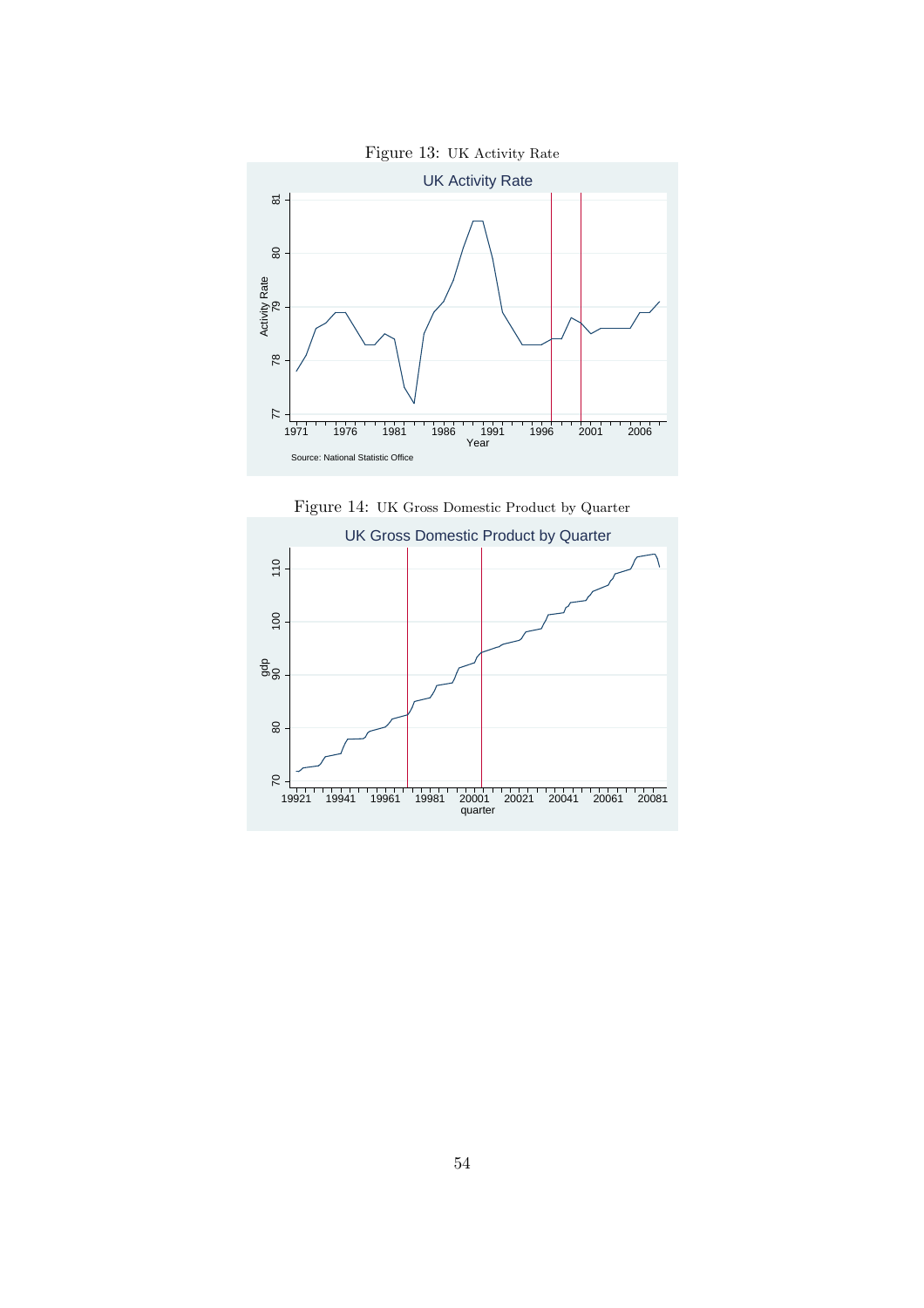Figure 13: UK Activity Rate

Figure 14: UK Gross Domestic Product by Quarter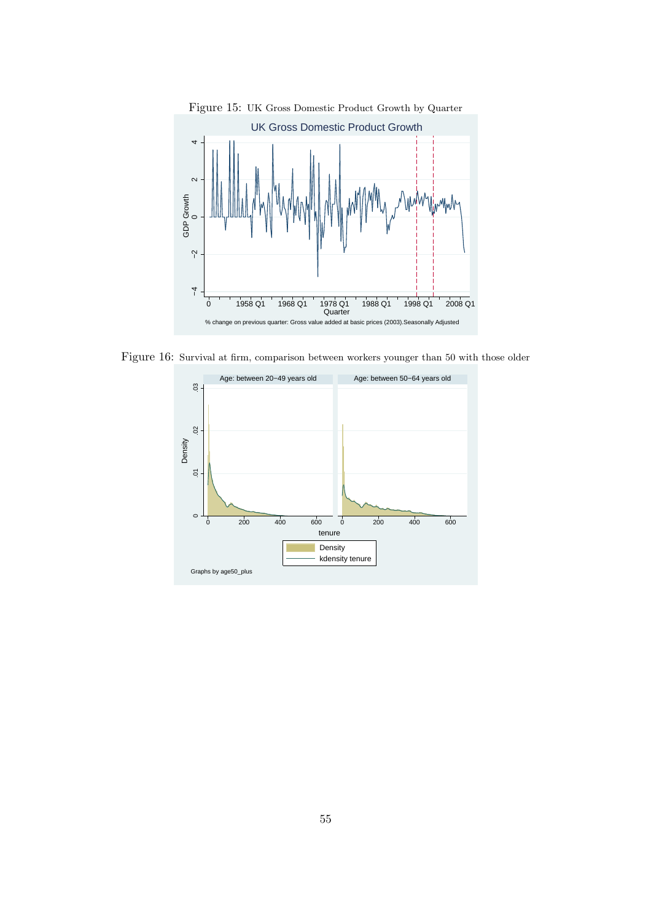Figure 15: UK Gross Domestic Product Growth by Quarter

Figure 16: Survival at firm, comparison between workers younger than 50 with those older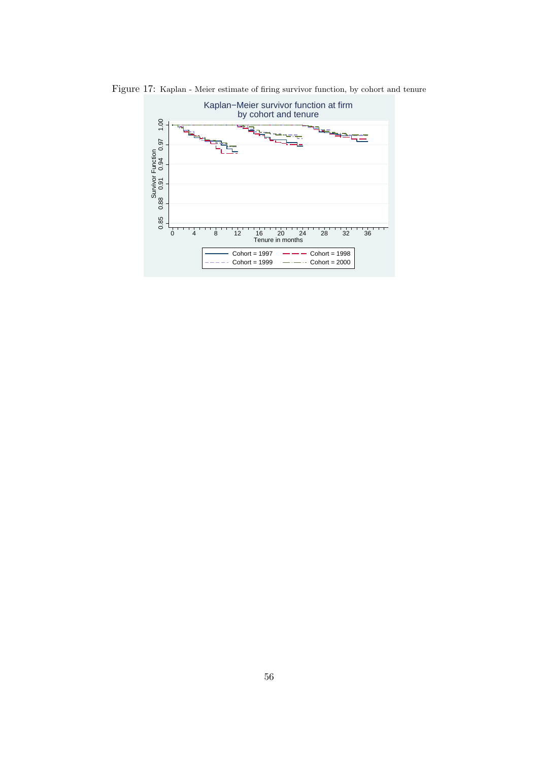Figure 17: Kaplan - Meier estimate of firing survivor function, by cohort and tenure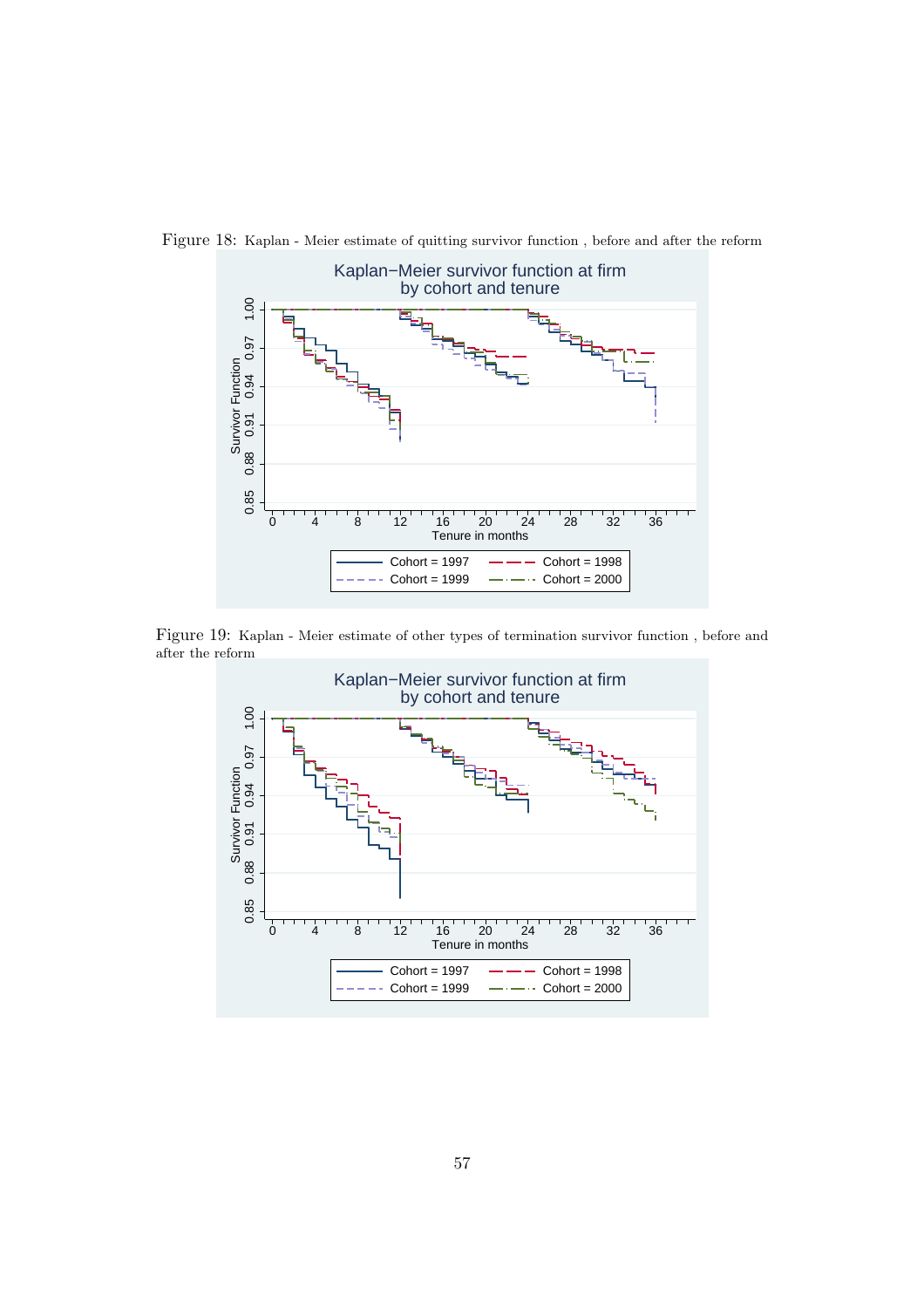Figure 18: Kaplan - Meier estimate of quitting survivor function , before and after the reform

Figure 19: Kaplan - Meier estimate of other types of termination survivor function , before and after the reform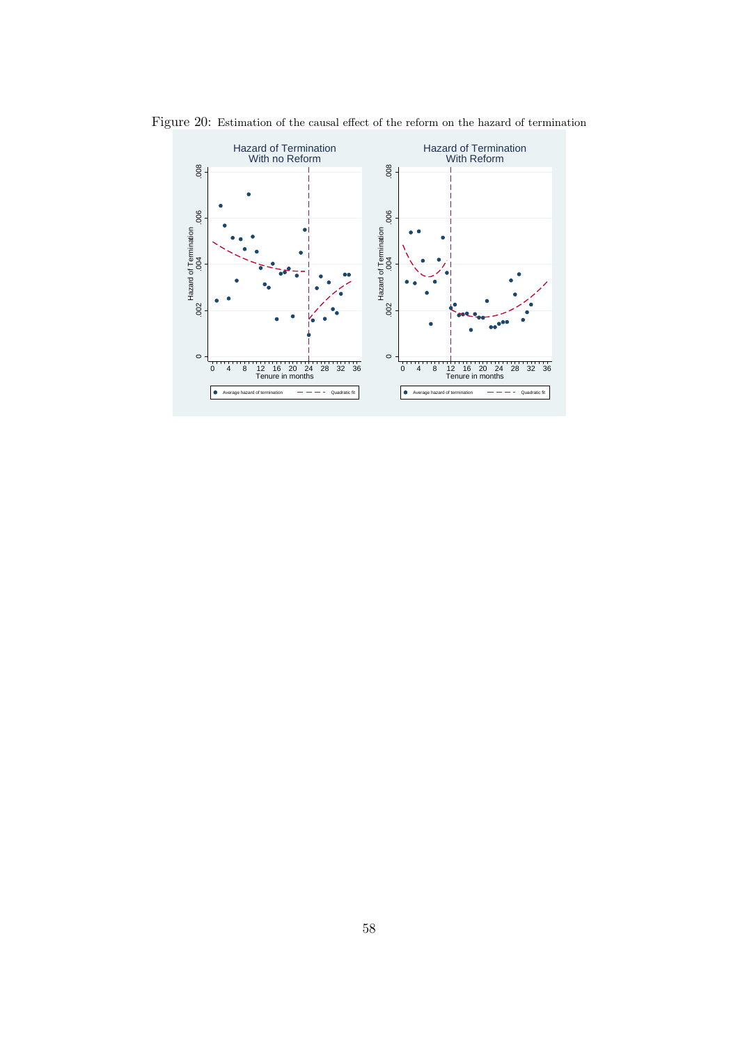Figure 20: Estimation of the causal effect of the reform on the hazard of termination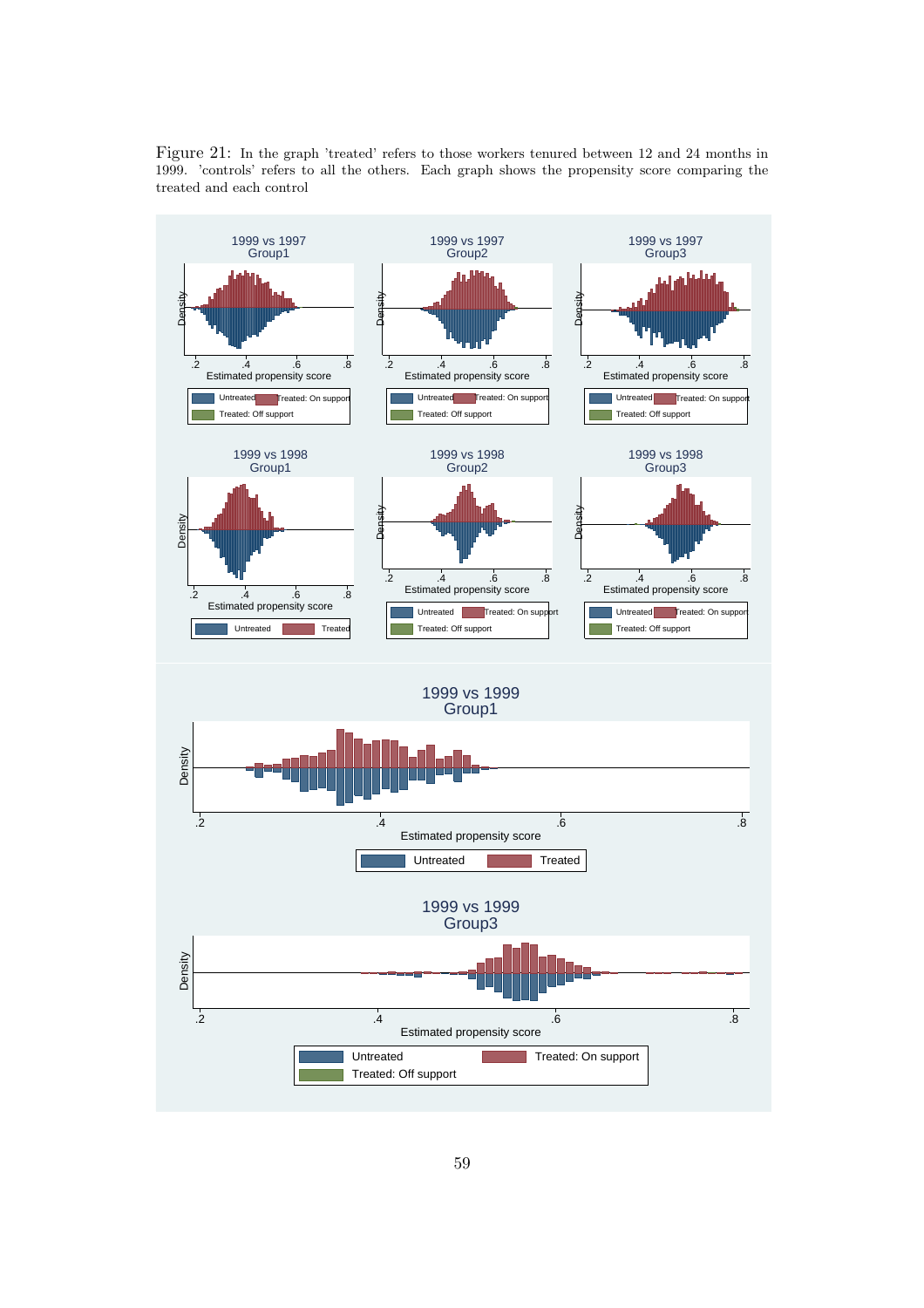Figure 21: In the graph 'treated' refers to those workers tenured between 12 and 24 months in 1999. 'controls' refers to all the others. Each graph shows the propensity score comparing the treated and each control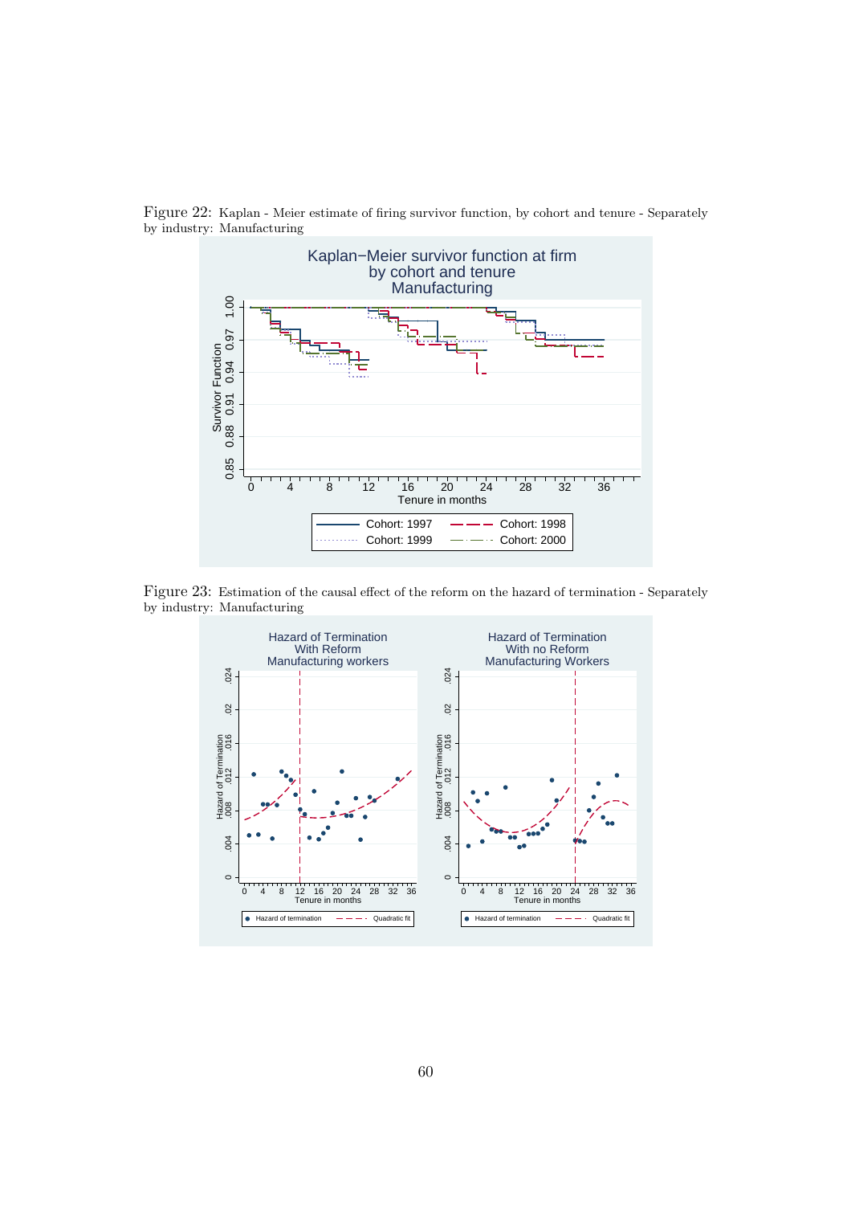Figure 22: Kaplan - Meier estimate of firing survivor function, by cohort and tenure - Separately by industry: Manufacturing

Figure 23: Estimation of the causal effect of the reform on the hazard of termination - Separately by industry: Manufacturing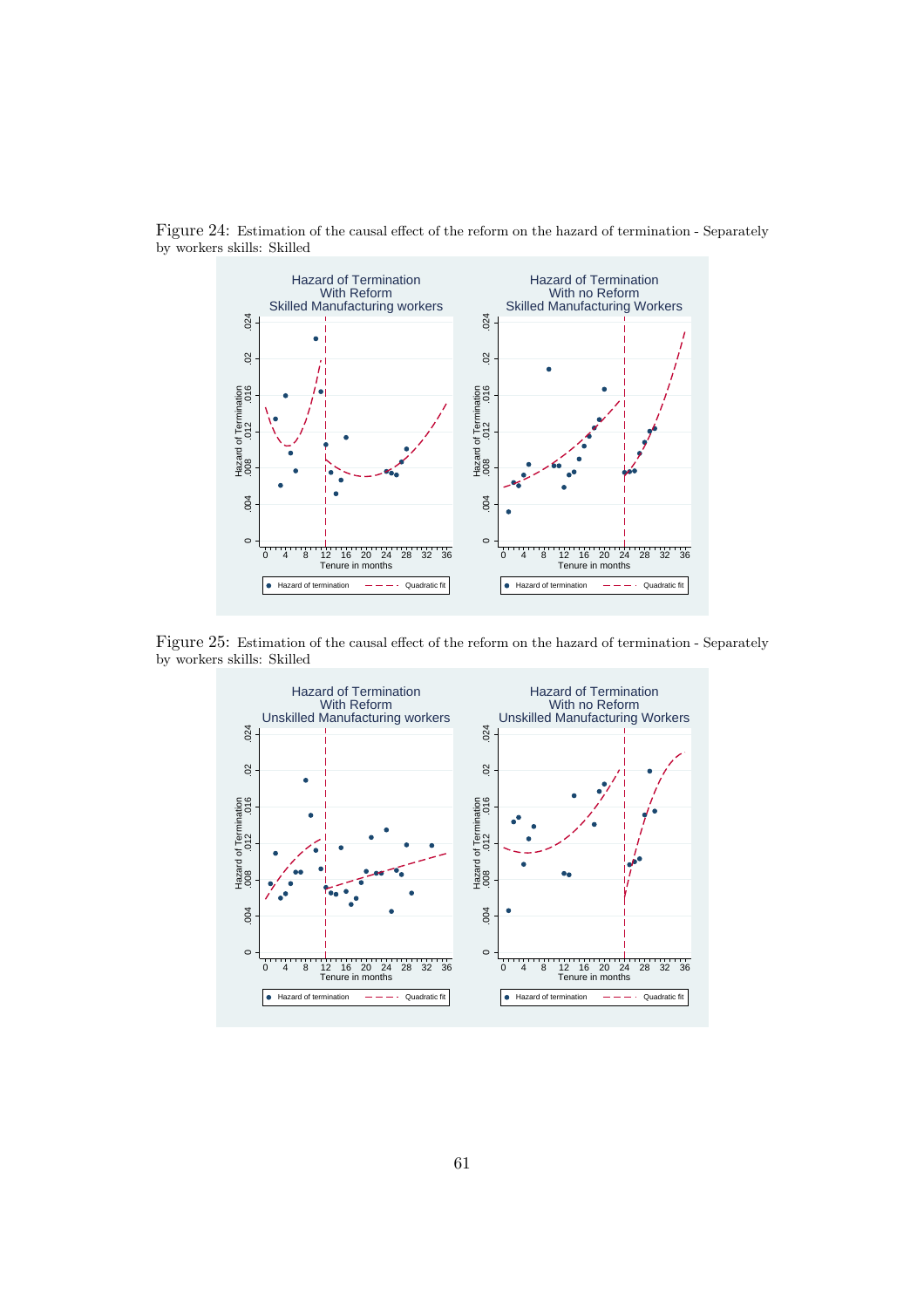Figure 24: Estimation of the causal effect of the reform on the hazard of termination - Separately by workers skills: Skilled

Figure 25: Estimation of the causal effect of the reform on the hazard of termination - Separately by workers skills: Skilled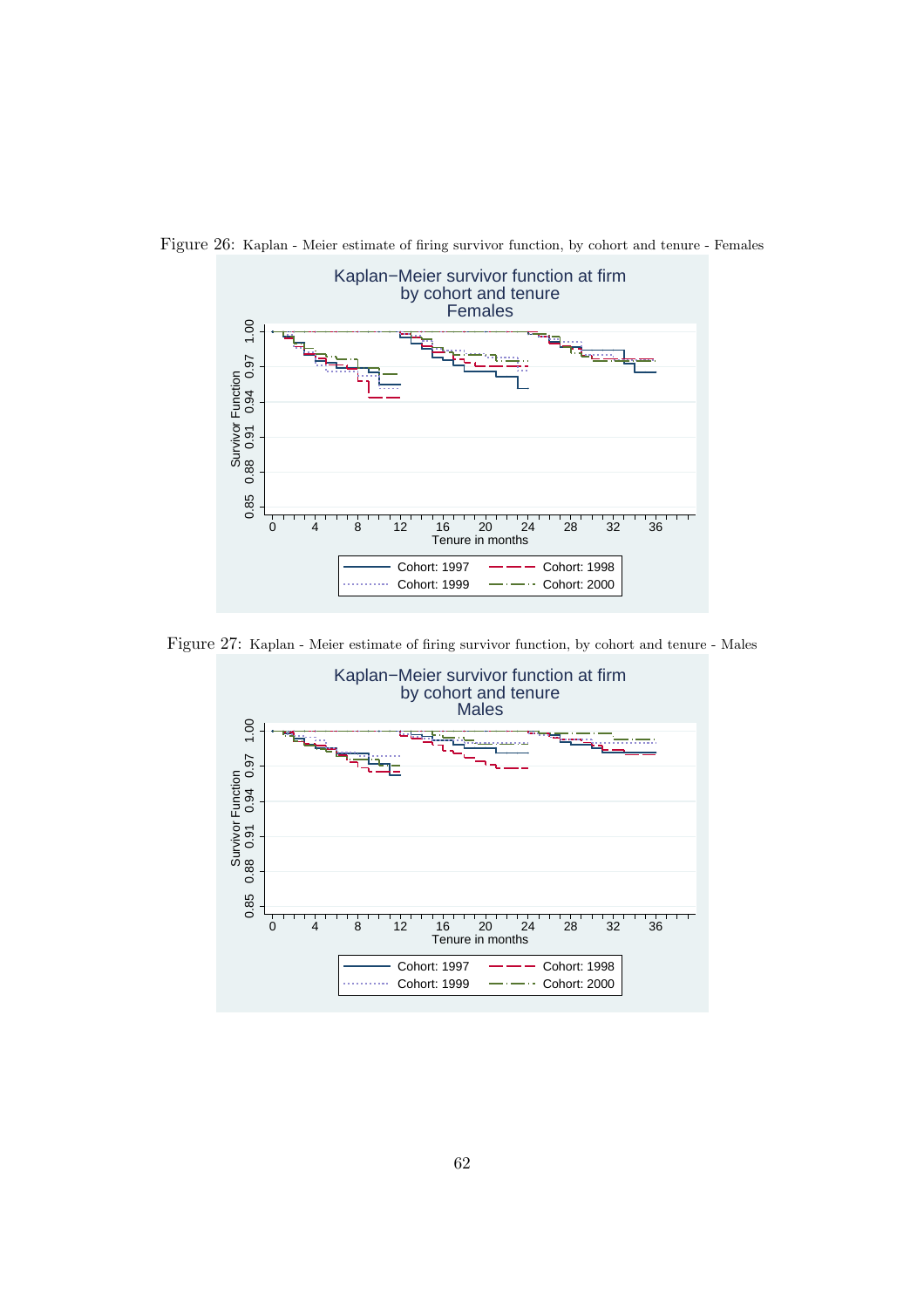Figure 26: Kaplan - Meier estimate of firing survivor function, by cohort and tenure - Females

Figure 27: Kaplan - Meier estimate of firing survivor function, by cohort and tenure - Males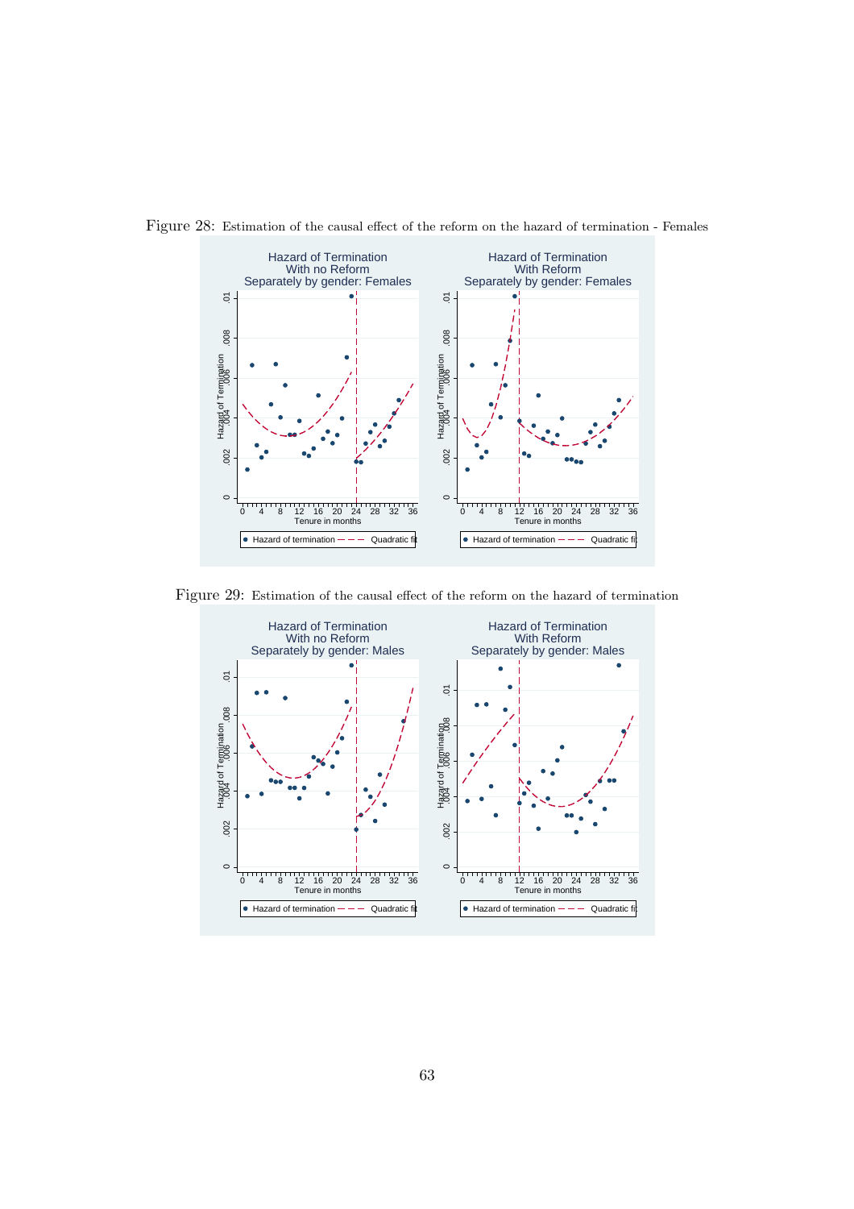Figure 28: Estimation of the causal effect of the reform on the hazard of termination - Females

Hazard of Termination
With no Reform
Separately by gender: Females

Hazard of Termination
0
.002
.004
.006
.008
.01

0 4 8 12 16 20 24 28 32 36
Tenure in months

Hazard of termination — — — Quadratic fit

Hazard of Termination
With Reform
Separately by gender: Females

Hazard of Termination
0
.002
.004
.006
.008
.01

0 4 8 12 16 20 24 28 32 36
Tenure in months

Hazard of termination — — — Quadratic fit

Figure 29: Estimation of the causal effect of the reform on the hazard of termination

Hazard of Termination
With no Reform
Separately by gender: Males

Hazard of Termination
0
.002
.004
.006
.008
.01

0 4 8 12 16 20 24 28 32 36
Tenure in months

Hazard of termination — — — Quadratic fit

Hazard of Termination
With Reform
Separately by gender: Males

Hazard of Termination
0
.002
.004
.006
.008
.01

0 4 8 12 16 20 24 28 32 36
Tenure in months

Hazard of termination — — — Quadratic fit